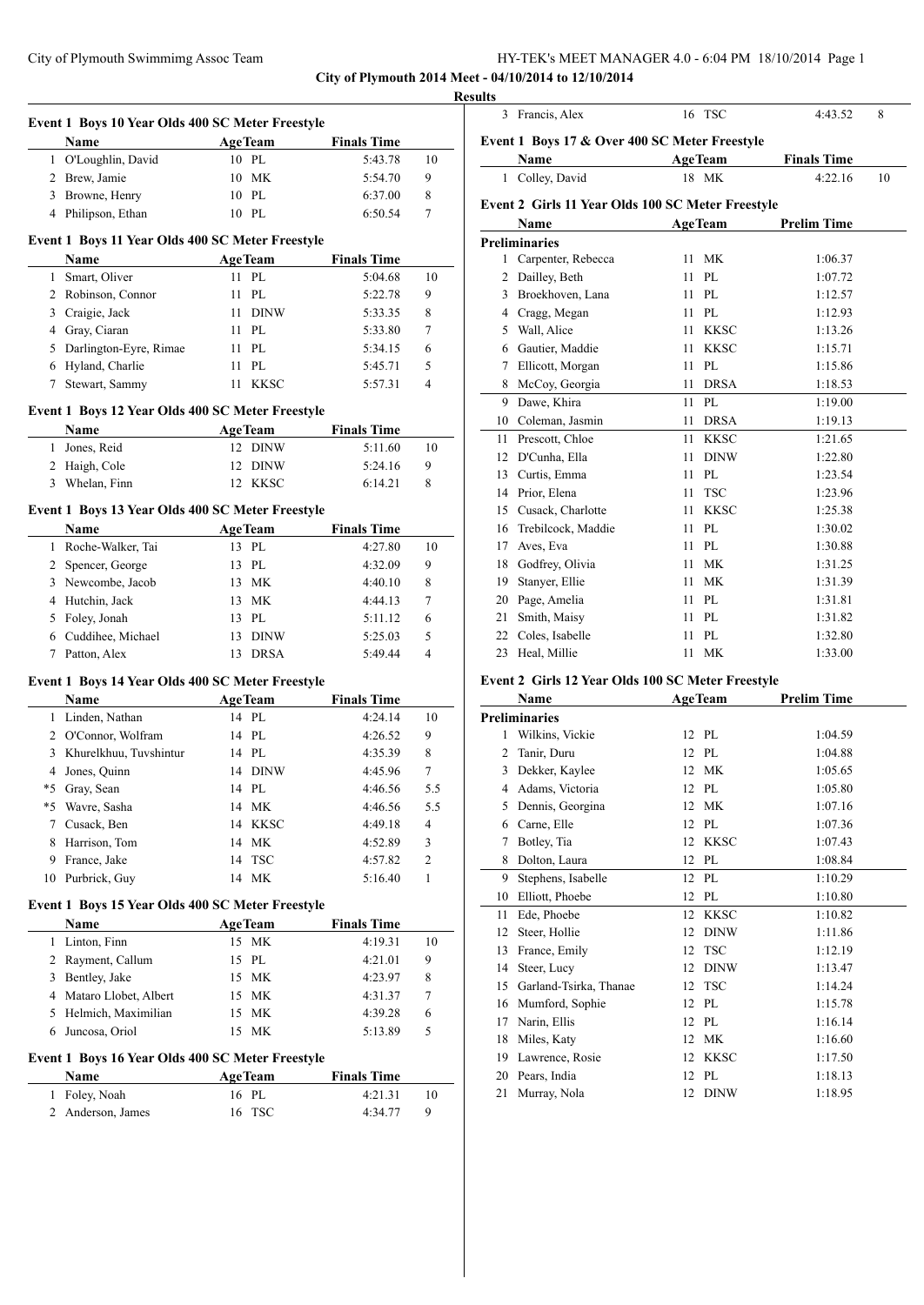**City of Plymouth 2014 Meet - 04/10/2014 to 12/10/2014**

**Results**

### Event 1 Boys 10 Year Olds 400 SC Meter Freestyle

| | Name | Age | Team | Finals Time | |
|---|---|---|---|---|---|
| 1 | O'Loughlin, David | 10 | PL | 5:43.78 | 10 |
| 2 | Brew, Jamie | 10 | MK | 5:54.70 | 9 |
| 3 | Browne, Henry | 10 | PL | 6:37.00 | 8 |
| 4 | Philipson, Ethan | 10 | PL | 6:50.54 | 7 |

### Event 1 Boys 11 Year Olds 400 SC Meter Freestyle

| | Name | Age | Team | Finals Time | |
|---|---|---|---|---|---|
| 1 | Smart, Oliver | 11 | PL | 5:04.68 | 10 |
| 2 | Robinson, Connor | 11 | PL | 5:22.78 | 9 |
| 3 | Craigie, Jack | 11 | DINW | 5:33.35 | 8 |
| 4 | Gray, Ciaran | 11 | PL | 5:33.80 | 7 |
| 5 | Darlington-Eyre, Rimae | 11 | PL | 5:34.15 | 6 |
| 6 | Hyland, Charlie | 11 | PL | 5:45.71 | 5 |
| 7 | Stewart, Sammy | 11 | KKSC | 5:57.31 | 4 |

### Event 1 Boys 12 Year Olds 400 SC Meter Freestyle

| | Name | Age | Team | Finals Time | |
|---|---|---|---|---|---|
| 1 | Jones, Reid | 12 | DINW | 5:11.60 | 10 |
| 2 | Haigh, Cole | 12 | DINW | 5:24.16 | 9 |
| 3 | Whelan, Finn | 12 | KKSC | 6:14.21 | 8 |

### Event 1 Boys 13 Year Olds 400 SC Meter Freestyle

| | Name | Age | Team | Finals Time | |
|---|---|---|---|---|---|
| 1 | Roche-Walker, Tai | 13 | PL | 4:27.80 | 10 |
| 2 | Spencer, George | 13 | PL | 4:32.09 | 9 |
| 3 | Newcombe, Jacob | 13 | MK | 4:40.10 | 8 |
| 4 | Hutchin, Jack | 13 | MK | 4:44.13 | 7 |
| 5 | Foley, Jonah | 13 | PL | 5:11.12 | 6 |
| 6 | Cuddihee, Michael | 13 | DINW | 5:25.03 | 5 |
| 7 | Patton, Alex | 13 | DRSA | 5:49.44 | 4 |

### Event 1 Boys 14 Year Olds 400 SC Meter Freestyle

| | Name | Age | Team | Finals Time | |
|---|---|---|---|---|---|
| 1 | Linden, Nathan | 14 | PL | 4:24.14 | 10 |
| 2 | O'Connor, Wolfram | 14 | PL | 4:26.52 | 9 |
| 3 | Khurelkhuu, Tuvshintur | 14 | PL | 4:35.39 | 8 |
| 4 | Jones, Quinn | 14 | DINW | 4:45.96 | 7 |
| *5 | Gray, Sean | 14 | PL | 4:46.56 | 5.5 |
| *5 | Wavre, Sasha | 14 | MK | 4:46.56 | 5.5 |
| 7 | Cusack, Ben | 14 | KKSC | 4:49.18 | 4 |
| 8 | Harrison, Tom | 14 | MK | 4:52.89 | 3 |
| 9 | France, Jake | 14 | TSC | 4:57.82 | 2 |
| 10 | Purbrick, Guy | 14 | MK | 5:16.40 | 1 |

### Event 1 Boys 15 Year Olds 400 SC Meter Freestyle

| | Name | Age | Team | Finals Time | |
|---|---|---|---|---|---|
| 1 | Linton, Finn | 15 | MK | 4:19.31 | 10 |
| 2 | Rayment, Callum | 15 | PL | 4:21.01 | 9 |
| 3 | Bentley, Jake | 15 | MK | 4:23.97 | 8 |
| 4 | Mataro Llobet, Albert | 15 | MK | 4:31.37 | 7 |
| 5 | Helmich, Maximilian | 15 | MK | 4:39.28 | 6 |
| 6 | Juncosa, Oriol | 15 | MK | 5:13.89 | 5 |

### Event 1 Boys 16 Year Olds 400 SC Meter Freestyle

| | Name | Age | Team | Finals Time | |
|---|---|---|---|---|---|
| 1 | Foley, Noah | 16 | PL | 4:21.31 | 10 |
| 2 | Anderson, James | 16 | TSC | 4:34.77 | 9 |
| 3 | Francis, Alex | 16 | TSC | 4:43.52 | 8 |

### Event 1 Boys 17 & Over 400 SC Meter Freestyle

| | Name | Age | Team | Finals Time | |
|---|---|---|---|---|---|
| 1 | Colley, David | 18 | MK | 4:22.16 | 10 |

### Event 2 Girls 11 Year Olds 100 SC Meter Freestyle

**Preliminaries**

| | Name | Age | Team | Prelim Time |
|---|---|---|---|---|
| 1 | Carpenter, Rebecca | 11 | MK | 1:06.37 |
| 2 | Dailley, Beth | 11 | PL | 1:07.72 |
| 3 | Broekhoven, Lana | 11 | PL | 1:12.57 |
| 4 | Cragg, Megan | 11 | PL | 1:12.93 |
| 5 | Wall, Alice | 11 | KKSC | 1:13.26 |
| 6 | Gautier, Maddie | 11 | KKSC | 1:15.71 |
| 7 | Ellicott, Morgan | 11 | PL | 1:15.86 |
| 8 | McCoy, Georgia | 11 | DRSA | 1:18.53 |
| 9 | Dawe, Khira | 11 | PL | 1:19.00 |
| 10 | Coleman, Jasmin | 11 | DRSA | 1:19.13 |
| 11 | Prescott, Chloe | 11 | KKSC | 1:21.65 |
| 12 | D'Cunha, Ella | 11 | DINW | 1:22.80 |
| 13 | Curtis, Emma | 11 | PL | 1:23.54 |
| 14 | Prior, Elena | 11 | TSC | 1:23.96 |
| 15 | Cusack, Charlotte | 11 | KKSC | 1:25.38 |
| 16 | Trebilcock, Maddie | 11 | PL | 1:30.02 |
| 17 | Aves, Eva | 11 | PL | 1:30.88 |
| 18 | Godfrey, Olivia | 11 | MK | 1:31.25 |
| 19 | Stanyer, Ellie | 11 | MK | 1:31.39 |
| 20 | Page, Amelia | 11 | PL | 1:31.81 |
| 21 | Smith, Maisy | 11 | PL | 1:31.82 |
| 22 | Coles, Isabelle | 11 | PL | 1:32.80 |
| 23 | Heal, Millie | 11 | MK | 1:33.00 |

### Event 2 Girls 12 Year Olds 100 SC Meter Freestyle

**Preliminaries**

| | Name | Age | Team | Prelim Time |
|---|---|---|---|---|
| 1 | Wilkins, Vickie | 12 | PL | 1:04.59 |
| 2 | Tanir, Duru | 12 | PL | 1:04.88 |
| 3 | Dekker, Kaylee | 12 | MK | 1:05.65 |
| 4 | Adams, Victoria | 12 | PL | 1:05.80 |
| 5 | Dennis, Georgina | 12 | MK | 1:07.16 |
| 6 | Carne, Elle | 12 | PL | 1:07.36 |
| 7 | Botley, Tia | 12 | KKSC | 1:07.43 |
| 8 | Dolton, Laura | 12 | PL | 1:08.84 |
| 9 | Stephens, Isabelle | 12 | PL | 1:10.29 |
| 10 | Elliott, Phoebe | 12 | PL | 1:10.80 |
| 11 | Ede, Phoebe | 12 | KKSC | 1:10.82 |
| 12 | Steer, Hollie | 12 | DINW | 1:11.86 |
| 13 | France, Emily | 12 | TSC | 1:12.19 |
| 14 | Steer, Lucy | 12 | DINW | 1:13.47 |
| 15 | Garland-Tsirka, Thanae | 12 | TSC | 1:14.24 |
| 16 | Mumford, Sophie | 12 | PL | 1:15.78 |
| 17 | Narin, Ellis | 12 | PL | 1:16.14 |
| 18 | Miles, Katy | 12 | MK | 1:16.60 |
| 19 | Lawrence, Rosie | 12 | KKSC | 1:17.50 |
| 20 | Pears, India | 12 | PL | 1:18.13 |
| 21 | Murray, Nola | 12 | DINW | 1:18.95 |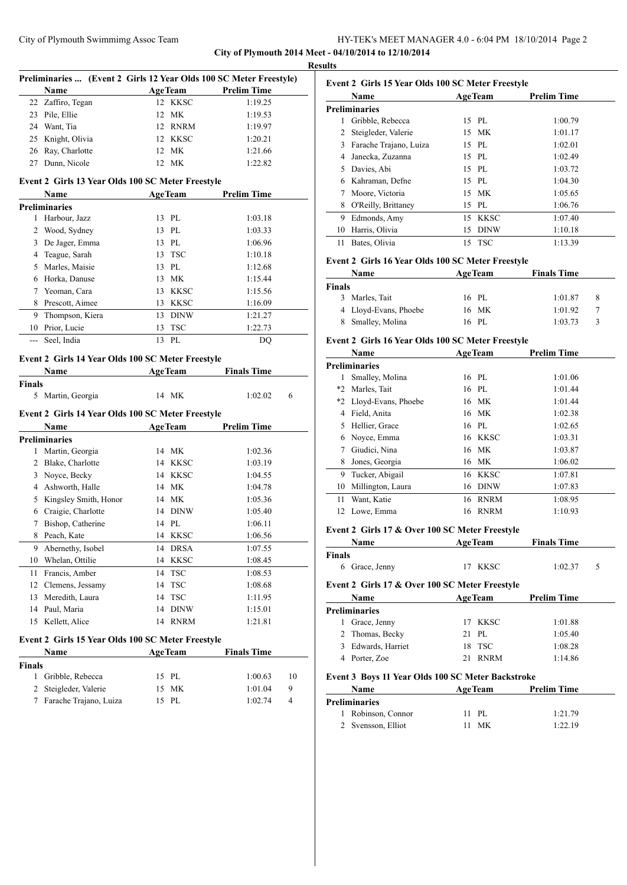City of Plymouth 2014 Meet - 04/10/2014 to 12/10/2014

**Results**

### Preliminaries ... (Event 2 Girls 12 Year Olds 100 SC Meter Freestyle)

| | Name | Age | Team | Prelim Time |
|---|---|---|---|---|
| 22 | Zaffiro, Tegan | 12 | KKSC | 1:19.25 |
| 23 | Pile, Ellie | 12 | MK | 1:19.53 |
| 24 | Want, Tia | 12 | RNRM | 1:19.97 |
| 25 | Knight, Olivia | 12 | KKSC | 1:20.21 |
| 26 | Ray, Charlotte | 12 | MK | 1:21.66 |
| 27 | Dunn, Nicole | 12 | MK | 1:22.82 |

### Event 2 Girls 13 Year Olds 100 SC Meter Freestyle

| | Name | Age | Team | Prelim Time |
|---|---|---|---|---|
| **Preliminaries** | | | | |
| 1 | Harbour, Jazz | 13 | PL | 1:03.18 |
| 2 | Wood, Sydney | 13 | PL | 1:03.33 |
| 3 | De Jager, Emma | 13 | PL | 1:06.96 |
| 4 | Teague, Sarah | 13 | TSC | 1:10.18 |
| 5 | Marles, Maisie | 13 | PL | 1:12.68 |
| 6 | Horka, Danuse | 13 | MK | 1:15.44 |
| 7 | Yeoman, Cara | 13 | KKSC | 1:15.56 |
| 8 | Prescott, Aimee | 13 | KKSC | 1:16.09 |
| 9 | Thompson, Kiera | 13 | DINW | 1:21.27 |
| 10 | Prior, Lucie | 13 | TSC | 1:22.73 |
| --- | Seel, India | 13 | PL | DQ |

### Event 2 Girls 14 Year Olds 100 SC Meter Freestyle

| | Name | Age | Team | Finals Time | |
|---|---|---|---|---|---|
| **Finals** | | | | | |
| 5 | Martin, Georgia | 14 | MK | 1:02.02 | 6 |

### Event 2 Girls 14 Year Olds 100 SC Meter Freestyle

| | Name | Age | Team | Prelim Time |
|---|---|---|---|---|
| **Preliminaries** | | | | |
| 1 | Martin, Georgia | 14 | MK | 1:02.36 |
| 2 | Blake, Charlotte | 14 | KKSC | 1:03.19 |
| 3 | Noyce, Becky | 14 | KKSC | 1:04.55 |
| 4 | Ashworth, Halle | 14 | MK | 1:04.78 |
| 5 | Kingsley Smith, Honor | 14 | MK | 1:05.36 |
| 6 | Craigie, Charlotte | 14 | DINW | 1:05.40 |
| 7 | Bishop, Catherine | 14 | PL | 1:06.11 |
| 8 | Peach, Kate | 14 | KKSC | 1:06.56 |
| 9 | Abernethy, Isobel | 14 | DRSA | 1:07.55 |
| 10 | Whelan, Ottilie | 14 | KKSC | 1:08.45 |
| 11 | Francis, Amber | 14 | TSC | 1:08.53 |
| 12 | Clemens, Jessamy | 14 | TSC | 1:08.68 |
| 13 | Meredith, Laura | 14 | TSC | 1:11.95 |
| 14 | Paul, Maria | 14 | DINW | 1:15.01 |
| 15 | Kellett, Alice | 14 | RNRM | 1:21.81 |

### Event 2 Girls 15 Year Olds 100 SC Meter Freestyle

| | Name | Age | Team | Finals Time | |
|---|---|---|---|---|---|
| **Finals** | | | | | |
| 1 | Gribble, Rebecca | 15 | PL | 1:00.63 | 10 |
| 2 | Steigleder, Valerie | 15 | MK | 1:01.04 | 9 |
| 7 | Farache Trajano, Luiza | 15 | PL | 1:02.74 | 4 |

### Event 2 Girls 15 Year Olds 100 SC Meter Freestyle

| | Name | Age | Team | Prelim Time |
|---|---|---|---|---|
| **Preliminaries** | | | | |
| 1 | Gribble, Rebecca | 15 | PL | 1:00.79 |
| 2 | Steigleder, Valerie | 15 | MK | 1:01.17 |
| 3 | Farache Trajano, Luiza | 15 | PL | 1:02.01 |
| 4 | Janecka, Zuzanna | 15 | PL | 1:02.49 |
| 5 | Davies, Abi | 15 | PL | 1:03.72 |
| 6 | Kahraman, Defne | 15 | PL | 1:04.30 |
| 7 | Moore, Victoria | 15 | MK | 1:05.65 |
| 8 | O'Reilly, Brittaney | 15 | PL | 1:06.76 |
| 9 | Edmonds, Amy | 15 | KKSC | 1:07.40 |
| 10 | Harris, Olivia | 15 | DINW | 1:10.18 |
| 11 | Bates, Olivia | 15 | TSC | 1:13.39 |

### Event 2 Girls 16 Year Olds 100 SC Meter Freestyle

| | Name | Age | Team | Finals Time | |
|---|---|---|---|---|---|
| **Finals** | | | | | |
| 3 | Marles, Tait | 16 | PL | 1:01.87 | 8 |
| 4 | Lloyd-Evans, Phoebe | 16 | MK | 1:01.92 | 7 |
| 8 | Smalley, Molina | 16 | PL | 1:03.73 | 3 |

### Event 2 Girls 16 Year Olds 100 SC Meter Freestyle

| | Name | Age | Team | Prelim Time |
|---|---|---|---|---|
| **Preliminaries** | | | | |
| 1 | Smalley, Molina | 16 | PL | 1:01.06 |
| *2 | Marles, Tait | 16 | PL | 1:01.44 |
| *2 | Lloyd-Evans, Phoebe | 16 | MK | 1:01.44 |
| 4 | Field, Anita | 16 | MK | 1:02.38 |
| 5 | Hellier, Grace | 16 | PL | 1:02.65 |
| 6 | Noyce, Emma | 16 | KKSC | 1:03.31 |
| 7 | Giudici, Nina | 16 | MK | 1:03.87 |
| 8 | Jones, Georgia | 16 | MK | 1:06.02 |
| 9 | Tucker, Abigail | 16 | KKSC | 1:07.81 |
| 10 | Millington, Laura | 16 | DINW | 1:07.83 |
| 11 | Want, Katie | 16 | RNRM | 1:08.95 |
| 12 | Lowe, Emma | 16 | RNRM | 1:10.93 |

### Event 2 Girls 17 & Over 100 SC Meter Freestyle

| | Name | Age | Team | Finals Time | |
|---|---|---|---|---|---|
| **Finals** | | | | | |
| 6 | Grace, Jenny | 17 | KKSC | 1:02.37 | 5 |

### Event 2 Girls 17 & Over 100 SC Meter Freestyle

| | Name | Age | Team | Prelim Time |
|---|---|---|---|---|
| **Preliminaries** | | | | |
| 1 | Grace, Jenny | 17 | KKSC | 1:01.88 |
| 2 | Thomas, Becky | 21 | PL | 1:05.40 |
| 3 | Edwards, Harriet | 18 | TSC | 1:08.28 |
| 4 | Porter, Zoe | 21 | RNRM | 1:14.86 |

### Event 3 Boys 11 Year Olds 100 SC Meter Backstroke

| | Name | Age | Team | Prelim Time |
|---|---|---|---|---|
| **Preliminaries** | | | | |
| 1 | Robinson, Connor | 11 | PL | 1:21.79 |
| 2 | Svensson, Elliot | 11 | MK | 1:22.19 |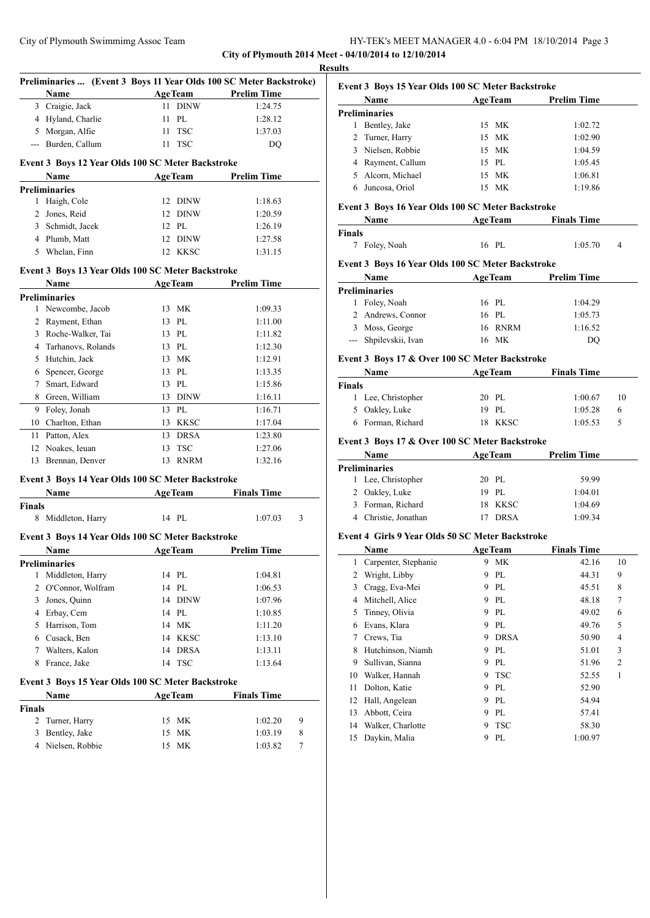**City of Plymouth 2014 Meet - 04/10/2014 to 12/10/2014**

**Results**

### Preliminaries ... (Event 3 Boys 11 Year Olds 100 SC Meter Backstroke)

| | Name | Age | Team | Prelim Time |
|---|---|---|---|---|
| 3 | Craigie, Jack | 11 | DINW | 1:24.75 |
| 4 | Hyland, Charlie | 11 | PL | 1:28.12 |
| 5 | Morgan, Alfie | 11 | TSC | 1:37.03 |
| --- | Burden, Callum | 11 | TSC | DQ |

### Event 3 Boys 12 Year Olds 100 SC Meter Backstroke

| | Name | Age | Team | Prelim Time |
|---|---|---|---|---|
| **Preliminaries** | | | | |
| 1 | Haigh, Cole | 12 | DINW | 1:18.63 |
| 2 | Jones, Reid | 12 | DINW | 1:20.59 |
| 3 | Schmidt, Jacek | 12 | PL | 1:26.19 |
| 4 | Plumb, Matt | 12 | DINW | 1:27.58 |
| 5 | Whelan, Finn | 12 | KKSC | 1:31.15 |

### Event 3 Boys 13 Year Olds 100 SC Meter Backstroke

| | Name | Age | Team | Prelim Time |
|---|---|---|---|---|
| **Preliminaries** | | | | |
| 1 | Newcombe, Jacob | 13 | MK | 1:09.33 |
| 2 | Rayment, Ethan | 13 | PL | 1:11.00 |
| 3 | Roche-Walker, Tai | 13 | PL | 1:11.82 |
| 4 | Tarhanovs, Rolands | 13 | PL | 1:12.30 |
| 5 | Hutchin, Jack | 13 | MK | 1:12.91 |
| 6 | Spencer, George | 13 | PL | 1:13.35 |
| 7 | Smart, Edward | 13 | PL | 1:15.86 |
| 8 | Green, William | 13 | DINW | 1:16.11 |
| 9 | Foley, Jonah | 13 | PL | 1:16.71 |
| 10 | Charlton, Ethan | 13 | KKSC | 1:17.04 |
| 11 | Patton, Alex | 13 | DRSA | 1:23.80 |
| 12 | Noakes, Ieuan | 13 | TSC | 1:27.06 |
| 13 | Brennan, Denver | 13 | RNRM | 1:32.16 |

### Event 3 Boys 14 Year Olds 100 SC Meter Backstroke

| | Name | Age | Team | Finals Time | |
|---|---|---|---|---|---|
| **Finals** | | | | | |
| 8 | Middleton, Harry | 14 | PL | 1:07.03 | 3 |

### Event 3 Boys 14 Year Olds 100 SC Meter Backstroke

| | Name | Age | Team | Prelim Time |
|---|---|---|---|---|
| **Preliminaries** | | | | |
| 1 | Middleton, Harry | 14 | PL | 1:04.81 |
| 2 | O'Connor, Wolfram | 14 | PL | 1:06.53 |
| 3 | Jones, Quinn | 14 | DINW | 1:07.96 |
| 4 | Erbay, Cem | 14 | PL | 1:10.85 |
| 5 | Harrison, Tom | 14 | MK | 1:11.20 |
| 6 | Cusack, Ben | 14 | KKSC | 1:13.10 |
| 7 | Walters, Kalon | 14 | DRSA | 1:13.11 |
| 8 | France, Jake | 14 | TSC | 1:13.64 |

### Event 3 Boys 15 Year Olds 100 SC Meter Backstroke

| | Name | Age | Team | Finals Time | |
|---|---|---|---|---|---|
| **Finals** | | | | | |
| 2 | Turner, Harry | 15 | MK | 1:02.20 | 9 |
| 3 | Bentley, Jake | 15 | MK | 1:03.19 | 8 |
| 4 | Nielsen, Robbie | 15 | MK | 1:03.82 | 7 |

### Event 3 Boys 15 Year Olds 100 SC Meter Backstroke

| | Name | Age | Team | Prelim Time |
|---|---|---|---|---|
| **Preliminaries** | | | | |
| 1 | Bentley, Jake | 15 | MK | 1:02.72 |
| 2 | Turner, Harry | 15 | MK | 1:02.90 |
| 3 | Nielsen, Robbie | 15 | MK | 1:04.59 |
| 4 | Rayment, Callum | 15 | PL | 1:05.45 |
| 5 | Alcorn, Michael | 15 | MK | 1:06.81 |
| 6 | Juncosa, Oriol | 15 | MK | 1:19.86 |

### Event 3 Boys 16 Year Olds 100 SC Meter Backstroke

| | Name | Age | Team | Finals Time | |
|---|---|---|---|---|---|
| **Finals** | | | | | |
| 7 | Foley, Noah | 16 | PL | 1:05.70 | 4 |

### Event 3 Boys 16 Year Olds 100 SC Meter Backstroke

| | Name | Age | Team | Prelim Time |
|---|---|---|---|---|
| **Preliminaries** | | | | |
| 1 | Foley, Noah | 16 | PL | 1:04.29 |
| 2 | Andrews, Connor | 16 | PL | 1:05.73 |
| 3 | Moss, George | 16 | RNRM | 1:16.52 |
| --- | Shpilevskii, Ivan | 16 | MK | DQ |

### Event 3 Boys 17 & Over 100 SC Meter Backstroke

| | Name | Age | Team | Finals Time | |
|---|---|---|---|---|---|
| **Finals** | | | | | |
| 1 | Lee, Christopher | 20 | PL | 1:00.67 | 10 |
| 5 | Oakley, Luke | 19 | PL | 1:05.28 | 6 |
| 6 | Forman, Richard | 18 | KKSC | 1:05.53 | 5 |

### Event 3 Boys 17 & Over 100 SC Meter Backstroke

| | Name | Age | Team | Prelim Time |
|---|---|---|---|---|
| **Preliminaries** | | | | |
| 1 | Lee, Christopher | 20 | PL | 59.99 |
| 2 | Oakley, Luke | 19 | PL | 1:04.01 |
| 3 | Forman, Richard | 18 | KKSC | 1:04.69 |
| 4 | Christie, Jonathan | 17 | DRSA | 1:09.34 |

### Event 4 Girls 9 Year Olds 50 SC Meter Backstroke

| | Name | Age | Team | Finals Time | |
|---|---|---|---|---|---|
| 1 | Carpenter, Stephanie | 9 | MK | 42.16 | 10 |
| 2 | Wright, Libby | 9 | PL | 44.31 | 9 |
| 3 | Cragg, Eva-Mei | 9 | PL | 45.51 | 8 |
| 4 | Mitchell, Alice | 9 | PL | 48.18 | 7 |
| 5 | Tinney, Olivia | 9 | PL | 49.02 | 6 |
| 6 | Evans, Klara | 9 | PL | 49.76 | 5 |
| 7 | Crews, Tia | 9 | DRSA | 50.90 | 4 |
| 8 | Hutchinson, Niamh | 9 | PL | 51.01 | 3 |
| 9 | Sullivan, Sianna | 9 | PL | 51.96 | 2 |
| 10 | Walker, Hannah | 9 | TSC | 52.55 | 1 |
| 11 | Dolton, Katie | 9 | PL | 52.90 | |
| 12 | Hall, Angelean | 9 | PL | 54.94 | |
| 13 | Abbott, Ceira | 9 | PL | 57.41 | |
| 14 | Walker, Charlotte | 9 | TSC | 58.30 | |
| 15 | Daykin, Malia | 9 | PL | 1:00.97 | |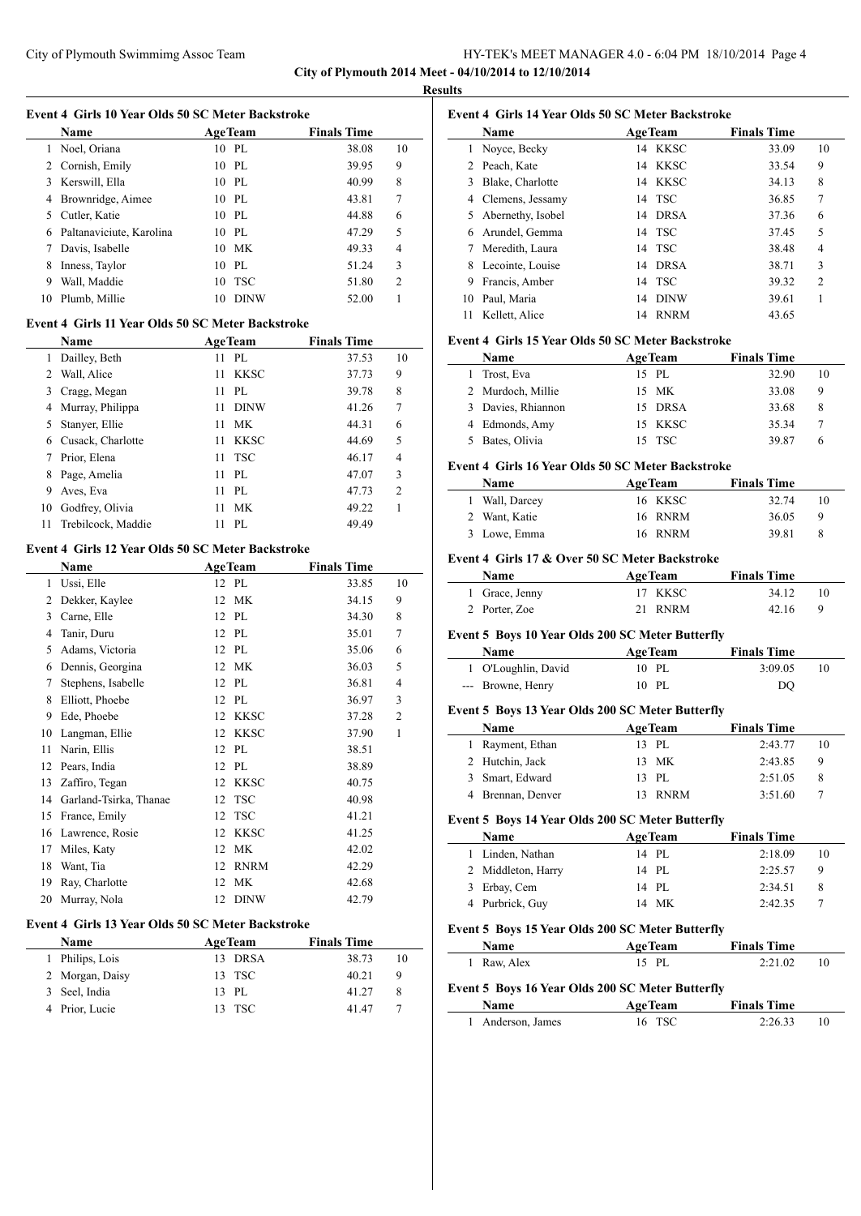## Results

### Event 4 Girls 10 Year Olds 50 SC Meter Backstroke

| | Name | Age | Team | Finals Time | |
|---|---|---|---|---|---|
| 1 | Noel, Oriana | 10 | PL | 38.08 | 10 |
| 2 | Cornish, Emily | 10 | PL | 39.95 | 9 |
| 3 | Kerswill, Ella | 10 | PL | 40.99 | 8 |
| 4 | Brownridge, Aimee | 10 | PL | 43.81 | 7 |
| 5 | Cutler, Katie | 10 | PL | 44.88 | 6 |
| 6 | Paltanaviciute, Karolina | 10 | PL | 47.29 | 5 |
| 7 | Davis, Isabelle | 10 | MK | 49.33 | 4 |
| 8 | Inness, Taylor | 10 | PL | 51.24 | 3 |
| 9 | Wall, Maddie | 10 | TSC | 51.80 | 2 |
| 10 | Plumb, Millie | 10 | DINW | 52.00 | 1 |

### Event 4 Girls 11 Year Olds 50 SC Meter Backstroke

| | Name | Age | Team | Finals Time | |
|---|---|---|---|---|---|
| 1 | Dailley, Beth | 11 | PL | 37.53 | 10 |
| 2 | Wall, Alice | 11 | KKSC | 37.73 | 9 |
| 3 | Cragg, Megan | 11 | PL | 39.78 | 8 |
| 4 | Murray, Philippa | 11 | DINW | 41.26 | 7 |
| 5 | Stanyer, Ellie | 11 | MK | 44.31 | 6 |
| 6 | Cusack, Charlotte | 11 | KKSC | 44.69 | 5 |
| 7 | Prior, Elena | 11 | TSC | 46.17 | 4 |
| 8 | Page, Amelia | 11 | PL | 47.07 | 3 |
| 9 | Aves, Eva | 11 | PL | 47.73 | 2 |
| 10 | Godfrey, Olivia | 11 | MK | 49.22 | 1 |
| 11 | Trebilcock, Maddie | 11 | PL | 49.49 | |

### Event 4 Girls 12 Year Olds 50 SC Meter Backstroke

| | Name | Age | Team | Finals Time | |
|---|---|---|---|---|---|
| 1 | Ussi, Elle | 12 | PL | 33.85 | 10 |
| 2 | Dekker, Kaylee | 12 | MK | 34.15 | 9 |
| 3 | Carne, Elle | 12 | PL | 34.30 | 8 |
| 4 | Tanir, Duru | 12 | PL | 35.01 | 7 |
| 5 | Adams, Victoria | 12 | PL | 35.06 | 6 |
| 6 | Dennis, Georgina | 12 | MK | 36.03 | 5 |
| 7 | Stephens, Isabelle | 12 | PL | 36.81 | 4 |
| 8 | Elliott, Phoebe | 12 | PL | 36.97 | 3 |
| 9 | Ede, Phoebe | 12 | KKSC | 37.28 | 2 |
| 10 | Langman, Ellie | 12 | KKSC | 37.90 | 1 |
| 11 | Narin, Ellis | 12 | PL | 38.51 | |
| 12 | Pears, India | 12 | PL | 38.89 | |
| 13 | Zaffiro, Tegan | 12 | KKSC | 40.75 | |
| 14 | Garland-Tsirka, Thanae | 12 | TSC | 40.98 | |
| 15 | France, Emily | 12 | TSC | 41.21 | |
| 16 | Lawrence, Rosie | 12 | KKSC | 41.25 | |
| 17 | Miles, Katy | 12 | MK | 42.02 | |
| 18 | Want, Tia | 12 | RNRM | 42.29 | |
| 19 | Ray, Charlotte | 12 | MK | 42.68 | |
| 20 | Murray, Nola | 12 | DINW | 42.79 | |

### Event 4 Girls 13 Year Olds 50 SC Meter Backstroke

| | Name | Age | Team | Finals Time | |
|---|---|---|---|---|---|
| 1 | Philips, Lois | 13 | DRSA | 38.73 | 10 |
| 2 | Morgan, Daisy | 13 | TSC | 40.21 | 9 |
| 3 | Seel, India | 13 | PL | 41.27 | 8 |
| 4 | Prior, Lucie | 13 | TSC | 41.47 | 7 |

### Event 4 Girls 14 Year Olds 50 SC Meter Backstroke

| | Name | Age | Team | Finals Time | |
|---|---|---|---|---|---|
| 1 | Noyce, Becky | 14 | KKSC | 33.09 | 10 |
| 2 | Peach, Kate | 14 | KKSC | 33.54 | 9 |
| 3 | Blake, Charlotte | 14 | KKSC | 34.13 | 8 |
| 4 | Clemens, Jessamy | 14 | TSC | 36.85 | 7 |
| 5 | Abernethy, Isobel | 14 | DRSA | 37.36 | 6 |
| 6 | Arundel, Gemma | 14 | TSC | 37.45 | 5 |
| 7 | Meredith, Laura | 14 | TSC | 38.48 | 4 |
| 8 | Lecointe, Louise | 14 | DRSA | 38.71 | 3 |
| 9 | Francis, Amber | 14 | TSC | 39.32 | 2 |
| 10 | Paul, Maria | 14 | DINW | 39.61 | 1 |
| 11 | Kellett, Alice | 14 | RNRM | 43.65 | |

### Event 4 Girls 15 Year Olds 50 SC Meter Backstroke

| | Name | Age | Team | Finals Time | |
|---|---|---|---|---|---|
| 1 | Trost, Eva | 15 | PL | 32.90 | 10 |
| 2 | Murdoch, Millie | 15 | MK | 33.08 | 9 |
| 3 | Davies, Rhiannon | 15 | DRSA | 33.68 | 8 |
| 4 | Edmonds, Amy | 15 | KKSC | 35.34 | 7 |
| 5 | Bates, Olivia | 15 | TSC | 39.87 | 6 |

### Event 4 Girls 16 Year Olds 50 SC Meter Backstroke

| | Name | Age | Team | Finals Time | |
|---|---|---|---|---|---|
| 1 | Wall, Darcey | 16 | KKSC | 32.74 | 10 |
| 2 | Want, Katie | 16 | RNRM | 36.05 | 9 |
| 3 | Lowe, Emma | 16 | RNRM | 39.81 | 8 |

### Event 4 Girls 17 & Over 50 SC Meter Backstroke

| | Name | Age | Team | Finals Time | |
|---|---|---|---|---|---|
| 1 | Grace, Jenny | 17 | KKSC | 34.12 | 10 |
| 2 | Porter, Zoe | 21 | RNRM | 42.16 | 9 |

### Event 5 Boys 10 Year Olds 200 SC Meter Butterfly

| | Name | Age | Team | Finals Time | |
|---|---|---|---|---|---|
| 1 | O'Loughlin, David | 10 | PL | 3:09.05 | 10 |
| --- | Browne, Henry | 10 | PL | DQ | |

### Event 5 Boys 13 Year Olds 200 SC Meter Butterfly

| | Name | Age | Team | Finals Time | |
|---|---|---|---|---|---|
| 1 | Rayment, Ethan | 13 | PL | 2:43.77 | 10 |
| 2 | Hutchin, Jack | 13 | MK | 2:43.85 | 9 |
| 3 | Smart, Edward | 13 | PL | 2:51.05 | 8 |
| 4 | Brennan, Denver | 13 | RNRM | 3:51.60 | 7 |

### Event 5 Boys 14 Year Olds 200 SC Meter Butterfly

| | Name | Age | Team | Finals Time | |
|---|---|---|---|---|---|
| 1 | Linden, Nathan | 14 | PL | 2:18.09 | 10 |
| 2 | Middleton, Harry | 14 | PL | 2:25.57 | 9 |
| 3 | Erbay, Cem | 14 | PL | 2:34.51 | 8 |
| 4 | Purbrick, Guy | 14 | MK | 2:42.35 | 7 |

### Event 5 Boys 15 Year Olds 200 SC Meter Butterfly

| | Name | Age | Team | Finals Time | |
|---|---|---|---|---|---|
| 1 | Raw, Alex | 15 | PL | 2:21.02 | 10 |

### Event 5 Boys 16 Year Olds 200 SC Meter Butterfly

| | Name | Age | Team | Finals Time | |
|---|---|---|---|---|---|
| 1 | Anderson, James | 16 | TSC | 2:26.33 | 10 |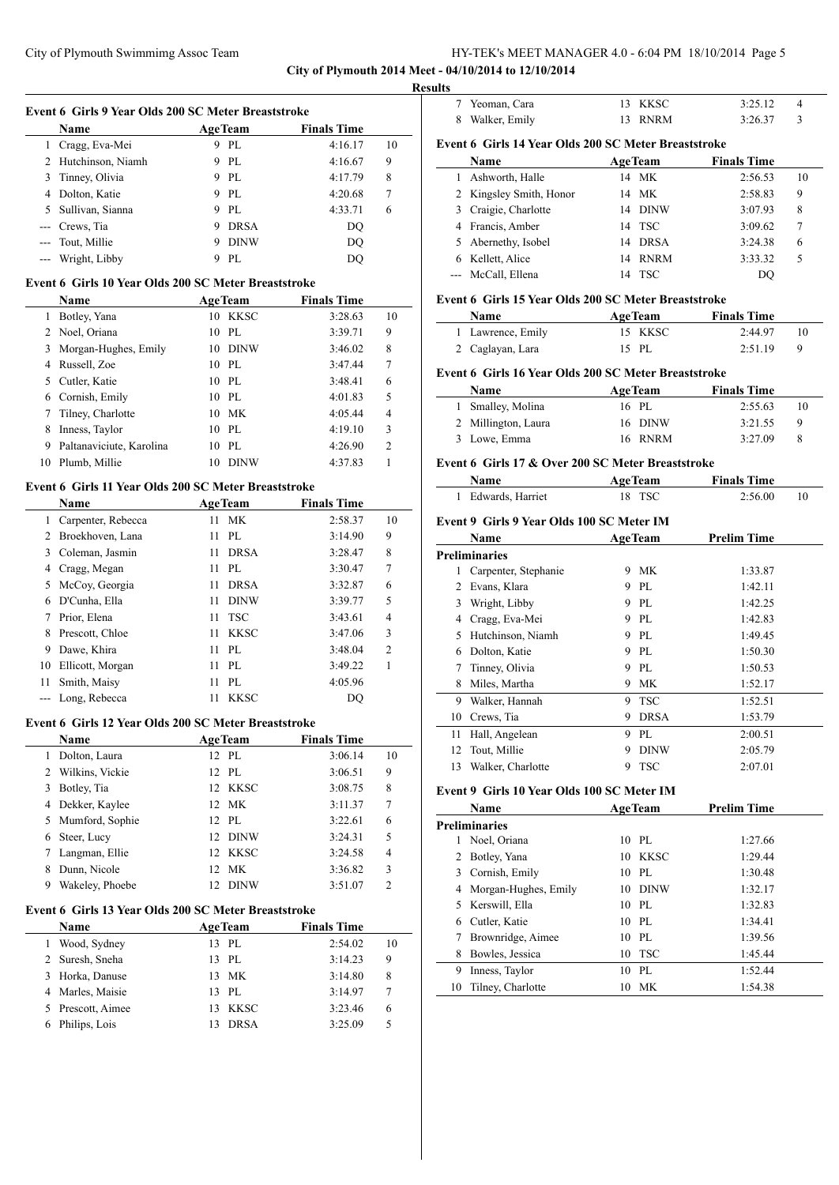City of Plymouth 2014 Meet - 04/10/2014 to 12/10/2014

**Results**

### Event 6 Girls 9 Year Olds 200 SC Meter Breaststroke

| | Name | Age | Team | Finals Time | |
|---|---|---|---|---|---|
| 1 | Cragg, Eva-Mei | 9 | PL | 4:16.17 | 10 |
| 2 | Hutchinson, Niamh | 9 | PL | 4:16.67 | 9 |
| 3 | Tinney, Olivia | 9 | PL | 4:17.79 | 8 |
| 4 | Dolton, Katie | 9 | PL | 4:20.68 | 7 |
| 5 | Sullivan, Sianna | 9 | PL | 4:33.71 | 6 |
| --- | Crews, Tia | 9 | DRSA | DQ | |
| --- | Tout, Millie | 9 | DINW | DQ | |
| --- | Wright, Libby | 9 | PL | DQ | |

### Event 6 Girls 10 Year Olds 200 SC Meter Breaststroke

| | Name | Age | Team | Finals Time | |
|---|---|---|---|---|---|
| 1 | Botley, Yana | 10 | KKSC | 3:28.63 | 10 |
| 2 | Noel, Oriana | 10 | PL | 3:39.71 | 9 |
| 3 | Morgan-Hughes, Emily | 10 | DINW | 3:46.02 | 8 |
| 4 | Russell, Zoe | 10 | PL | 3:47.44 | 7 |
| 5 | Cutler, Katie | 10 | PL | 3:48.41 | 6 |
| 6 | Cornish, Emily | 10 | PL | 4:01.83 | 5 |
| 7 | Tilney, Charlotte | 10 | MK | 4:05.44 | 4 |
| 8 | Inness, Taylor | 10 | PL | 4:19.10 | 3 |
| 9 | Paltanaviciute, Karolina | 10 | PL | 4:26.90 | 2 |
| 10 | Plumb, Millie | 10 | DINW | 4:37.83 | 1 |

### Event 6 Girls 11 Year Olds 200 SC Meter Breaststroke

| | Name | Age | Team | Finals Time | |
|---|---|---|---|---|---|
| 1 | Carpenter, Rebecca | 11 | MK | 2:58.37 | 10 |
| 2 | Broekhoven, Lana | 11 | PL | 3:14.90 | 9 |
| 3 | Coleman, Jasmin | 11 | DRSA | 3:28.47 | 8 |
| 4 | Cragg, Megan | 11 | PL | 3:30.47 | 7 |
| 5 | McCoy, Georgia | 11 | DRSA | 3:32.87 | 6 |
| 6 | D'Cunha, Ella | 11 | DINW | 3:39.77 | 5 |
| 7 | Prior, Elena | 11 | TSC | 3:43.61 | 4 |
| 8 | Prescott, Chloe | 11 | KKSC | 3:47.06 | 3 |
| 9 | Dawe, Khira | 11 | PL | 3:48.04 | 2 |
| 10 | Ellicott, Morgan | 11 | PL | 3:49.22 | 1 |
| 11 | Smith, Maisy | 11 | PL | 4:05.96 | |
| --- | Long, Rebecca | 11 | KKSC | DQ | |

### Event 6 Girls 12 Year Olds 200 SC Meter Breaststroke

| | Name | Age | Team | Finals Time | |
|---|---|---|---|---|---|
| 1 | Dolton, Laura | 12 | PL | 3:06.14 | 10 |
| 2 | Wilkins, Vickie | 12 | PL | 3:06.51 | 9 |
| 3 | Botley, Tia | 12 | KKSC | 3:08.75 | 8 |
| 4 | Dekker, Kaylee | 12 | MK | 3:11.37 | 7 |
| 5 | Mumford, Sophie | 12 | PL | 3:22.61 | 6 |
| 6 | Steer, Lucy | 12 | DINW | 3:24.31 | 5 |
| 7 | Langman, Ellie | 12 | KKSC | 3:24.58 | 4 |
| 8 | Dunn, Nicole | 12 | MK | 3:36.82 | 3 |
| 9 | Wakeley, Phoebe | 12 | DINW | 3:51.07 | 2 |

### Event 6 Girls 13 Year Olds 200 SC Meter Breaststroke

| | Name | Age | Team | Finals Time | |
|---|---|---|---|---|---|
| 1 | Wood, Sydney | 13 | PL | 2:54.02 | 10 |
| 2 | Suresh, Sneha | 13 | PL | 3:14.23 | 9 |
| 3 | Horka, Danuse | 13 | MK | 3:14.80 | 8 |
| 4 | Marles, Maisie | 13 | PL | 3:14.97 | 7 |
| 5 | Prescott, Aimee | 13 | KKSC | 3:23.46 | 6 |
| 6 | Philips, Lois | 13 | DRSA | 3:25.09 | 5 |
| 7 | Yeoman, Cara | 13 | KKSC | 3:25.12 | 4 |
| 8 | Walker, Emily | 13 | RNRM | 3:26.37 | 3 |

### Event 6 Girls 14 Year Olds 200 SC Meter Breaststroke

| | Name | Age | Team | Finals Time | |
|---|---|---|---|---|---|
| 1 | Ashworth, Halle | 14 | MK | 2:56.53 | 10 |
| 2 | Kingsley Smith, Honor | 14 | MK | 2:58.83 | 9 |
| 3 | Craigie, Charlotte | 14 | DINW | 3:07.93 | 8 |
| 4 | Francis, Amber | 14 | TSC | 3:09.62 | 7 |
| 5 | Abernethy, Isobel | 14 | DRSA | 3:24.38 | 6 |
| 6 | Kellett, Alice | 14 | RNRM | 3:33.32 | 5 |
| --- | McCall, Ellena | 14 | TSC | DQ | |

### Event 6 Girls 15 Year Olds 200 SC Meter Breaststroke

| | Name | Age | Team | Finals Time | |
|---|---|---|---|---|---|
| 1 | Lawrence, Emily | 15 | KKSC | 2:44.97 | 10 |
| 2 | Caglayan, Lara | 15 | PL | 2:51.19 | 9 |

### Event 6 Girls 16 Year Olds 200 SC Meter Breaststroke

| | Name | Age | Team | Finals Time | |
|---|---|---|---|---|---|
| 1 | Smalley, Molina | 16 | PL | 2:55.63 | 10 |
| 2 | Millington, Laura | 16 | DINW | 3:21.55 | 9 |
| 3 | Lowe, Emma | 16 | RNRM | 3:27.09 | 8 |

### Event 6 Girls 17 & Over 200 SC Meter Breaststroke

| | Name | Age | Team | Finals Time | |
|---|---|---|---|---|---|
| 1 | Edwards, Harriet | 18 | TSC | 2:56.00 | 10 |

### Event 9 Girls 9 Year Olds 100 SC Meter IM

| | Name | Age | Team | Prelim Time |
|---|---|---|---|---|
| **Preliminaries** | | | | |
| 1 | Carpenter, Stephanie | 9 | MK | 1:33.87 |
| 2 | Evans, Klara | 9 | PL | 1:42.11 |
| 3 | Wright, Libby | 9 | PL | 1:42.25 |
| 4 | Cragg, Eva-Mei | 9 | PL | 1:42.83 |
| 5 | Hutchinson, Niamh | 9 | PL | 1:49.45 |
| 6 | Dolton, Katie | 9 | PL | 1:50.30 |
| 7 | Tinney, Olivia | 9 | PL | 1:50.53 |
| 8 | Miles, Martha | 9 | MK | 1:52.17 |
| 9 | Walker, Hannah | 9 | TSC | 1:52.51 |
| 10 | Crews, Tia | 9 | DRSA | 1:53.79 |
| 11 | Hall, Angelean | 9 | PL | 2:00.51 |
| 12 | Tout, Millie | 9 | DINW | 2:05.79 |
| 13 | Walker, Charlotte | 9 | TSC | 2:07.01 |

### Event 9 Girls 10 Year Olds 100 SC Meter IM

| | Name | Age | Team | Prelim Time |
|---|---|---|---|---|
| **Preliminaries** | | | | |
| 1 | Noel, Oriana | 10 | PL | 1:27.66 |
| 2 | Botley, Yana | 10 | KKSC | 1:29.44 |
| 3 | Cornish, Emily | 10 | PL | 1:30.48 |
| 4 | Morgan-Hughes, Emily | 10 | DINW | 1:32.17 |
| 5 | Kerswill, Ella | 10 | PL | 1:32.83 |
| 6 | Cutler, Katie | 10 | PL | 1:34.41 |
| 7 | Brownridge, Aimee | 10 | PL | 1:39.56 |
| 8 | Bowles, Jessica | 10 | TSC | 1:45.44 |
| 9 | Inness, Taylor | 10 | PL | 1:52.44 |
| 10 | Tilney, Charlotte | 10 | MK | 1:54.38 |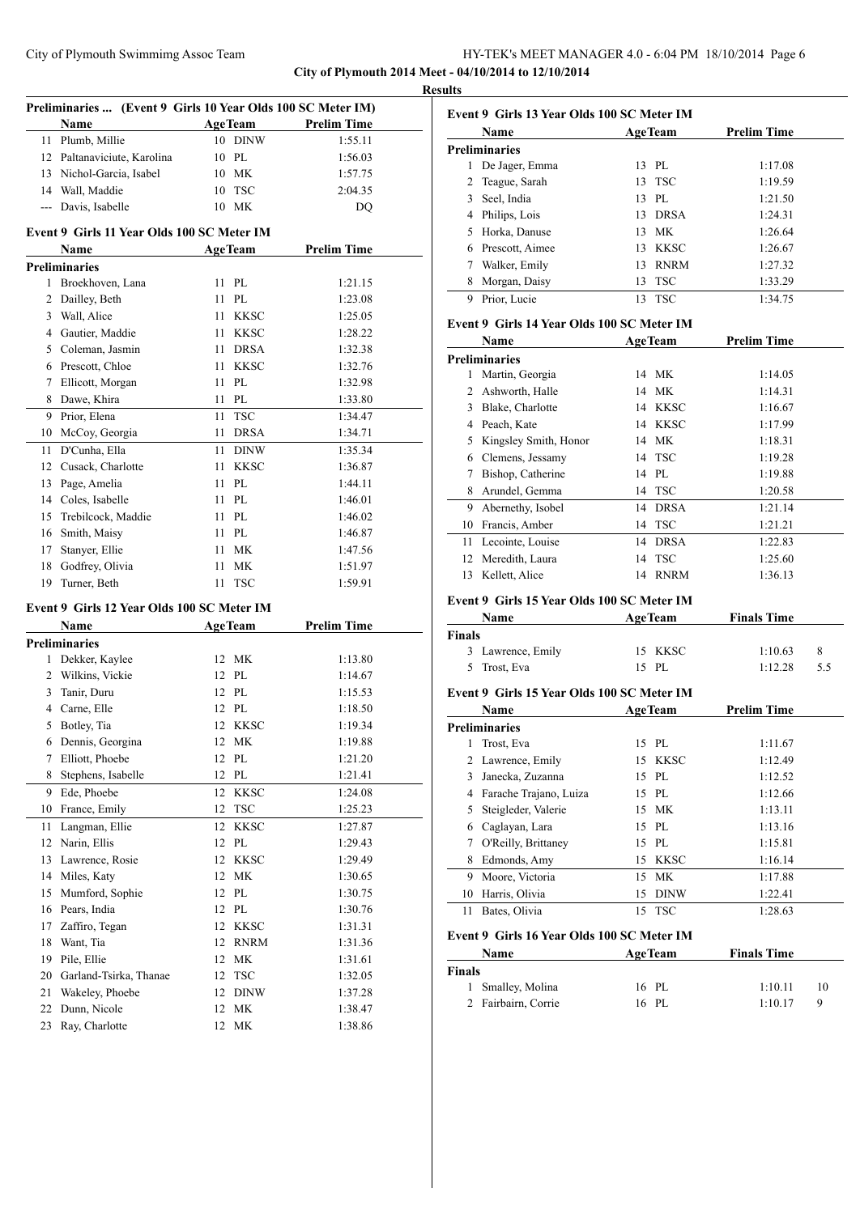City of Plymouth 2014 Meet - 04/10/2014 to 12/10/2014

**Results**

### Preliminaries ... (Event 9 Girls 10 Year Olds 100 SC Meter IM)

| | Name | Age | Team | Prelim Time |
|---|---|---|---|---|
| 11 | Plumb, Millie | 10 | DINW | 1:55.11 |
| 12 | Paltanaviciute, Karolina | 10 | PL | 1:56.03 |
| 13 | Nichol-Garcia, Isabel | 10 | MK | 1:57.75 |
| 14 | Wall, Maddie | 10 | TSC | 2:04.35 |
| --- | Davis, Isabelle | 10 | MK | DQ |

### Event 9 Girls 11 Year Olds 100 SC Meter IM

| | Name | Age | Team | Prelim Time |
|---|---|---|---|---|
| **Preliminaries** | | | | |
| 1 | Broekhoven, Lana | 11 | PL | 1:21.15 |
| 2 | Dailley, Beth | 11 | PL | 1:23.08 |
| 3 | Wall, Alice | 11 | KKSC | 1:25.05 |
| 4 | Gautier, Maddie | 11 | KKSC | 1:28.22 |
| 5 | Coleman, Jasmin | 11 | DRSA | 1:32.38 |
| 6 | Prescott, Chloe | 11 | KKSC | 1:32.76 |
| 7 | Ellicott, Morgan | 11 | PL | 1:32.98 |
| 8 | Dawe, Khira | 11 | PL | 1:33.80 |
| 9 | Prior, Elena | 11 | TSC | 1:34.47 |
| 10 | McCoy, Georgia | 11 | DRSA | 1:34.71 |
| 11 | D'Cunha, Ella | 11 | DINW | 1:35.34 |
| 12 | Cusack, Charlotte | 11 | KKSC | 1:36.87 |
| 13 | Page, Amelia | 11 | PL | 1:44.11 |
| 14 | Coles, Isabelle | 11 | PL | 1:46.01 |
| 15 | Trebilcock, Maddie | 11 | PL | 1:46.02 |
| 16 | Smith, Maisy | 11 | PL | 1:46.87 |
| 17 | Stanyer, Ellie | 11 | MK | 1:47.56 |
| 18 | Godfrey, Olivia | 11 | MK | 1:51.97 |
| 19 | Turner, Beth | 11 | TSC | 1:59.91 |

### Event 9 Girls 12 Year Olds 100 SC Meter IM

| | Name | Age | Team | Prelim Time |
|---|---|---|---|---|
| **Preliminaries** | | | | |
| 1 | Dekker, Kaylee | 12 | MK | 1:13.80 |
| 2 | Wilkins, Vickie | 12 | PL | 1:14.67 |
| 3 | Tanir, Duru | 12 | PL | 1:15.53 |
| 4 | Carne, Elle | 12 | PL | 1:18.50 |
| 5 | Botley, Tia | 12 | KKSC | 1:19.34 |
| 6 | Dennis, Georgina | 12 | MK | 1:19.88 |
| 7 | Elliott, Phoebe | 12 | PL | 1:21.20 |
| 8 | Stephens, Isabelle | 12 | PL | 1:21.41 |
| 9 | Ede, Phoebe | 12 | KKSC | 1:24.08 |
| 10 | France, Emily | 12 | TSC | 1:25.23 |
| 11 | Langman, Ellie | 12 | KKSC | 1:27.87 |
| 12 | Narin, Ellis | 12 | PL | 1:29.43 |
| 13 | Lawrence, Rosie | 12 | KKSC | 1:29.49 |
| 14 | Miles, Katy | 12 | MK | 1:30.65 |
| 15 | Mumford, Sophie | 12 | PL | 1:30.75 |
| 16 | Pears, India | 12 | PL | 1:30.76 |
| 17 | Zaffiro, Tegan | 12 | KKSC | 1:31.31 |
| 18 | Want, Tia | 12 | RNRM | 1:31.36 |
| 19 | Pile, Ellie | 12 | MK | 1:31.61 |
| 20 | Garland-Tsirka, Thanae | 12 | TSC | 1:32.05 |
| 21 | Wakeley, Phoebe | 12 | DINW | 1:37.28 |
| 22 | Dunn, Nicole | 12 | MK | 1:38.47 |
| 23 | Ray, Charlotte | 12 | MK | 1:38.86 |

### Event 9 Girls 13 Year Olds 100 SC Meter IM

| | Name | Age | Team | Prelim Time |
|---|---|---|---|---|
| **Preliminaries** | | | | |
| 1 | De Jager, Emma | 13 | PL | 1:17.08 |
| 2 | Teague, Sarah | 13 | TSC | 1:19.59 |
| 3 | Seel, India | 13 | PL | 1:21.50 |
| 4 | Philips, Lois | 13 | DRSA | 1:24.31 |
| 5 | Horka, Danuse | 13 | MK | 1:26.64 |
| 6 | Prescott, Aimee | 13 | KKSC | 1:26.67 |
| 7 | Walker, Emily | 13 | RNRM | 1:27.32 |
| 8 | Morgan, Daisy | 13 | TSC | 1:33.29 |
| 9 | Prior, Lucie | 13 | TSC | 1:34.75 |

### Event 9 Girls 14 Year Olds 100 SC Meter IM

| | Name | Age | Team | Prelim Time |
|---|---|---|---|---|
| **Preliminaries** | | | | |
| 1 | Martin, Georgia | 14 | MK | 1:14.05 |
| 2 | Ashworth, Halle | 14 | MK | 1:14.31 |
| 3 | Blake, Charlotte | 14 | KKSC | 1:16.67 |
| 4 | Peach, Kate | 14 | KKSC | 1:17.99 |
| 5 | Kingsley Smith, Honor | 14 | MK | 1:18.31 |
| 6 | Clemens, Jessamy | 14 | TSC | 1:19.28 |
| 7 | Bishop, Catherine | 14 | PL | 1:19.88 |
| 8 | Arundel, Gemma | 14 | TSC | 1:20.58 |
| 9 | Abernethy, Isobel | 14 | DRSA | 1:21.14 |
| 10 | Francis, Amber | 14 | TSC | 1:21.21 |
| 11 | Lecointe, Louise | 14 | DRSA | 1:22.83 |
| 12 | Meredith, Laura | 14 | TSC | 1:25.60 |
| 13 | Kellett, Alice | 14 | RNRM | 1:36.13 |

### Event 9 Girls 15 Year Olds 100 SC Meter IM

| | Name | Age | Team | Finals Time | Points |
|---|---|---|---|---|---|
| **Finals** | | | | | |
| 3 | Lawrence, Emily | 15 | KKSC | 1:10.63 | 8 |
| 5 | Trost, Eva | 15 | PL | 1:12.28 | 5.5 |

### Event 9 Girls 15 Year Olds 100 SC Meter IM

| | Name | Age | Team | Prelim Time |
|---|---|---|---|---|
| **Preliminaries** | | | | |
| 1 | Trost, Eva | 15 | PL | 1:11.67 |
| 2 | Lawrence, Emily | 15 | KKSC | 1:12.49 |
| 3 | Janecka, Zuzanna | 15 | PL | 1:12.52 |
| 4 | Farache Trajano, Luiza | 15 | PL | 1:12.66 |
| 5 | Steigleder, Valerie | 15 | MK | 1:13.11 |
| 6 | Caglayan, Lara | 15 | PL | 1:13.16 |
| 7 | O'Reilly, Brittaney | 15 | PL | 1:15.81 |
| 8 | Edmonds, Amy | 15 | KKSC | 1:16.14 |
| 9 | Moore, Victoria | 15 | MK | 1:17.88 |
| 10 | Harris, Olivia | 15 | DINW | 1:22.41 |
| 11 | Bates, Olivia | 15 | TSC | 1:28.63 |

### Event 9 Girls 16 Year Olds 100 SC Meter IM

| | Name | Age | Team | Finals Time | Points |
|---|---|---|---|---|---|
| **Finals** | | | | | |
| 1 | Smalley, Molina | 16 | PL | 1:10.11 | 10 |
| 2 | Fairbairn, Corrie | 16 | PL | 1:10.17 | 9 |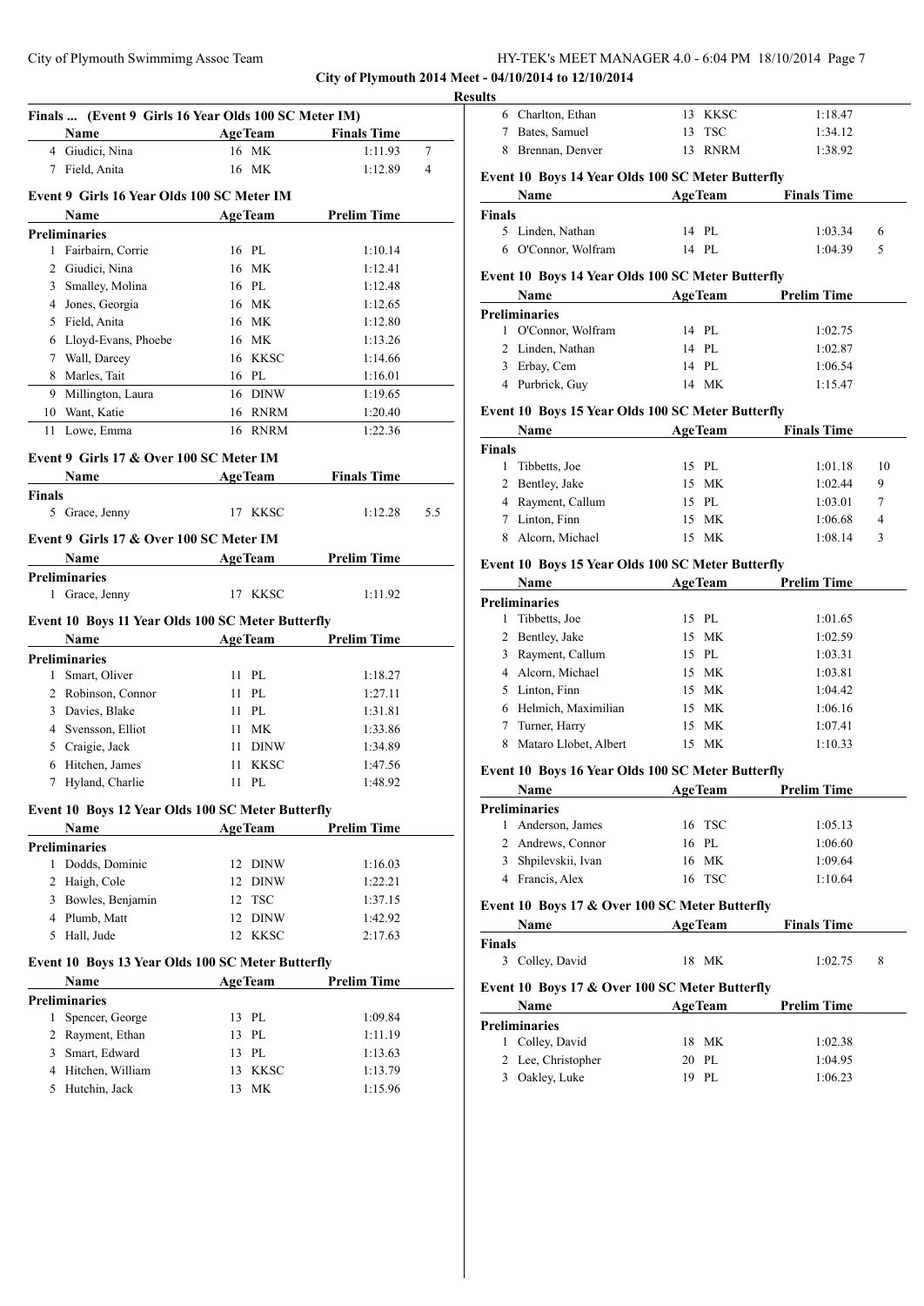## City of Plymouth 2014 Meet - 04/10/2014 to 12/10/2014

### Results

**Finals ... (Event 9 Girls 16 Year Olds 100 SC Meter IM)**

| | Name | Age | Team | Finals Time | |
|---|---|---|---|---|---|
| 4 | Giudici, Nina | 16 | MK | 1:11.93 | 7 |
| 7 | Field, Anita | 16 | MK | 1:12.89 | 4 |

**Event 9 Girls 16 Year Olds 100 SC Meter IM**

| | Name | Age | Team | Prelim Time |
|---|---|---|---|---|
| **Preliminaries** | | | | |
| 1 | Fairbairn, Corrie | 16 | PL | 1:10.14 |
| 2 | Giudici, Nina | 16 | MK | 1:12.41 |
| 3 | Smalley, Molina | 16 | PL | 1:12.48 |
| 4 | Jones, Georgia | 16 | MK | 1:12.65 |
| 5 | Field, Anita | 16 | MK | 1:12.80 |
| 6 | Lloyd-Evans, Phoebe | 16 | MK | 1:13.26 |
| 7 | Wall, Darcey | 16 | KKSC | 1:14.66 |
| 8 | Marles, Tait | 16 | PL | 1:16.01 |
| 9 | Millington, Laura | 16 | DINW | 1:19.65 |
| 10 | Want, Katie | 16 | RNRM | 1:20.40 |
| 11 | Lowe, Emma | 16 | RNRM | 1:22.36 |

**Event 9 Girls 17 & Over 100 SC Meter IM**

| | Name | Age | Team | Finals Time | |
|---|---|---|---|---|---|
| **Finals** | | | | | |
| 5 | Grace, Jenny | 17 | KKSC | 1:12.28 | 5.5 |

**Event 9 Girls 17 & Over 100 SC Meter IM**

| | Name | Age | Team | Prelim Time |
|---|---|---|---|---|
| **Preliminaries** | | | | |
| 1 | Grace, Jenny | 17 | KKSC | 1:11.92 |

**Event 10 Boys 11 Year Olds 100 SC Meter Butterfly**

| | Name | Age | Team | Prelim Time |
|---|---|---|---|---|
| **Preliminaries** | | | | |
| 1 | Smart, Oliver | 11 | PL | 1:18.27 |
| 2 | Robinson, Connor | 11 | PL | 1:27.11 |
| 3 | Davies, Blake | 11 | PL | 1:31.81 |
| 4 | Svensson, Elliot | 11 | MK | 1:33.86 |
| 5 | Craigie, Jack | 11 | DINW | 1:34.89 |
| 6 | Hitchen, James | 11 | KKSC | 1:47.56 |
| 7 | Hyland, Charlie | 11 | PL | 1:48.92 |

**Event 10 Boys 12 Year Olds 100 SC Meter Butterfly**

| | Name | Age | Team | Prelim Time |
|---|---|---|---|---|
| **Preliminaries** | | | | |
| 1 | Dodds, Dominic | 12 | DINW | 1:16.03 |
| 2 | Haigh, Cole | 12 | DINW | 1:22.21 |
| 3 | Bowles, Benjamin | 12 | TSC | 1:37.15 |
| 4 | Plumb, Matt | 12 | DINW | 1:42.92 |
| 5 | Hall, Jude | 12 | KKSC | 2:17.63 |

**Event 10 Boys 13 Year Olds 100 SC Meter Butterfly**

| | Name | Age | Team | Prelim Time |
|---|---|---|---|---|
| **Preliminaries** | | | | |
| 1 | Spencer, George | 13 | PL | 1:09.84 |
| 2 | Rayment, Ethan | 13 | PL | 1:11.19 |
| 3 | Smart, Edward | 13 | PL | 1:13.63 |
| 4 | Hitchen, William | 13 | KKSC | 1:13.79 |
| 5 | Hutchin, Jack | 13 | MK | 1:15.96 |
| 6 | Charlton, Ethan | 13 | KKSC | 1:18.47 |
| 7 | Bates, Samuel | 13 | TSC | 1:34.12 |
| 8 | Brennan, Denver | 13 | RNRM | 1:38.92 |

**Event 10 Boys 14 Year Olds 100 SC Meter Butterfly**

| | Name | Age | Team | Finals Time | |
|---|---|---|---|---|---|
| **Finals** | | | | | |
| 5 | Linden, Nathan | 14 | PL | 1:03.34 | 6 |
| 6 | O'Connor, Wolfram | 14 | PL | 1:04.39 | 5 |

**Event 10 Boys 14 Year Olds 100 SC Meter Butterfly**

| | Name | Age | Team | Prelim Time |
|---|---|---|---|---|
| **Preliminaries** | | | | |
| 1 | O'Connor, Wolfram | 14 | PL | 1:02.75 |
| 2 | Linden, Nathan | 14 | PL | 1:02.87 |
| 3 | Erbay, Cem | 14 | PL | 1:06.54 |
| 4 | Purbrick, Guy | 14 | MK | 1:15.47 |

**Event 10 Boys 15 Year Olds 100 SC Meter Butterfly**

| | Name | Age | Team | Finals Time | |
|---|---|---|---|---|---|
| **Finals** | | | | | |
| 1 | Tibbetts, Joe | 15 | PL | 1:01.18 | 10 |
| 2 | Bentley, Jake | 15 | MK | 1:02.44 | 9 |
| 4 | Rayment, Callum | 15 | PL | 1:03.01 | 7 |
| 7 | Linton, Finn | 15 | MK | 1:06.68 | 4 |
| 8 | Alcorn, Michael | 15 | MK | 1:08.14 | 3 |

**Event 10 Boys 15 Year Olds 100 SC Meter Butterfly**

| | Name | Age | Team | Prelim Time |
|---|---|---|---|---|
| **Preliminaries** | | | | |
| 1 | Tibbetts, Joe | 15 | PL | 1:01.65 |
| 2 | Bentley, Jake | 15 | MK | 1:02.59 |
| 3 | Rayment, Callum | 15 | PL | 1:03.31 |
| 4 | Alcorn, Michael | 15 | MK | 1:03.81 |
| 5 | Linton, Finn | 15 | MK | 1:04.42 |
| 6 | Helmich, Maximilian | 15 | MK | 1:06.16 |
| 7 | Turner, Harry | 15 | MK | 1:07.41 |
| 8 | Mataro Llobet, Albert | 15 | MK | 1:10.33 |

**Event 10 Boys 16 Year Olds 100 SC Meter Butterfly**

| | Name | Age | Team | Prelim Time |
|---|---|---|---|---|
| **Preliminaries** | | | | |
| 1 | Anderson, James | 16 | TSC | 1:05.13 |
| 2 | Andrews, Connor | 16 | PL | 1:06.60 |
| 3 | Shpilevskii, Ivan | 16 | MK | 1:09.64 |
| 4 | Francis, Alex | 16 | TSC | 1:10.64 |

**Event 10 Boys 17 & Over 100 SC Meter Butterfly**

| | Name | Age | Team | Finals Time | |
|---|---|---|---|---|---|
| **Finals** | | | | | |
| 3 | Colley, David | 18 | MK | 1:02.75 | 8 |

**Event 10 Boys 17 & Over 100 SC Meter Butterfly**

| | Name | Age | Team | Prelim Time |
|---|---|---|---|---|
| **Preliminaries** | | | | |
| 1 | Colley, David | 18 | MK | 1:02.38 |
| 2 | Lee, Christopher | 20 | PL | 1:04.95 |
| 3 | Oakley, Luke | 19 | PL | 1:06.23 |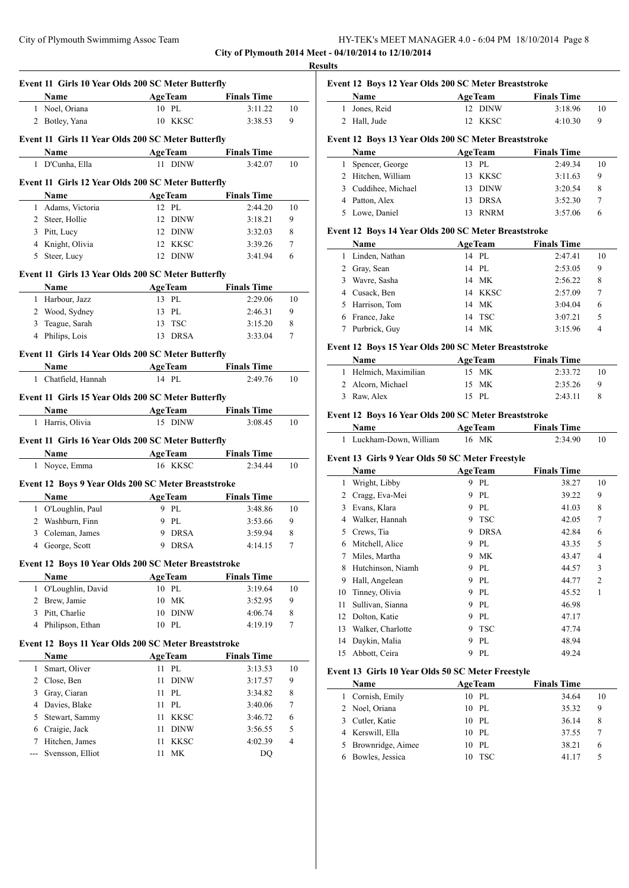**City of Plymouth 2014 Meet - 04/10/2014 to 12/10/2014**

**Results**

#### Event 11 Girls 10 Year Olds 200 SC Meter Butterfly

| | Name | Age | Team | Finals Time | |
|---|---|---|---|---|---|
| 1 | Noel, Oriana | 10 | PL | 3:11.22 | 10 |
| 2 | Botley, Yana | 10 | KKSC | 3:38.53 | 9 |

#### Event 11 Girls 11 Year Olds 200 SC Meter Butterfly

| | Name | Age | Team | Finals Time | |
|---|---|---|---|---|---|
| 1 | D'Cunha, Ella | 11 | DINW | 3:42.07 | 10 |

#### Event 11 Girls 12 Year Olds 200 SC Meter Butterfly

| | Name | Age | Team | Finals Time | |
|---|---|---|---|---|---|
| 1 | Adams, Victoria | 12 | PL | 2:44.20 | 10 |
| 2 | Steer, Hollie | 12 | DINW | 3:18.21 | 9 |
| 3 | Pitt, Lucy | 12 | DINW | 3:32.03 | 8 |
| 4 | Knight, Olivia | 12 | KKSC | 3:39.26 | 7 |
| 5 | Steer, Lucy | 12 | DINW | 3:41.94 | 6 |

#### Event 11 Girls 13 Year Olds 200 SC Meter Butterfly

| | Name | Age | Team | Finals Time | |
|---|---|---|---|---|---|
| 1 | Harbour, Jazz | 13 | PL | 2:29.06 | 10 |
| 2 | Wood, Sydney | 13 | PL | 2:46.31 | 9 |
| 3 | Teague, Sarah | 13 | TSC | 3:15.20 | 8 |
| 4 | Philips, Lois | 13 | DRSA | 3:33.04 | 7 |

#### Event 11 Girls 14 Year Olds 200 SC Meter Butterfly

| | Name | Age | Team | Finals Time | |
|---|---|---|---|---|---|
| 1 | Chatfield, Hannah | 14 | PL | 2:49.76 | 10 |

#### Event 11 Girls 15 Year Olds 200 SC Meter Butterfly

| | Name | Age | Team | Finals Time | |
|---|---|---|---|---|---|
| 1 | Harris, Olivia | 15 | DINW | 3:08.45 | 10 |

#### Event 11 Girls 16 Year Olds 200 SC Meter Butterfly

| | Name | Age | Team | Finals Time | |
|---|---|---|---|---|---|
| 1 | Noyce, Emma | 16 | KKSC | 2:34.44 | 10 |

#### Event 12 Boys 9 Year Olds 200 SC Meter Breaststroke

| | Name | Age | Team | Finals Time | |
|---|---|---|---|---|---|
| 1 | O'Loughlin, Paul | 9 | PL | 3:48.86 | 10 |
| 2 | Washburn, Finn | 9 | PL | 3:53.66 | 9 |
| 3 | Coleman, James | 9 | DRSA | 3:59.94 | 8 |
| 4 | George, Scott | 9 | DRSA | 4:14.15 | 7 |

#### Event 12 Boys 10 Year Olds 200 SC Meter Breaststroke

| | Name | Age | Team | Finals Time | |
|---|---|---|---|---|---|
| 1 | O'Loughlin, David | 10 | PL | 3:19.64 | 10 |
| 2 | Brew, Jamie | 10 | MK | 3:52.95 | 9 |
| 3 | Pitt, Charlie | 10 | DINW | 4:06.74 | 8 |
| 4 | Philipson, Ethan | 10 | PL | 4:19.19 | 7 |

#### Event 12 Boys 11 Year Olds 200 SC Meter Breaststroke

| | Name | Age | Team | Finals Time | |
|---|---|---|---|---|---|
| 1 | Smart, Oliver | 11 | PL | 3:13.53 | 10 |
| 2 | Close, Ben | 11 | DINW | 3:17.57 | 9 |
| 3 | Gray, Ciaran | 11 | PL | 3:34.82 | 8 |
| 4 | Davies, Blake | 11 | PL | 3:40.06 | 7 |
| 5 | Stewart, Sammy | 11 | KKSC | 3:46.72 | 6 |
| 6 | Craigie, Jack | 11 | DINW | 3:56.55 | 5 |
| 7 | Hitchen, James | 11 | KKSC | 4:02.39 | 4 |
| --- | Svensson, Elliot | 11 | MK | DQ | |

#### Event 12 Boys 12 Year Olds 200 SC Meter Breaststroke

| | Name | Age | Team | Finals Time | |
|---|---|---|---|---|---|
| 1 | Jones, Reid | 12 | DINW | 3:18.96 | 10 |
| 2 | Hall, Jude | 12 | KKSC | 4:10.30 | 9 |

#### Event 12 Boys 13 Year Olds 200 SC Meter Breaststroke

| | Name | Age | Team | Finals Time | |
|---|---|---|---|---|---|
| 1 | Spencer, George | 13 | PL | 2:49.34 | 10 |
| 2 | Hitchen, William | 13 | KKSC | 3:11.63 | 9 |
| 3 | Cuddihee, Michael | 13 | DINW | 3:20.54 | 8 |
| 4 | Patton, Alex | 13 | DRSA | 3:52.30 | 7 |
| 5 | Lowe, Daniel | 13 | RNRM | 3:57.06 | 6 |

#### Event 12 Boys 14 Year Olds 200 SC Meter Breaststroke

| | Name | Age | Team | Finals Time | |
|---|---|---|---|---|---|
| 1 | Linden, Nathan | 14 | PL | 2:47.41 | 10 |
| 2 | Gray, Sean | 14 | PL | 2:53.05 | 9 |
| 3 | Wavre, Sasha | 14 | MK | 2:56.22 | 8 |
| 4 | Cusack, Ben | 14 | KKSC | 2:57.09 | 7 |
| 5 | Harrison, Tom | 14 | MK | 3:04.04 | 6 |
| 6 | France, Jake | 14 | TSC | 3:07.21 | 5 |
| 7 | Purbrick, Guy | 14 | MK | 3:15.96 | 4 |

#### Event 12 Boys 15 Year Olds 200 SC Meter Breaststroke

| | Name | Age | Team | Finals Time | |
|---|---|---|---|---|---|
| 1 | Helmich, Maximilian | 15 | MK | 2:33.72 | 10 |
| 2 | Alcorn, Michael | 15 | MK | 2:35.26 | 9 |
| 3 | Raw, Alex | 15 | PL | 2:43.11 | 8 |

#### Event 12 Boys 16 Year Olds 200 SC Meter Breaststroke

| | Name | Age | Team | Finals Time | |
|---|---|---|---|---|---|
| 1 | Luckham-Down, William | 16 | MK | 2:34.90 | 10 |

#### Event 13 Girls 9 Year Olds 50 SC Meter Freestyle

| | Name | Age | Team | Finals Time | |
|---|---|---|---|---|---|
| 1 | Wright, Libby | 9 | PL | 38.27 | 10 |
| 2 | Cragg, Eva-Mei | 9 | PL | 39.22 | 9 |
| 3 | Evans, Klara | 9 | PL | 41.03 | 8 |
| 4 | Walker, Hannah | 9 | TSC | 42.05 | 7 |
| 5 | Crews, Tia | 9 | DRSA | 42.84 | 6 |
| 6 | Mitchell, Alice | 9 | PL | 43.35 | 5 |
| 7 | Miles, Martha | 9 | MK | 43.47 | 4 |
| 8 | Hutchinson, Niamh | 9 | PL | 44.57 | 3 |
| 9 | Hall, Angelean | 9 | PL | 44.77 | 2 |
| 10 | Tinney, Olivia | 9 | PL | 45.52 | 1 |
| 11 | Sullivan, Sianna | 9 | PL | 46.98 | |
| 12 | Dolton, Katie | 9 | PL | 47.17 | |
| 13 | Walker, Charlotte | 9 | TSC | 47.74 | |
| 14 | Daykin, Malia | 9 | PL | 48.94 | |
| 15 | Abbott, Ceira | 9 | PL | 49.24 | |

#### Event 13 Girls 10 Year Olds 50 SC Meter Freestyle

| | Name | Age | Team | Finals Time | |
|---|---|---|---|---|---|
| 1 | Cornish, Emily | 10 | PL | 34.64 | 10 |
| 2 | Noel, Oriana | 10 | PL | 35.32 | 9 |
| 3 | Cutler, Katie | 10 | PL | 36.14 | 8 |
| 4 | Kerswill, Ella | 10 | PL | 37.55 | 7 |
| 5 | Brownridge, Aimee | 10 | PL | 38.21 | 6 |
| 6 | Bowles, Jessica | 10 | TSC | 41.17 | 5 |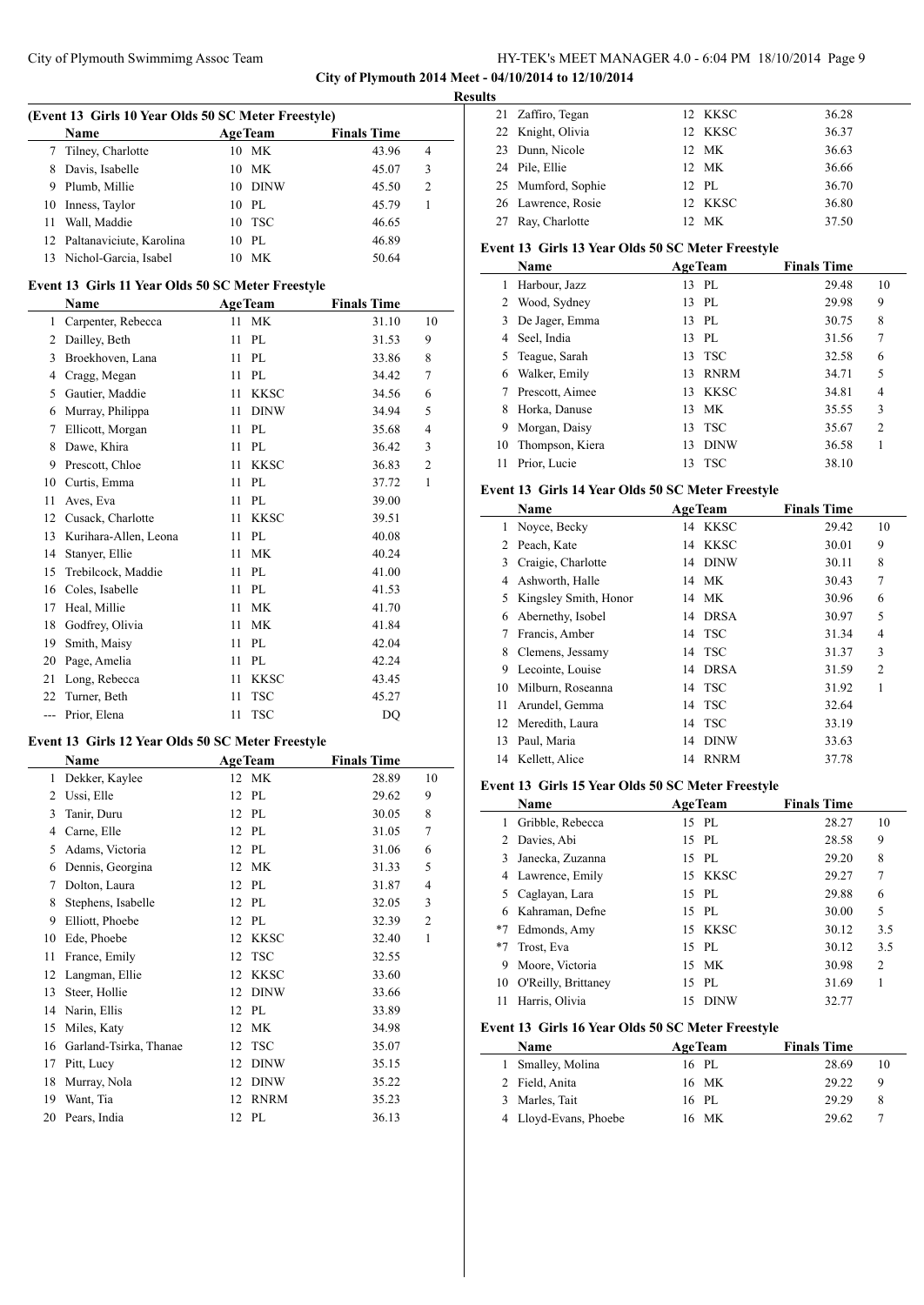**City of Plymouth 2014 Meet - 04/10/2014 to 12/10/2014**

**Results**

### (Event 13 Girls 10 Year Olds 50 SC Meter Freestyle)

| | Name | Age | Team | Finals Time | |
|---|---|---|---|---|---|
| 7 | Tilney, Charlotte | 10 | MK | 43.96 | 4 |
| 8 | Davis, Isabelle | 10 | MK | 45.07 | 3 |
| 9 | Plumb, Millie | 10 | DINW | 45.50 | 2 |
| 10 | Inness, Taylor | 10 | PL | 45.79 | 1 |
| 11 | Wall, Maddie | 10 | TSC | 46.65 | |
| 12 | Paltanaviciute, Karolina | 10 | PL | 46.89 | |
| 13 | Nichol-Garcia, Isabel | 10 | MK | 50.64 | |

### Event 13 Girls 11 Year Olds 50 SC Meter Freestyle

| | Name | Age | Team | Finals Time | |
|---|---|---|---|---|---|
| 1 | Carpenter, Rebecca | 11 | MK | 31.10 | 10 |
| 2 | Dailley, Beth | 11 | PL | 31.53 | 9 |
| 3 | Broekhoven, Lana | 11 | PL | 33.86 | 8 |
| 4 | Cragg, Megan | 11 | PL | 34.42 | 7 |
| 5 | Gautier, Maddie | 11 | KKSC | 34.56 | 6 |
| 6 | Murray, Philippa | 11 | DINW | 34.94 | 5 |
| 7 | Ellicott, Morgan | 11 | PL | 35.68 | 4 |
| 8 | Dawe, Khira | 11 | PL | 36.42 | 3 |
| 9 | Prescott, Chloe | 11 | KKSC | 36.83 | 2 |
| 10 | Curtis, Emma | 11 | PL | 37.72 | 1 |
| 11 | Aves, Eva | 11 | PL | 39.00 | |
| 12 | Cusack, Charlotte | 11 | KKSC | 39.51 | |
| 13 | Kurihara-Allen, Leona | 11 | PL | 40.08 | |
| 14 | Stanyer, Ellie | 11 | MK | 40.24 | |
| 15 | Trebilcock, Maddie | 11 | PL | 41.00 | |
| 16 | Coles, Isabelle | 11 | PL | 41.53 | |
| 17 | Heal, Millie | 11 | MK | 41.70 | |
| 18 | Godfrey, Olivia | 11 | MK | 41.84 | |
| 19 | Smith, Maisy | 11 | PL | 42.04 | |
| 20 | Page, Amelia | 11 | PL | 42.24 | |
| 21 | Long, Rebecca | 11 | KKSC | 43.45 | |
| 22 | Turner, Beth | 11 | TSC | 45.27 | |
| --- | Prior, Elena | 11 | TSC | DQ | |

### Event 13 Girls 12 Year Olds 50 SC Meter Freestyle

| | Name | Age | Team | Finals Time | |
|---|---|---|---|---|---|
| 1 | Dekker, Kaylee | 12 | MK | 28.89 | 10 |
| 2 | Ussi, Elle | 12 | PL | 29.62 | 9 |
| 3 | Tanir, Duru | 12 | PL | 30.05 | 8 |
| 4 | Carne, Elle | 12 | PL | 31.05 | 7 |
| 5 | Adams, Victoria | 12 | PL | 31.06 | 6 |
| 6 | Dennis, Georgina | 12 | MK | 31.33 | 5 |
| 7 | Dolton, Laura | 12 | PL | 31.87 | 4 |
| 8 | Stephens, Isabelle | 12 | PL | 32.05 | 3 |
| 9 | Elliott, Phoebe | 12 | PL | 32.39 | 2 |
| 10 | Ede, Phoebe | 12 | KKSC | 32.40 | 1 |
| 11 | France, Emily | 12 | TSC | 32.55 | |
| 12 | Langman, Ellie | 12 | KKSC | 33.60 | |
| 13 | Steer, Hollie | 12 | DINW | 33.66 | |
| 14 | Narin, Ellis | 12 | PL | 33.89 | |
| 15 | Miles, Katy | 12 | MK | 34.98 | |
| 16 | Garland-Tsirka, Thanae | 12 | TSC | 35.07 | |
| 17 | Pitt, Lucy | 12 | DINW | 35.15 | |
| 18 | Murray, Nola | 12 | DINW | 35.22 | |
| 19 | Want, Tia | 12 | RNRM | 35.23 | |
| 20 | Pears, India | 12 | PL | 36.13 | |
| 21 | Zaffiro, Tegan | 12 | KKSC | 36.28 | |
| 22 | Knight, Olivia | 12 | KKSC | 36.37 | |
| 23 | Dunn, Nicole | 12 | MK | 36.63 | |
| 24 | Pile, Ellie | 12 | MK | 36.66 | |
| 25 | Mumford, Sophie | 12 | PL | 36.70 | |
| 26 | Lawrence, Rosie | 12 | KKSC | 36.80 | |
| 27 | Ray, Charlotte | 12 | MK | 37.50 | |

### Event 13 Girls 13 Year Olds 50 SC Meter Freestyle

| | Name | Age | Team | Finals Time | |
|---|---|---|---|---|---|
| 1 | Harbour, Jazz | 13 | PL | 29.48 | 10 |
| 2 | Wood, Sydney | 13 | PL | 29.98 | 9 |
| 3 | De Jager, Emma | 13 | PL | 30.75 | 8 |
| 4 | Seel, India | 13 | PL | 31.56 | 7 |
| 5 | Teague, Sarah | 13 | TSC | 32.58 | 6 |
| 6 | Walker, Emily | 13 | RNRM | 34.71 | 5 |
| 7 | Prescott, Aimee | 13 | KKSC | 34.81 | 4 |
| 8 | Horka, Danuse | 13 | MK | 35.55 | 3 |
| 9 | Morgan, Daisy | 13 | TSC | 35.67 | 2 |
| 10 | Thompson, Kiera | 13 | DINW | 36.58 | 1 |
| 11 | Prior, Lucie | 13 | TSC | 38.10 | |

### Event 13 Girls 14 Year Olds 50 SC Meter Freestyle

| | Name | Age | Team | Finals Time | |
|---|---|---|---|---|---|
| 1 | Noyce, Becky | 14 | KKSC | 29.42 | 10 |
| 2 | Peach, Kate | 14 | KKSC | 30.01 | 9 |
| 3 | Craigie, Charlotte | 14 | DINW | 30.11 | 8 |
| 4 | Ashworth, Halle | 14 | MK | 30.43 | 7 |
| 5 | Kingsley Smith, Honor | 14 | MK | 30.96 | 6 |
| 6 | Abernethy, Isobel | 14 | DRSA | 30.97 | 5 |
| 7 | Francis, Amber | 14 | TSC | 31.34 | 4 |
| 8 | Clemens, Jessamy | 14 | TSC | 31.37 | 3 |
| 9 | Lecointe, Louise | 14 | DRSA | 31.59 | 2 |
| 10 | Milburn, Roseanna | 14 | TSC | 31.92 | 1 |
| 11 | Arundel, Gemma | 14 | TSC | 32.64 | |
| 12 | Meredith, Laura | 14 | TSC | 33.19 | |
| 13 | Paul, Maria | 14 | DINW | 33.63 | |
| 14 | Kellett, Alice | 14 | RNRM | 37.78 | |

### Event 13 Girls 15 Year Olds 50 SC Meter Freestyle

| | Name | Age | Team | Finals Time | |
|---|---|---|---|---|---|
| 1 | Gribble, Rebecca | 15 | PL | 28.27 | 10 |
| 2 | Davies, Abi | 15 | PL | 28.58 | 9 |
| 3 | Janecka, Zuzanna | 15 | PL | 29.20 | 8 |
| 4 | Lawrence, Emily | 15 | KKSC | 29.27 | 7 |
| 5 | Caglayan, Lara | 15 | PL | 29.88 | 6 |
| 6 | Kahraman, Defne | 15 | PL | 30.00 | 5 |
| *7 | Edmonds, Amy | 15 | KKSC | 30.12 | 3.5 |
| *7 | Trost, Eva | 15 | PL | 30.12 | 3.5 |
| 9 | Moore, Victoria | 15 | MK | 30.98 | 2 |
| 10 | O'Reilly, Brittaney | 15 | PL | 31.69 | 1 |
| 11 | Harris, Olivia | 15 | DINW | 32.77 | |

### Event 13 Girls 16 Year Olds 50 SC Meter Freestyle

| | Name | Age | Team | Finals Time | |
|---|---|---|---|---|---|
| 1 | Smalley, Molina | 16 | PL | 28.69 | 10 |
| 2 | Field, Anita | 16 | MK | 29.22 | 9 |
| 3 | Marles, Tait | 16 | PL | 29.29 | 8 |
| 4 | Lloyd-Evans, Phoebe | 16 | MK | 29.62 | 7 |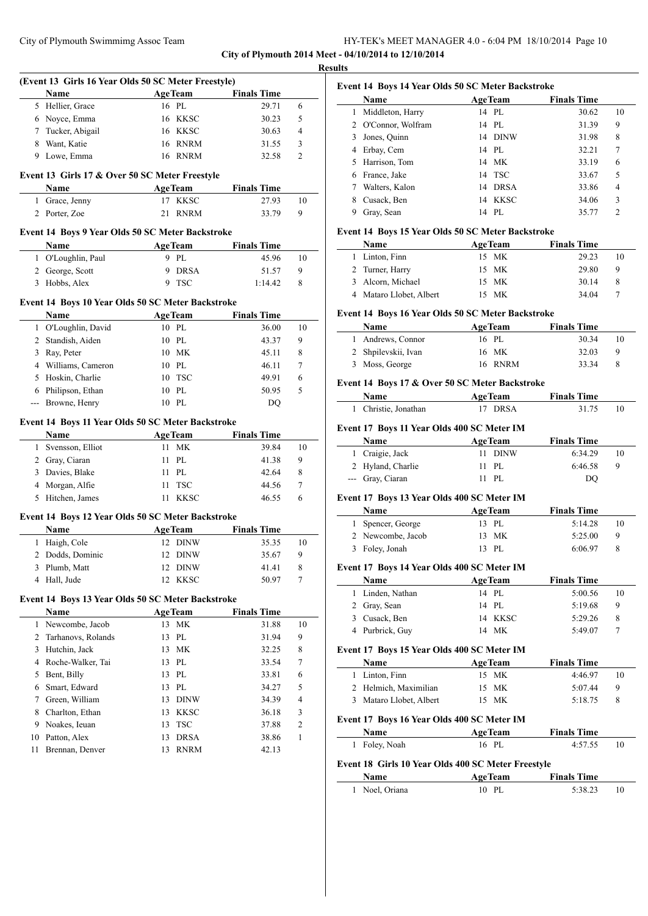**City of Plymouth 2014 Meet - 04/10/2014 to 12/10/2014**

**Results**

### (Event 13 Girls 16 Year Olds 50 SC Meter Freestyle)

| | Name | Age | Team | Finals Time | |
|---|---|---|---|---|---|
| 5 | Hellier, Grace | 16 | PL | 29.71 | 6 |
| 6 | Noyce, Emma | 16 | KKSC | 30.23 | 5 |
| 7 | Tucker, Abigail | 16 | KKSC | 30.63 | 4 |
| 8 | Want, Katie | 16 | RNRM | 31.55 | 3 |
| 9 | Lowe, Emma | 16 | RNRM | 32.58 | 2 |

### Event 13 Girls 17 & Over 50 SC Meter Freestyle

| | Name | Age | Team | Finals Time | |
|---|---|---|---|---|---|
| 1 | Grace, Jenny | 17 | KKSC | 27.93 | 10 |
| 2 | Porter, Zoe | 21 | RNRM | 33.79 | 9 |

### Event 14 Boys 9 Year Olds 50 SC Meter Backstroke

| | Name | Age | Team | Finals Time | |
|---|---|---|---|---|---|
| 1 | O'Loughlin, Paul | 9 | PL | 45.96 | 10 |
| 2 | George, Scott | 9 | DRSA | 51.57 | 9 |
| 3 | Hobbs, Alex | 9 | TSC | 1:14.42 | 8 |

### Event 14 Boys 10 Year Olds 50 SC Meter Backstroke

| | Name | Age | Team | Finals Time | |
|---|---|---|---|---|---|
| 1 | O'Loughlin, David | 10 | PL | 36.00 | 10 |
| 2 | Standish, Aiden | 10 | PL | 43.37 | 9 |
| 3 | Ray, Peter | 10 | MK | 45.11 | 8 |
| 4 | Williams, Cameron | 10 | PL | 46.11 | 7 |
| 5 | Hoskin, Charlie | 10 | TSC | 49.91 | 6 |
| 6 | Philipson, Ethan | 10 | PL | 50.95 | 5 |
| --- | Browne, Henry | 10 | PL | DQ | |

### Event 14 Boys 11 Year Olds 50 SC Meter Backstroke

| | Name | Age | Team | Finals Time | |
|---|---|---|---|---|---|
| 1 | Svensson, Elliot | 11 | MK | 39.84 | 10 |
| 2 | Gray, Ciaran | 11 | PL | 41.38 | 9 |
| 3 | Davies, Blake | 11 | PL | 42.64 | 8 |
| 4 | Morgan, Alfie | 11 | TSC | 44.56 | 7 |
| 5 | Hitchen, James | 11 | KKSC | 46.55 | 6 |

### Event 14 Boys 12 Year Olds 50 SC Meter Backstroke

| | Name | Age | Team | Finals Time | |
|---|---|---|---|---|---|
| 1 | Haigh, Cole | 12 | DINW | 35.35 | 10 |
| 2 | Dodds, Dominic | 12 | DINW | 35.67 | 9 |
| 3 | Plumb, Matt | 12 | DINW | 41.41 | 8 |
| 4 | Hall, Jude | 12 | KKSC | 50.97 | 7 |

### Event 14 Boys 13 Year Olds 50 SC Meter Backstroke

| | Name | Age | Team | Finals Time | |
|---|---|---|---|---|---|
| 1 | Newcombe, Jacob | 13 | MK | 31.88 | 10 |
| 2 | Tarhanovs, Rolands | 13 | PL | 31.94 | 9 |
| 3 | Hutchin, Jack | 13 | MK | 32.25 | 8 |
| 4 | Roche-Walker, Tai | 13 | PL | 33.54 | 7 |
| 5 | Bent, Billy | 13 | PL | 33.81 | 6 |
| 6 | Smart, Edward | 13 | PL | 34.27 | 5 |
| 7 | Green, William | 13 | DINW | 34.39 | 4 |
| 8 | Charlton, Ethan | 13 | KKSC | 36.18 | 3 |
| 9 | Noakes, Ieuan | 13 | TSC | 37.88 | 2 |
| 10 | Patton, Alex | 13 | DRSA | 38.86 | 1 |
| 11 | Brennan, Denver | 13 | RNRM | 42.13 | |

### Event 14 Boys 14 Year Olds 50 SC Meter Backstroke

| | Name | Age | Team | Finals Time | |
|---|---|---|---|---|---|
| 1 | Middleton, Harry | 14 | PL | 30.62 | 10 |
| 2 | O'Connor, Wolfram | 14 | PL | 31.39 | 9 |
| 3 | Jones, Quinn | 14 | DINW | 31.98 | 8 |
| 4 | Erbay, Cem | 14 | PL | 32.21 | 7 |
| 5 | Harrison, Tom | 14 | MK | 33.19 | 6 |
| 6 | France, Jake | 14 | TSC | 33.67 | 5 |
| 7 | Walters, Kalon | 14 | DRSA | 33.86 | 4 |
| 8 | Cusack, Ben | 14 | KKSC | 34.06 | 3 |
| 9 | Gray, Sean | 14 | PL | 35.77 | 2 |

### Event 14 Boys 15 Year Olds 50 SC Meter Backstroke

| | Name | Age | Team | Finals Time | |
|---|---|---|---|---|---|
| 1 | Linton, Finn | 15 | MK | 29.23 | 10 |
| 2 | Turner, Harry | 15 | MK | 29.80 | 9 |
| 3 | Alcorn, Michael | 15 | MK | 30.14 | 8 |
| 4 | Mataro Llobet, Albert | 15 | MK | 34.04 | 7 |

### Event 14 Boys 16 Year Olds 50 SC Meter Backstroke

| | Name | Age | Team | Finals Time | |
|---|---|---|---|---|---|
| 1 | Andrews, Connor | 16 | PL | 30.34 | 10 |
| 2 | Shpilevskii, Ivan | 16 | MK | 32.03 | 9 |
| 3 | Moss, George | 16 | RNRM | 33.34 | 8 |

### Event 14 Boys 17 & Over 50 SC Meter Backstroke

| | Name | Age | Team | Finals Time | |
|---|---|---|---|---|---|
| 1 | Christie, Jonathan | 17 | DRSA | 31.75 | 10 |

### Event 17 Boys 11 Year Olds 400 SC Meter IM

| | Name | Age | Team | Finals Time | |
|---|---|---|---|---|---|
| 1 | Craigie, Jack | 11 | DINW | 6:34.29 | 10 |
| 2 | Hyland, Charlie | 11 | PL | 6:46.58 | 9 |
| --- | Gray, Ciaran | 11 | PL | DQ | |

### Event 17 Boys 13 Year Olds 400 SC Meter IM

| | Name | Age | Team | Finals Time | |
|---|---|---|---|---|---|
| 1 | Spencer, George | 13 | PL | 5:14.28 | 10 |
| 2 | Newcombe, Jacob | 13 | MK | 5:25.00 | 9 |
| 3 | Foley, Jonah | 13 | PL | 6:06.97 | 8 |

### Event 17 Boys 14 Year Olds 400 SC Meter IM

| | Name | Age | Team | Finals Time | |
|---|---|---|---|---|---|
| 1 | Linden, Nathan | 14 | PL | 5:00.56 | 10 |
| 2 | Gray, Sean | 14 | PL | 5:19.68 | 9 |
| 3 | Cusack, Ben | 14 | KKSC | 5:29.26 | 8 |
| 4 | Purbrick, Guy | 14 | MK | 5:49.07 | 7 |

### Event 17 Boys 15 Year Olds 400 SC Meter IM

| | Name | Age | Team | Finals Time | |
|---|---|---|---|---|---|
| 1 | Linton, Finn | 15 | MK | 4:46.97 | 10 |
| 2 | Helmich, Maximilian | 15 | MK | 5:07.44 | 9 |
| 3 | Mataro Llobet, Albert | 15 | MK | 5:18.75 | 8 |

### Event 17 Boys 16 Year Olds 400 SC Meter IM

| | Name | Age | Team | Finals Time | |
|---|---|---|---|---|---|
| 1 | Foley, Noah | 16 | PL | 4:57.55 | 10 |

### Event 18 Girls 10 Year Olds 400 SC Meter Freestyle

| | Name | Age | Team | Finals Time | |
|---|---|---|---|---|---|
| 1 | Noel, Oriana | 10 | PL | 5:38.23 | 10 |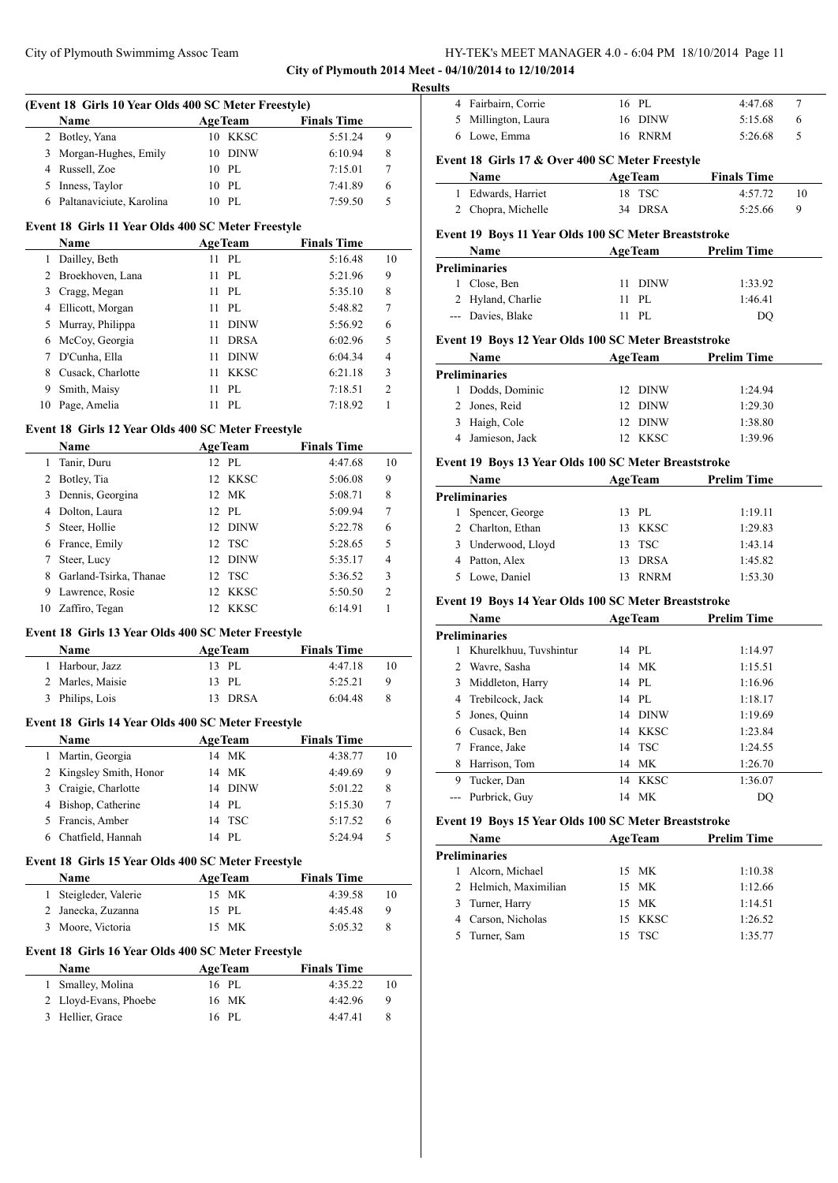**City of Plymouth 2014 Meet - 04/10/2014 to 12/10/2014**

**Results**

### (Event 18 Girls 10 Year Olds 400 SC Meter Freestyle)

| | Name | Age | Team | Finals Time | |
|---|---|---|---|---|---|
| 2 | Botley, Yana | 10 | KKSC | 5:51.24 | 9 |
| 3 | Morgan-Hughes, Emily | 10 | DINW | 6:10.94 | 8 |
| 4 | Russell, Zoe | 10 | PL | 7:15.01 | 7 |
| 5 | Inness, Taylor | 10 | PL | 7:41.89 | 6 |
| 6 | Paltanaviciute, Karolina | 10 | PL | 7:59.50 | 5 |

### Event 18 Girls 11 Year Olds 400 SC Meter Freestyle

| | Name | Age | Team | Finals Time | |
|---|---|---|---|---|---|
| 1 | Dailley, Beth | 11 | PL | 5:16.48 | 10 |
| 2 | Broekhoven, Lana | 11 | PL | 5:21.96 | 9 |
| 3 | Cragg, Megan | 11 | PL | 5:35.10 | 8 |
| 4 | Ellicott, Morgan | 11 | PL | 5:48.82 | 7 |
| 5 | Murray, Philippa | 11 | DINW | 5:56.92 | 6 |
| 6 | McCoy, Georgia | 11 | DRSA | 6:02.96 | 5 |
| 7 | D'Cunha, Ella | 11 | DINW | 6:04.34 | 4 |
| 8 | Cusack, Charlotte | 11 | KKSC | 6:21.18 | 3 |
| 9 | Smith, Maisy | 11 | PL | 7:18.51 | 2 |
| 10 | Page, Amelia | 11 | PL | 7:18.92 | 1 |

### Event 18 Girls 12 Year Olds 400 SC Meter Freestyle

| | Name | Age | Team | Finals Time | |
|---|---|---|---|---|---|
| 1 | Tanir, Duru | 12 | PL | 4:47.68 | 10 |
| 2 | Botley, Tia | 12 | KKSC | 5:06.08 | 9 |
| 3 | Dennis, Georgina | 12 | MK | 5:08.71 | 8 |
| 4 | Dolton, Laura | 12 | PL | 5:09.94 | 7 |
| 5 | Steer, Hollie | 12 | DINW | 5:22.78 | 6 |
| 6 | France, Emily | 12 | TSC | 5:28.65 | 5 |
| 7 | Steer, Lucy | 12 | DINW | 5:35.17 | 4 |
| 8 | Garland-Tsirka, Thanae | 12 | TSC | 5:36.52 | 3 |
| 9 | Lawrence, Rosie | 12 | KKSC | 5:50.50 | 2 |
| 10 | Zaffiro, Tegan | 12 | KKSC | 6:14.91 | 1 |

### Event 18 Girls 13 Year Olds 400 SC Meter Freestyle

| | Name | Age | Team | Finals Time | |
|---|---|---|---|---|---|
| 1 | Harbour, Jazz | 13 | PL | 4:47.18 | 10 |
| 2 | Marles, Maisie | 13 | PL | 5:25.21 | 9 |
| 3 | Philips, Lois | 13 | DRSA | 6:04.48 | 8 |

### Event 18 Girls 14 Year Olds 400 SC Meter Freestyle

| | Name | Age | Team | Finals Time | |
|---|---|---|---|---|---|
| 1 | Martin, Georgia | 14 | MK | 4:38.77 | 10 |
| 2 | Kingsley Smith, Honor | 14 | MK | 4:49.69 | 9 |
| 3 | Craigie, Charlotte | 14 | DINW | 5:01.22 | 8 |
| 4 | Bishop, Catherine | 14 | PL | 5:15.30 | 7 |
| 5 | Francis, Amber | 14 | TSC | 5:17.52 | 6 |
| 6 | Chatfield, Hannah | 14 | PL | 5:24.94 | 5 |

### Event 18 Girls 15 Year Olds 400 SC Meter Freestyle

| | Name | Age | Team | Finals Time | |
|---|---|---|---|---|---|
| 1 | Steigleder, Valerie | 15 | MK | 4:39.58 | 10 |
| 2 | Janecka, Zuzanna | 15 | PL | 4:45.48 | 9 |
| 3 | Moore, Victoria | 15 | MK | 5:05.32 | 8 |

### Event 18 Girls 16 Year Olds 400 SC Meter Freestyle

| | Name | Age | Team | Finals Time | |
|---|---|---|---|---|---|
| 1 | Smalley, Molina | 16 | PL | 4:35.22 | 10 |
| 2 | Lloyd-Evans, Phoebe | 16 | MK | 4:42.96 | 9 |
| 3 | Hellier, Grace | 16 | PL | 4:47.41 | 8 |
| 4 | Fairbairn, Corrie | 16 | PL | 4:47.68 | 7 |
| 5 | Millington, Laura | 16 | DINW | 5:15.68 | 6 |
| 6 | Lowe, Emma | 16 | RNRM | 5:26.68 | 5 |

### Event 18 Girls 17 & Over 400 SC Meter Freestyle

| | Name | Age | Team | Finals Time | |
|---|---|---|---|---|---|
| 1 | Edwards, Harriet | 18 | TSC | 4:57.72 | 10 |
| 2 | Chopra, Michelle | 34 | DRSA | 5:25.66 | 9 |

### Event 19 Boys 11 Year Olds 100 SC Meter Breaststroke

| | Name | Age | Team | Prelim Time |
|---|---|---|---|---|
| **Preliminaries** | | | | |
| 1 | Close, Ben | 11 | DINW | 1:33.92 |
| 2 | Hyland, Charlie | 11 | PL | 1:46.41 |
| --- | Davies, Blake | 11 | PL | DQ |

### Event 19 Boys 12 Year Olds 100 SC Meter Breaststroke

| | Name | Age | Team | Prelim Time |
|---|---|---|---|---|
| **Preliminaries** | | | | |
| 1 | Dodds, Dominic | 12 | DINW | 1:24.94 |
| 2 | Jones, Reid | 12 | DINW | 1:29.30 |
| 3 | Haigh, Cole | 12 | DINW | 1:38.80 |
| 4 | Jamieson, Jack | 12 | KKSC | 1:39.96 |

### Event 19 Boys 13 Year Olds 100 SC Meter Breaststroke

| | Name | Age | Team | Prelim Time |
|---|---|---|---|---|
| **Preliminaries** | | | | |
| 1 | Spencer, George | 13 | PL | 1:19.11 |
| 2 | Charlton, Ethan | 13 | KKSC | 1:29.83 |
| 3 | Underwood, Lloyd | 13 | TSC | 1:43.14 |
| 4 | Patton, Alex | 13 | DRSA | 1:45.82 |
| 5 | Lowe, Daniel | 13 | RNRM | 1:53.30 |

### Event 19 Boys 14 Year Olds 100 SC Meter Breaststroke

| | Name | Age | Team | Prelim Time |
|---|---|---|---|---|
| **Preliminaries** | | | | |
| 1 | Khurelkhuu, Tuvshintur | 14 | PL | 1:14.97 |
| 2 | Wavre, Sasha | 14 | MK | 1:15.51 |
| 3 | Middleton, Harry | 14 | PL | 1:16.96 |
| 4 | Trebilcock, Jack | 14 | PL | 1:18.17 |
| 5 | Jones, Quinn | 14 | DINW | 1:19.69 |
| 6 | Cusack, Ben | 14 | KKSC | 1:23.84 |
| 7 | France, Jake | 14 | TSC | 1:24.55 |
| 8 | Harrison, Tom | 14 | MK | 1:26.70 |
| 9 | Tucker, Dan | 14 | KKSC | 1:36.07 |
| --- | Purbrick, Guy | 14 | MK | DQ |

### Event 19 Boys 15 Year Olds 100 SC Meter Breaststroke

| | Name | Age | Team | Prelim Time |
|---|---|---|---|---|
| **Preliminaries** | | | | |
| 1 | Alcorn, Michael | 15 | MK | 1:10.38 |
| 2 | Helmich, Maximilian | 15 | MK | 1:12.66 |
| 3 | Turner, Harry | 15 | MK | 1:14.51 |
| 4 | Carson, Nicholas | 15 | KKSC | 1:26.52 |
| 5 | Turner, Sam | 15 | TSC | 1:35.77 |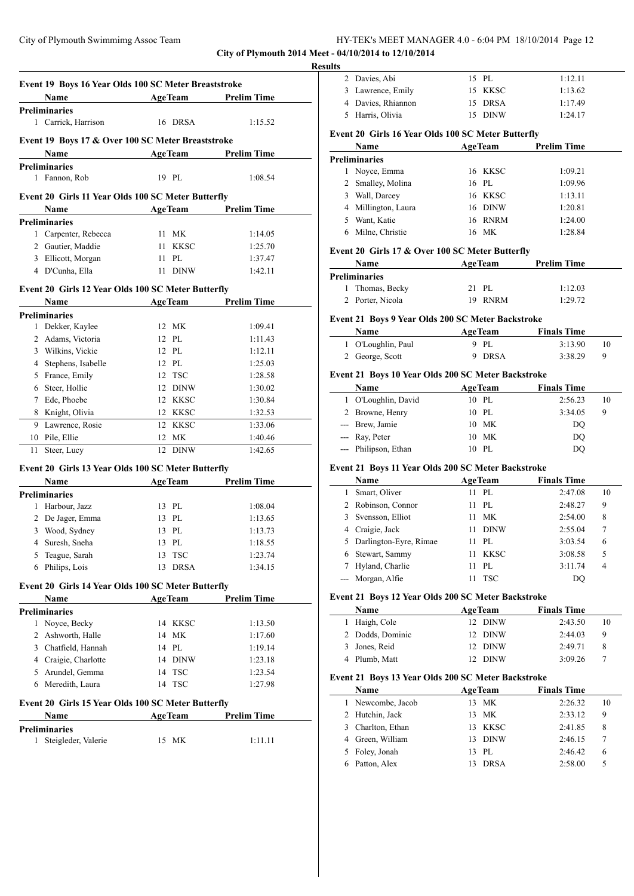**City of Plymouth 2014 Meet - 04/10/2014 to 12/10/2014**

**Results**

### Event 19 Boys 16 Year Olds 100 SC Meter Breaststroke

| | Name | Age | Team | Prelim Time |
|---|---|---|---|---|
| **Preliminaries** | | | | |
| 1 | Carrick, Harrison | 16 | DRSA | 1:15.52 |

### Event 19 Boys 17 & Over 100 SC Meter Breaststroke

| | Name | Age | Team | Prelim Time |
|---|---|---|---|---|
| **Preliminaries** | | | | |
| 1 | Fannon, Rob | 19 | PL | 1:08.54 |

### Event 20 Girls 11 Year Olds 100 SC Meter Butterfly

| | Name | Age | Team | Prelim Time |
|---|---|---|---|---|
| **Preliminaries** | | | | |
| 1 | Carpenter, Rebecca | 11 | MK | 1:14.05 |
| 2 | Gautier, Maddie | 11 | KKSC | 1:25.70 |
| 3 | Ellicott, Morgan | 11 | PL | 1:37.47 |
| 4 | D'Cunha, Ella | 11 | DINW | 1:42.11 |

### Event 20 Girls 12 Year Olds 100 SC Meter Butterfly

| | Name | Age | Team | Prelim Time |
|---|---|---|---|---|
| **Preliminaries** | | | | |
| 1 | Dekker, Kaylee | 12 | MK | 1:09.41 |
| 2 | Adams, Victoria | 12 | PL | 1:11.43 |
| 3 | Wilkins, Vickie | 12 | PL | 1:12.11 |
| 4 | Stephens, Isabelle | 12 | PL | 1:25.03 |
| 5 | France, Emily | 12 | TSC | 1:28.58 |
| 6 | Steer, Hollie | 12 | DINW | 1:30.02 |
| 7 | Ede, Phoebe | 12 | KKSC | 1:30.84 |
| 8 | Knight, Olivia | 12 | KKSC | 1:32.53 |
| 9 | Lawrence, Rosie | 12 | KKSC | 1:33.06 |
| 10 | Pile, Ellie | 12 | MK | 1:40.46 |
| 11 | Steer, Lucy | 12 | DINW | 1:42.65 |

### Event 20 Girls 13 Year Olds 100 SC Meter Butterfly

| | Name | Age | Team | Prelim Time |
|---|---|---|---|---|
| **Preliminaries** | | | | |
| 1 | Harbour, Jazz | 13 | PL | 1:08.04 |
| 2 | De Jager, Emma | 13 | PL | 1:13.65 |
| 3 | Wood, Sydney | 13 | PL | 1:13.73 |
| 4 | Suresh, Sneha | 13 | PL | 1:18.55 |
| 5 | Teague, Sarah | 13 | TSC | 1:23.74 |
| 6 | Philips, Lois | 13 | DRSA | 1:34.15 |

### Event 20 Girls 14 Year Olds 100 SC Meter Butterfly

| | Name | Age | Team | Prelim Time |
|---|---|---|---|---|
| **Preliminaries** | | | | |
| 1 | Noyce, Becky | 14 | KKSC | 1:13.50 |
| 2 | Ashworth, Halle | 14 | MK | 1:17.60 |
| 3 | Chatfield, Hannah | 14 | PL | 1:19.14 |
| 4 | Craigie, Charlotte | 14 | DINW | 1:23.18 |
| 5 | Arundel, Gemma | 14 | TSC | 1:23.54 |
| 6 | Meredith, Laura | 14 | TSC | 1:27.98 |

### Event 20 Girls 15 Year Olds 100 SC Meter Butterfly

| | Name | Age | Team | Prelim Time |
|---|---|---|---|---|
| **Preliminaries** | | | | |
| 1 | Steigleder, Valerie | 15 | MK | 1:11.11 |
| 2 | Davies, Abi | 15 | PL | 1:12.11 |
| 3 | Lawrence, Emily | 15 | KKSC | 1:13.62 |
| 4 | Davies, Rhiannon | 15 | DRSA | 1:17.49 |
| 5 | Harris, Olivia | 15 | DINW | 1:24.17 |

### Event 20 Girls 16 Year Olds 100 SC Meter Butterfly

| | Name | Age | Team | Prelim Time |
|---|---|---|---|---|
| **Preliminaries** | | | | |
| 1 | Noyce, Emma | 16 | KKSC | 1:09.21 |
| 2 | Smalley, Molina | 16 | PL | 1:09.96 |
| 3 | Wall, Darcey | 16 | KKSC | 1:13.11 |
| 4 | Millington, Laura | 16 | DINW | 1:20.81 |
| 5 | Want, Katie | 16 | RNRM | 1:24.00 |
| 6 | Milne, Christie | 16 | MK | 1:28.84 |

### Event 20 Girls 17 & Over 100 SC Meter Butterfly

| | Name | Age | Team | Prelim Time |
|---|---|---|---|---|
| **Preliminaries** | | | | |
| 1 | Thomas, Becky | 21 | PL | 1:12.03 |
| 2 | Porter, Nicola | 19 | RNRM | 1:29.72 |

### Event 21 Boys 9 Year Olds 200 SC Meter Backstroke

| | Name | Age | Team | Finals Time | Points |
|---|---|---|---|---|---|
| 1 | O'Loughlin, Paul | 9 | PL | 3:13.90 | 10 |
| 2 | George, Scott | 9 | DRSA | 3:38.29 | 9 |

### Event 21 Boys 10 Year Olds 200 SC Meter Backstroke

| | Name | Age | Team | Finals Time | Points |
|---|---|---|---|---|---|
| 1 | O'Loughlin, David | 10 | PL | 2:56.23 | 10 |
| 2 | Browne, Henry | 10 | PL | 3:34.05 | 9 |
| --- | Brew, Jamie | 10 | MK | DQ | |
| --- | Ray, Peter | 10 | MK | DQ | |
| --- | Philipson, Ethan | 10 | PL | DQ | |

### Event 21 Boys 11 Year Olds 200 SC Meter Backstroke

| | Name | Age | Team | Finals Time | Points |
|---|---|---|---|---|---|
| 1 | Smart, Oliver | 11 | PL | 2:47.08 | 10 |
| 2 | Robinson, Connor | 11 | PL | 2:48.27 | 9 |
| 3 | Svensson, Elliot | 11 | MK | 2:54.00 | 8 |
| 4 | Craigie, Jack | 11 | DINW | 2:55.04 | 7 |
| 5 | Darlington-Eyre, Rimae | 11 | PL | 3:03.54 | 6 |
| 6 | Stewart, Sammy | 11 | KKSC | 3:08.58 | 5 |
| 7 | Hyland, Charlie | 11 | PL | 3:11.74 | 4 |
| --- | Morgan, Alfie | 11 | TSC | DQ | |

### Event 21 Boys 12 Year Olds 200 SC Meter Backstroke

| | Name | Age | Team | Finals Time | Points |
|---|---|---|---|---|---|
| 1 | Haigh, Cole | 12 | DINW | 2:43.50 | 10 |
| 2 | Dodds, Dominic | 12 | DINW | 2:44.03 | 9 |
| 3 | Jones, Reid | 12 | DINW | 2:49.71 | 8 |
| 4 | Plumb, Matt | 12 | DINW | 3:09.26 | 7 |

### Event 21 Boys 13 Year Olds 200 SC Meter Backstroke

| | Name | Age | Team | Finals Time | Points |
|---|---|---|---|---|---|
| 1 | Newcombe, Jacob | 13 | MK | 2:26.32 | 10 |
| 2 | Hutchin, Jack | 13 | MK | 2:33.12 | 9 |
| 3 | Charlton, Ethan | 13 | KKSC | 2:41.85 | 8 |
| 4 | Green, William | 13 | DINW | 2:46.15 | 7 |
| 5 | Foley, Jonah | 13 | PL | 2:46.42 | 6 |
| 6 | Patton, Alex | 13 | DRSA | 2:58.00 | 5 |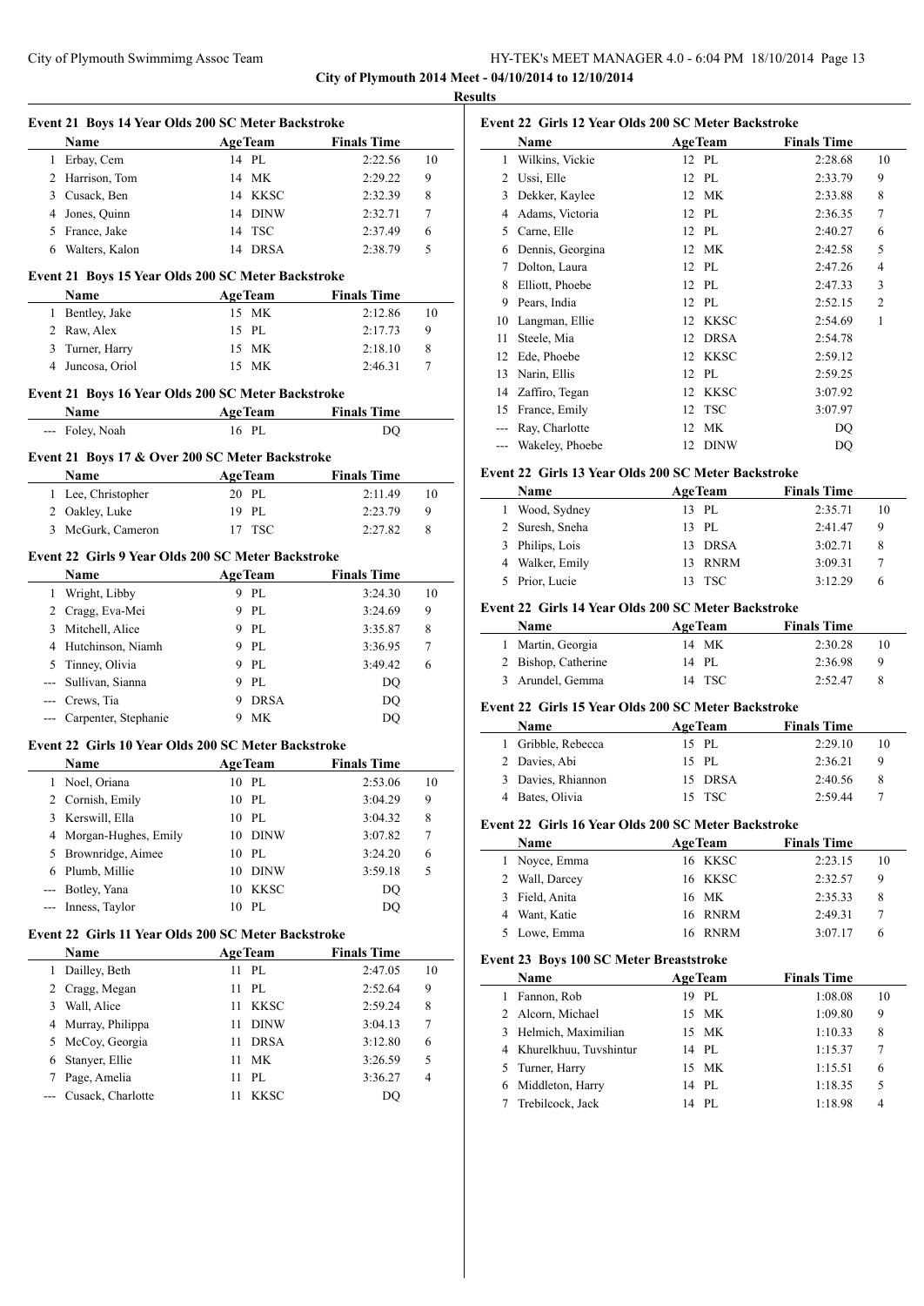**City of Plymouth 2014 Meet - 04/10/2014 to 12/10/2014**

**Results**

### Event 21 Boys 14 Year Olds 200 SC Meter Backstroke

| | Name | Age | Team | Finals Time | |
|---|---|---|---|---|---|
| 1 | Erbay, Cem | 14 | PL | 2:22.56 | 10 |
| 2 | Harrison, Tom | 14 | MK | 2:29.22 | 9 |
| 3 | Cusack, Ben | 14 | KKSC | 2:32.39 | 8 |
| 4 | Jones, Quinn | 14 | DINW | 2:32.71 | 7 |
| 5 | France, Jake | 14 | TSC | 2:37.49 | 6 |
| 6 | Walters, Kalon | 14 | DRSA | 2:38.79 | 5 |

### Event 21 Boys 15 Year Olds 200 SC Meter Backstroke

| | Name | Age | Team | Finals Time | |
|---|---|---|---|---|---|
| 1 | Bentley, Jake | 15 | MK | 2:12.86 | 10 |
| 2 | Raw, Alex | 15 | PL | 2:17.73 | 9 |
| 3 | Turner, Harry | 15 | MK | 2:18.10 | 8 |
| 4 | Juncosa, Oriol | 15 | MK | 2:46.31 | 7 |

### Event 21 Boys 16 Year Olds 200 SC Meter Backstroke

| | Name | Age | Team | Finals Time | |
|---|---|---|---|---|---|
| --- | Foley, Noah | 16 | PL | DQ | |

### Event 21 Boys 17 & Over 200 SC Meter Backstroke

| | Name | Age | Team | Finals Time | |
|---|---|---|---|---|---|
| 1 | Lee, Christopher | 20 | PL | 2:11.49 | 10 |
| 2 | Oakley, Luke | 19 | PL | 2:23.79 | 9 |
| 3 | McGurk, Cameron | 17 | TSC | 2:27.82 | 8 |

### Event 22 Girls 9 Year Olds 200 SC Meter Backstroke

| | Name | Age | Team | Finals Time | |
|---|---|---|---|---|---|
| 1 | Wright, Libby | 9 | PL | 3:24.30 | 10 |
| 2 | Cragg, Eva-Mei | 9 | PL | 3:24.69 | 9 |
| 3 | Mitchell, Alice | 9 | PL | 3:35.87 | 8 |
| 4 | Hutchinson, Niamh | 9 | PL | 3:36.95 | 7 |
| 5 | Tinney, Olivia | 9 | PL | 3:49.42 | 6 |
| --- | Sullivan, Sianna | 9 | PL | DQ | |
| --- | Crews, Tia | 9 | DRSA | DQ | |
| --- | Carpenter, Stephanie | 9 | MK | DQ | |

### Event 22 Girls 10 Year Olds 200 SC Meter Backstroke

| | Name | Age | Team | Finals Time | |
|---|---|---|---|---|---|
| 1 | Noel, Oriana | 10 | PL | 2:53.06 | 10 |
| 2 | Cornish, Emily | 10 | PL | 3:04.29 | 9 |
| 3 | Kerswill, Ella | 10 | PL | 3:04.32 | 8 |
| 4 | Morgan-Hughes, Emily | 10 | DINW | 3:07.82 | 7 |
| 5 | Brownridge, Aimee | 10 | PL | 3:24.20 | 6 |
| 6 | Plumb, Millie | 10 | DINW | 3:59.18 | 5 |
| --- | Botley, Yana | 10 | KKSC | DQ | |
| --- | Inness, Taylor | 10 | PL | DQ | |

### Event 22 Girls 11 Year Olds 200 SC Meter Backstroke

| | Name | Age | Team | Finals Time | |
|---|---|---|---|---|---|
| 1 | Dailley, Beth | 11 | PL | 2:47.05 | 10 |
| 2 | Cragg, Megan | 11 | PL | 2:52.64 | 9 |
| 3 | Wall, Alice | 11 | KKSC | 2:59.24 | 8 |
| 4 | Murray, Philippa | 11 | DINW | 3:04.13 | 7 |
| 5 | McCoy, Georgia | 11 | DRSA | 3:12.80 | 6 |
| 6 | Stanyer, Ellie | 11 | MK | 3:26.59 | 5 |
| 7 | Page, Amelia | 11 | PL | 3:36.27 | 4 |
| --- | Cusack, Charlotte | 11 | KKSC | DQ | |

### Event 22 Girls 12 Year Olds 200 SC Meter Backstroke

| | Name | Age | Team | Finals Time | |
|---|---|---|---|---|---|
| 1 | Wilkins, Vickie | 12 | PL | 2:28.68 | 10 |
| 2 | Ussi, Elle | 12 | PL | 2:33.79 | 9 |
| 3 | Dekker, Kaylee | 12 | MK | 2:33.88 | 8 |
| 4 | Adams, Victoria | 12 | PL | 2:36.35 | 7 |
| 5 | Carne, Elle | 12 | PL | 2:40.27 | 6 |
| 6 | Dennis, Georgina | 12 | MK | 2:42.58 | 5 |
| 7 | Dolton, Laura | 12 | PL | 2:47.26 | 4 |
| 8 | Elliott, Phoebe | 12 | PL | 2:47.33 | 3 |
| 9 | Pears, India | 12 | PL | 2:52.15 | 2 |
| 10 | Langman, Ellie | 12 | KKSC | 2:54.69 | 1 |
| 11 | Steele, Mia | 12 | DRSA | 2:54.78 | |
| 12 | Ede, Phoebe | 12 | KKSC | 2:59.12 | |
| 13 | Narin, Ellis | 12 | PL | 2:59.25 | |
| 14 | Zaffiro, Tegan | 12 | KKSC | 3:07.92 | |
| 15 | France, Emily | 12 | TSC | 3:07.97 | |
| --- | Ray, Charlotte | 12 | MK | DQ | |
| --- | Wakeley, Phoebe | 12 | DINW | DQ | |

### Event 22 Girls 13 Year Olds 200 SC Meter Backstroke

| | Name | Age | Team | Finals Time | |
|---|---|---|---|---|---|
| 1 | Wood, Sydney | 13 | PL | 2:35.71 | 10 |
| 2 | Suresh, Sneha | 13 | PL | 2:41.47 | 9 |
| 3 | Philips, Lois | 13 | DRSA | 3:02.71 | 8 |
| 4 | Walker, Emily | 13 | RNRM | 3:09.31 | 7 |
| 5 | Prior, Lucie | 13 | TSC | 3:12.29 | 6 |

### Event 22 Girls 14 Year Olds 200 SC Meter Backstroke

| | Name | Age | Team | Finals Time | |
|---|---|---|---|---|---|
| 1 | Martin, Georgia | 14 | MK | 2:30.28 | 10 |
| 2 | Bishop, Catherine | 14 | PL | 2:36.98 | 9 |
| 3 | Arundel, Gemma | 14 | TSC | 2:52.47 | 8 |

### Event 22 Girls 15 Year Olds 200 SC Meter Backstroke

| | Name | Age | Team | Finals Time | |
|---|---|---|---|---|---|
| 1 | Gribble, Rebecca | 15 | PL | 2:29.10 | 10 |
| 2 | Davies, Abi | 15 | PL | 2:36.21 | 9 |
| 3 | Davies, Rhiannon | 15 | DRSA | 2:40.56 | 8 |
| 4 | Bates, Olivia | 15 | TSC | 2:59.44 | 7 |

### Event 22 Girls 16 Year Olds 200 SC Meter Backstroke

| | Name | Age | Team | Finals Time | |
|---|---|---|---|---|---|
| 1 | Noyce, Emma | 16 | KKSC | 2:23.15 | 10 |
| 2 | Wall, Darcey | 16 | KKSC | 2:32.57 | 9 |
| 3 | Field, Anita | 16 | MK | 2:35.33 | 8 |
| 4 | Want, Katie | 16 | RNRM | 2:49.31 | 7 |
| 5 | Lowe, Emma | 16 | RNRM | 3:07.17 | 6 |

### Event 23 Boys 100 SC Meter Breaststroke

| | Name | Age | Team | Finals Time | |
|---|---|---|---|---|---|
| 1 | Fannon, Rob | 19 | PL | 1:08.08 | 10 |
| 2 | Alcorn, Michael | 15 | MK | 1:09.80 | 9 |
| 3 | Helmich, Maximilian | 15 | MK | 1:10.33 | 8 |
| 4 | Khurelkhuu, Tuvshintur | 14 | PL | 1:15.37 | 7 |
| 5 | Turner, Harry | 15 | MK | 1:15.51 | 6 |
| 6 | Middleton, Harry | 14 | PL | 1:18.35 | 5 |
| 7 | Trebilcock, Jack | 14 | PL | 1:18.98 | 4 |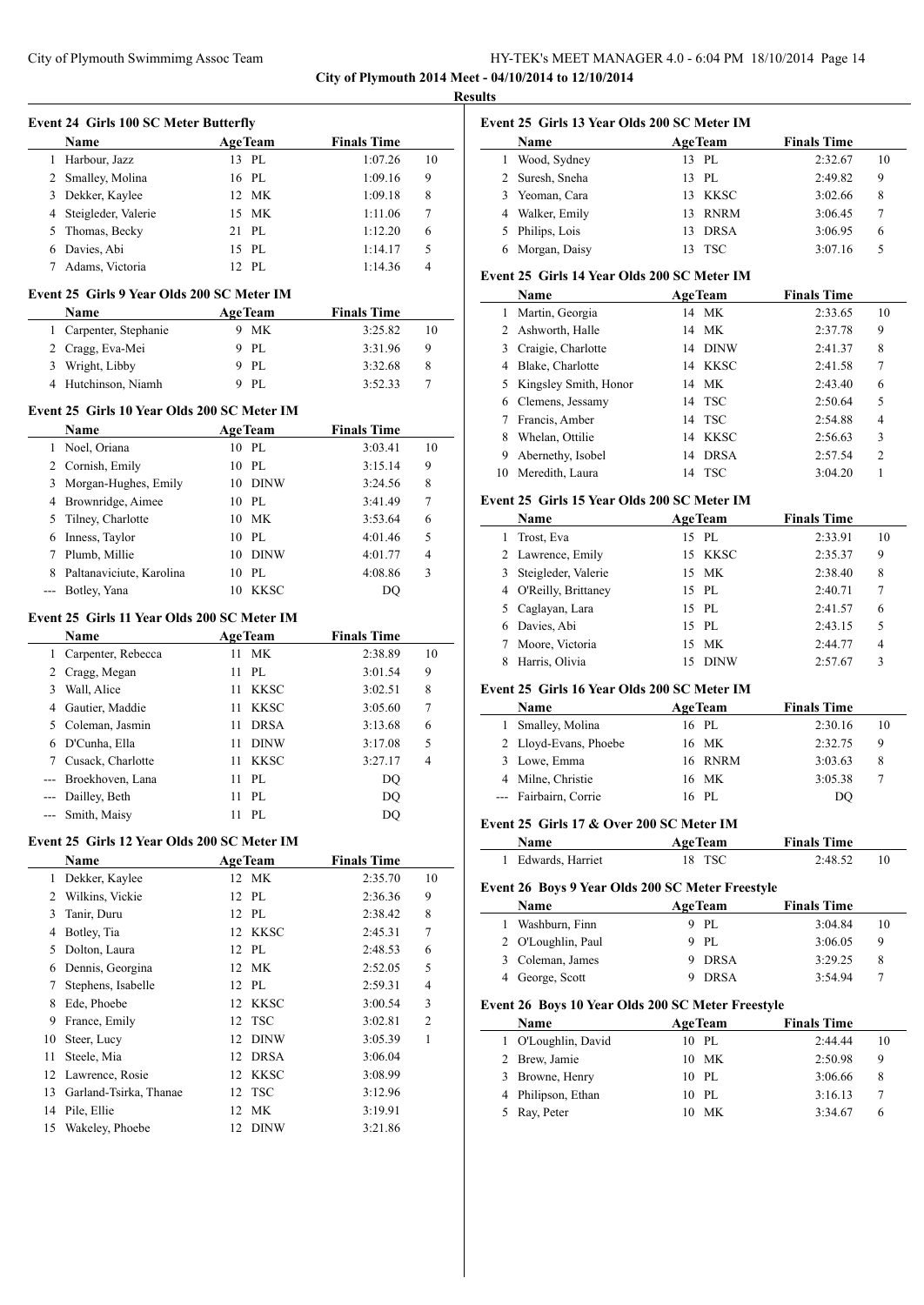## City of Plymouth 2014 Meet - 04/10/2014 to 12/10/2014

### Results

#### Event 24 Girls 100 SC Meter Butterfly

| | Name | Age | Team | Finals Time | |
|---|---|---|---|---|---|
| 1 | Harbour, Jazz | 13 | PL | 1:07.26 | 10 |
| 2 | Smalley, Molina | 16 | PL | 1:09.16 | 9 |
| 3 | Dekker, Kaylee | 12 | MK | 1:09.18 | 8 |
| 4 | Steigleder, Valerie | 15 | MK | 1:11.06 | 7 |
| 5 | Thomas, Becky | 21 | PL | 1:12.20 | 6 |
| 6 | Davies, Abi | 15 | PL | 1:14.17 | 5 |
| 7 | Adams, Victoria | 12 | PL | 1:14.36 | 4 |

#### Event 25 Girls 9 Year Olds 200 SC Meter IM

| | Name | Age | Team | Finals Time | |
|---|---|---|---|---|---|
| 1 | Carpenter, Stephanie | 9 | MK | 3:25.82 | 10 |
| 2 | Cragg, Eva-Mei | 9 | PL | 3:31.96 | 9 |
| 3 | Wright, Libby | 9 | PL | 3:32.68 | 8 |
| 4 | Hutchinson, Niamh | 9 | PL | 3:52.33 | 7 |

#### Event 25 Girls 10 Year Olds 200 SC Meter IM

| | Name | Age | Team | Finals Time | |
|---|---|---|---|---|---|
| 1 | Noel, Oriana | 10 | PL | 3:03.41 | 10 |
| 2 | Cornish, Emily | 10 | PL | 3:15.14 | 9 |
| 3 | Morgan-Hughes, Emily | 10 | DINW | 3:24.56 | 8 |
| 4 | Brownridge, Aimee | 10 | PL | 3:41.49 | 7 |
| 5 | Tilney, Charlotte | 10 | MK | 3:53.64 | 6 |
| 6 | Inness, Taylor | 10 | PL | 4:01.46 | 5 |
| 7 | Plumb, Millie | 10 | DINW | 4:01.77 | 4 |
| 8 | Paltanaviciute, Karolina | 10 | PL | 4:08.86 | 3 |
| --- | Botley, Yana | 10 | KKSC | DQ | |

#### Event 25 Girls 11 Year Olds 200 SC Meter IM

| | Name | Age | Team | Finals Time | |
|---|---|---|---|---|---|
| 1 | Carpenter, Rebecca | 11 | MK | 2:38.89 | 10 |
| 2 | Cragg, Megan | 11 | PL | 3:01.54 | 9 |
| 3 | Wall, Alice | 11 | KKSC | 3:02.51 | 8 |
| 4 | Gautier, Maddie | 11 | KKSC | 3:05.60 | 7 |
| 5 | Coleman, Jasmin | 11 | DRSA | 3:13.68 | 6 |
| 6 | D'Cunha, Ella | 11 | DINW | 3:17.08 | 5 |
| 7 | Cusack, Charlotte | 11 | KKSC | 3:27.17 | 4 |
| --- | Broekhoven, Lana | 11 | PL | DQ | |
| --- | Dailley, Beth | 11 | PL | DQ | |
| --- | Smith, Maisy | 11 | PL | DQ | |

#### Event 25 Girls 12 Year Olds 200 SC Meter IM

| | Name | Age | Team | Finals Time | |
|---|---|---|---|---|---|
| 1 | Dekker, Kaylee | 12 | MK | 2:35.70 | 10 |
| 2 | Wilkins, Vickie | 12 | PL | 2:36.36 | 9 |
| 3 | Tanir, Duru | 12 | PL | 2:38.42 | 8 |
| 4 | Botley, Tia | 12 | KKSC | 2:45.31 | 7 |
| 5 | Dolton, Laura | 12 | PL | 2:48.53 | 6 |
| 6 | Dennis, Georgina | 12 | MK | 2:52.05 | 5 |
| 7 | Stephens, Isabelle | 12 | PL | 2:59.31 | 4 |
| 8 | Ede, Phoebe | 12 | KKSC | 3:00.54 | 3 |
| 9 | France, Emily | 12 | TSC | 3:02.81 | 2 |
| 10 | Steer, Lucy | 12 | DINW | 3:05.39 | 1 |
| 11 | Steele, Mia | 12 | DRSA | 3:06.04 | |
| 12 | Lawrence, Rosie | 12 | KKSC | 3:08.99 | |
| 13 | Garland-Tsirka, Thanae | 12 | TSC | 3:12.96 | |
| 14 | Pile, Ellie | 12 | MK | 3:19.91 | |
| 15 | Wakeley, Phoebe | 12 | DINW | 3:21.86 | |

#### Event 25 Girls 13 Year Olds 200 SC Meter IM

| | Name | Age | Team | Finals Time | |
|---|---|---|---|---|---|
| 1 | Wood, Sydney | 13 | PL | 2:32.67 | 10 |
| 2 | Suresh, Sneha | 13 | PL | 2:49.82 | 9 |
| 3 | Yeoman, Cara | 13 | KKSC | 3:02.66 | 8 |
| 4 | Walker, Emily | 13 | RNRM | 3:06.45 | 7 |
| 5 | Philips, Lois | 13 | DRSA | 3:06.95 | 6 |
| 6 | Morgan, Daisy | 13 | TSC | 3:07.16 | 5 |

#### Event 25 Girls 14 Year Olds 200 SC Meter IM

| | Name | Age | Team | Finals Time | |
|---|---|---|---|---|---|
| 1 | Martin, Georgia | 14 | MK | 2:33.65 | 10 |
| 2 | Ashworth, Halle | 14 | MK | 2:37.78 | 9 |
| 3 | Craigie, Charlotte | 14 | DINW | 2:41.37 | 8 |
| 4 | Blake, Charlotte | 14 | KKSC | 2:41.58 | 7 |
| 5 | Kingsley Smith, Honor | 14 | MK | 2:43.40 | 6 |
| 6 | Clemens, Jessamy | 14 | TSC | 2:50.64 | 5 |
| 7 | Francis, Amber | 14 | TSC | 2:54.88 | 4 |
| 8 | Whelan, Ottilie | 14 | KKSC | 2:56.63 | 3 |
| 9 | Abernethy, Isobel | 14 | DRSA | 2:57.54 | 2 |
| 10 | Meredith, Laura | 14 | TSC | 3:04.20 | 1 |

#### Event 25 Girls 15 Year Olds 200 SC Meter IM

| | Name | Age | Team | Finals Time | |
|---|---|---|---|---|---|
| 1 | Trost, Eva | 15 | PL | 2:33.91 | 10 |
| 2 | Lawrence, Emily | 15 | KKSC | 2:35.37 | 9 |
| 3 | Steigleder, Valerie | 15 | MK | 2:38.40 | 8 |
| 4 | O'Reilly, Brittaney | 15 | PL | 2:40.71 | 7 |
| 5 | Caglayan, Lara | 15 | PL | 2:41.57 | 6 |
| 6 | Davies, Abi | 15 | PL | 2:43.15 | 5 |
| 7 | Moore, Victoria | 15 | MK | 2:44.77 | 4 |
| 8 | Harris, Olivia | 15 | DINW | 2:57.67 | 3 |

#### Event 25 Girls 16 Year Olds 200 SC Meter IM

| | Name | Age | Team | Finals Time | |
|---|---|---|---|---|---|
| 1 | Smalley, Molina | 16 | PL | 2:30.16 | 10 |
| 2 | Lloyd-Evans, Phoebe | 16 | MK | 2:32.75 | 9 |
| 3 | Lowe, Emma | 16 | RNRM | 3:03.63 | 8 |
| 4 | Milne, Christie | 16 | MK | 3:05.38 | 7 |
| --- | Fairbairn, Corrie | 16 | PL | DQ | |

#### Event 25 Girls 17 & Over 200 SC Meter IM

| | Name | Age | Team | Finals Time | |
|---|---|---|---|---|---|
| 1 | Edwards, Harriet | 18 | TSC | 2:48.52 | 10 |

#### Event 26 Boys 9 Year Olds 200 SC Meter Freestyle

| | Name | Age | Team | Finals Time | |
|---|---|---|---|---|---|
| 1 | Washburn, Finn | 9 | PL | 3:04.84 | 10 |
| 2 | O'Loughlin, Paul | 9 | PL | 3:06.05 | 9 |
| 3 | Coleman, James | 9 | DRSA | 3:29.25 | 8 |
| 4 | George, Scott | 9 | DRSA | 3:54.94 | 7 |

#### Event 26 Boys 10 Year Olds 200 SC Meter Freestyle

| | Name | Age | Team | Finals Time | |
|---|---|---|---|---|---|
| 1 | O'Loughlin, David | 10 | PL | 2:44.44 | 10 |
| 2 | Brew, Jamie | 10 | MK | 2:50.98 | 9 |
| 3 | Browne, Henry | 10 | PL | 3:06.66 | 8 |
| 4 | Philipson, Ethan | 10 | PL | 3:16.13 | 7 |
| 5 | Ray, Peter | 10 | MK | 3:34.67 | 6 |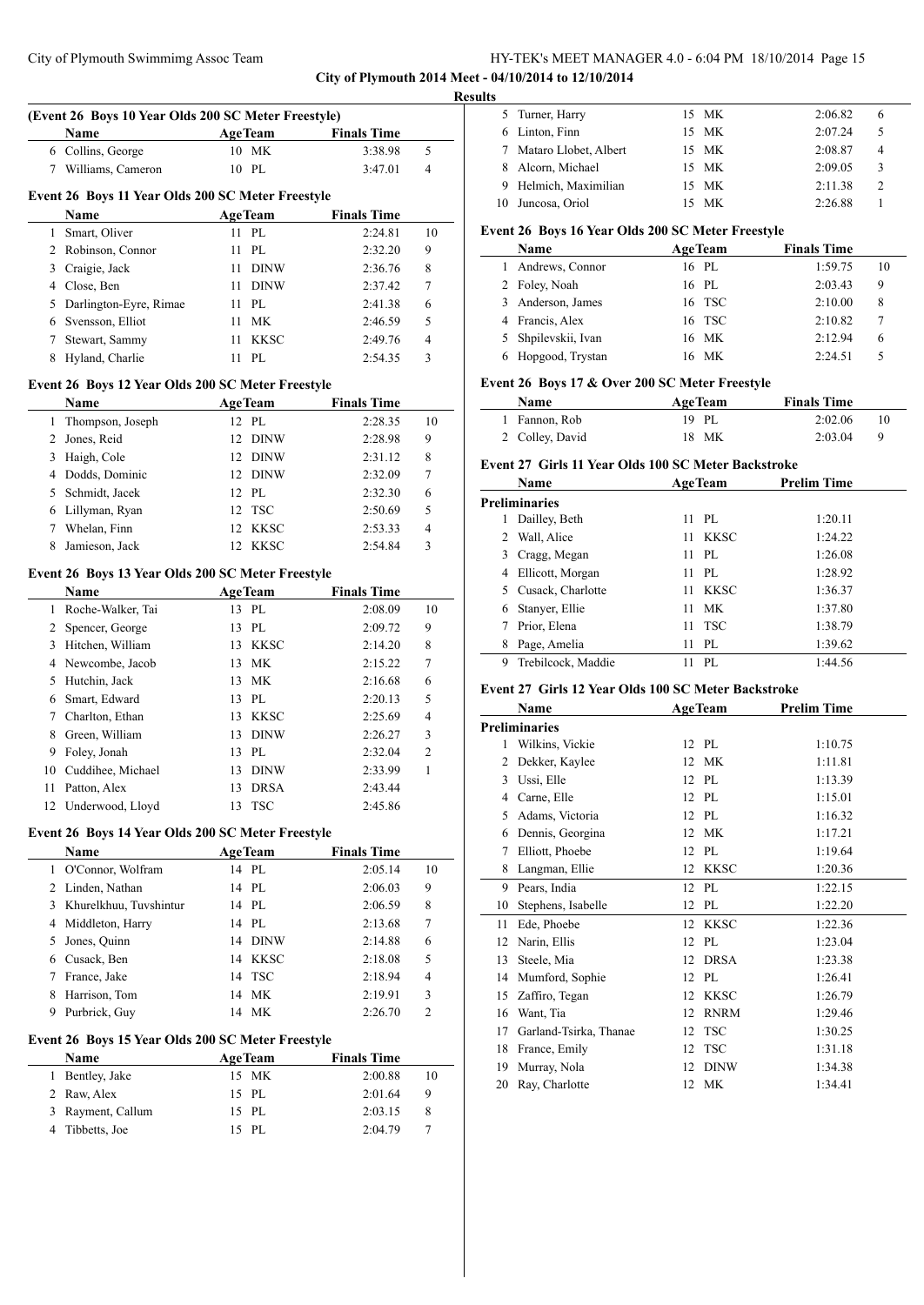**City of Plymouth 2014 Meet - 04/10/2014 to 12/10/2014**

**Results**

**(Event 26 Boys 10 Year Olds 200 SC Meter Freestyle)**

| | Name | Age | Team | Finals Time | |
|---|---|---|---|---|---|
| 6 | Collins, George | 10 | MK | 3:38.98 | 5 |
| 7 | Williams, Cameron | 10 | PL | 3:47.01 | 4 |

**Event 26 Boys 11 Year Olds 200 SC Meter Freestyle**

| | Name | Age | Team | Finals Time | |
|---|---|---|---|---|---|
| 1 | Smart, Oliver | 11 | PL | 2:24.81 | 10 |
| 2 | Robinson, Connor | 11 | PL | 2:32.20 | 9 |
| 3 | Craigie, Jack | 11 | DINW | 2:36.76 | 8 |
| 4 | Close, Ben | 11 | DINW | 2:37.42 | 7 |
| 5 | Darlington-Eyre, Rimae | 11 | PL | 2:41.38 | 6 |
| 6 | Svensson, Elliot | 11 | MK | 2:46.59 | 5 |
| 7 | Stewart, Sammy | 11 | KKSC | 2:49.76 | 4 |
| 8 | Hyland, Charlie | 11 | PL | 2:54.35 | 3 |

**Event 26 Boys 12 Year Olds 200 SC Meter Freestyle**

| | Name | Age | Team | Finals Time | |
|---|---|---|---|---|---|
| 1 | Thompson, Joseph | 12 | PL | 2:28.35 | 10 |
| 2 | Jones, Reid | 12 | DINW | 2:28.98 | 9 |
| 3 | Haigh, Cole | 12 | DINW | 2:31.12 | 8 |
| 4 | Dodds, Dominic | 12 | DINW | 2:32.09 | 7 |
| 5 | Schmidt, Jacek | 12 | PL | 2:32.30 | 6 |
| 6 | Lillyman, Ryan | 12 | TSC | 2:50.69 | 5 |
| 7 | Whelan, Finn | 12 | KKSC | 2:53.33 | 4 |
| 8 | Jamieson, Jack | 12 | KKSC | 2:54.84 | 3 |

**Event 26 Boys 13 Year Olds 200 SC Meter Freestyle**

| | Name | Age | Team | Finals Time | |
|---|---|---|---|---|---|
| 1 | Roche-Walker, Tai | 13 | PL | 2:08.09 | 10 |
| 2 | Spencer, George | 13 | PL | 2:09.72 | 9 |
| 3 | Hitchen, William | 13 | KKSC | 2:14.20 | 8 |
| 4 | Newcombe, Jacob | 13 | MK | 2:15.22 | 7 |
| 5 | Hutchin, Jack | 13 | MK | 2:16.68 | 6 |
| 6 | Smart, Edward | 13 | PL | 2:20.13 | 5 |
| 7 | Charlton, Ethan | 13 | KKSC | 2:25.69 | 4 |
| 8 | Green, William | 13 | DINW | 2:26.27 | 3 |
| 9 | Foley, Jonah | 13 | PL | 2:32.04 | 2 |
| 10 | Cuddihee, Michael | 13 | DINW | 2:33.99 | 1 |
| 11 | Patton, Alex | 13 | DRSA | 2:43.44 | |
| 12 | Underwood, Lloyd | 13 | TSC | 2:45.86 | |

**Event 26 Boys 14 Year Olds 200 SC Meter Freestyle**

| | Name | Age | Team | Finals Time | |
|---|---|---|---|---|---|
| 1 | O'Connor, Wolfram | 14 | PL | 2:05.14 | 10 |
| 2 | Linden, Nathan | 14 | PL | 2:06.03 | 9 |
| 3 | Khurelkhuu, Tuvshintur | 14 | PL | 2:06.59 | 8 |
| 4 | Middleton, Harry | 14 | PL | 2:13.68 | 7 |
| 5 | Jones, Quinn | 14 | DINW | 2:14.88 | 6 |
| 6 | Cusack, Ben | 14 | KKSC | 2:18.08 | 5 |
| 7 | France, Jake | 14 | TSC | 2:18.94 | 4 |
| 8 | Harrison, Tom | 14 | MK | 2:19.91 | 3 |
| 9 | Purbrick, Guy | 14 | MK | 2:26.70 | 2 |

**Event 26 Boys 15 Year Olds 200 SC Meter Freestyle**

| | Name | Age | Team | Finals Time | |
|---|---|---|---|---|---|
| 1 | Bentley, Jake | 15 | MK | 2:00.88 | 10 |
| 2 | Raw, Alex | 15 | PL | 2:01.64 | 9 |
| 3 | Rayment, Callum | 15 | PL | 2:03.15 | 8 |
| 4 | Tibbetts, Joe | 15 | PL | 2:04.79 | 7 |
| 5 | Turner, Harry | 15 | MK | 2:06.82 | 6 |
| 6 | Linton, Finn | 15 | MK | 2:07.24 | 5 |
| 7 | Mataro Llobet, Albert | 15 | MK | 2:08.87 | 4 |
| 8 | Alcorn, Michael | 15 | MK | 2:09.05 | 3 |
| 9 | Helmich, Maximilian | 15 | MK | 2:11.38 | 2 |
| 10 | Juncosa, Oriol | 15 | MK | 2:26.88 | 1 |

**Event 26 Boys 16 Year Olds 200 SC Meter Freestyle**

| | Name | Age | Team | Finals Time | |
|---|---|---|---|---|---|
| 1 | Andrews, Connor | 16 | PL | 1:59.75 | 10 |
| 2 | Foley, Noah | 16 | PL | 2:03.43 | 9 |
| 3 | Anderson, James | 16 | TSC | 2:10.00 | 8 |
| 4 | Francis, Alex | 16 | TSC | 2:10.82 | 7 |
| 5 | Shpilevskii, Ivan | 16 | MK | 2:12.94 | 6 |
| 6 | Hopgood, Trystan | 16 | MK | 2:24.51 | 5 |

**Event 26 Boys 17 & Over 200 SC Meter Freestyle**

| | Name | Age | Team | Finals Time | |
|---|---|---|---|---|---|
| 1 | Fannon, Rob | 19 | PL | 2:02.06 | 10 |
| 2 | Colley, David | 18 | MK | 2:03.04 | 9 |

**Event 27 Girls 11 Year Olds 100 SC Meter Backstroke**

| | Name | Age | Team | Prelim Time |
|---|---|---|---|---|
| **Preliminaries** | | | | |
| 1 | Dailley, Beth | 11 | PL | 1:20.11 |
| 2 | Wall, Alice | 11 | KKSC | 1:24.22 |
| 3 | Cragg, Megan | 11 | PL | 1:26.08 |
| 4 | Ellicott, Morgan | 11 | PL | 1:28.92 |
| 5 | Cusack, Charlotte | 11 | KKSC | 1:36.37 |
| 6 | Stanyer, Ellie | 11 | MK | 1:37.80 |
| 7 | Prior, Elena | 11 | TSC | 1:38.79 |
| 8 | Page, Amelia | 11 | PL | 1:39.62 |
| 9 | Trebilcock, Maddie | 11 | PL | 1:44.56 |

**Event 27 Girls 12 Year Olds 100 SC Meter Backstroke**

| | Name | Age | Team | Prelim Time |
|---|---|---|---|---|
| **Preliminaries** | | | | |
| 1 | Wilkins, Vickie | 12 | PL | 1:10.75 |
| 2 | Dekker, Kaylee | 12 | MK | 1:11.81 |
| 3 | Ussi, Elle | 12 | PL | 1:13.39 |
| 4 | Carne, Elle | 12 | PL | 1:15.01 |
| 5 | Adams, Victoria | 12 | PL | 1:16.32 |
| 6 | Dennis, Georgina | 12 | MK | 1:17.21 |
| 7 | Elliott, Phoebe | 12 | PL | 1:19.64 |
| 8 | Langman, Ellie | 12 | KKSC | 1:20.36 |
| 9 | Pears, India | 12 | PL | 1:22.15 |
| 10 | Stephens, Isabelle | 12 | PL | 1:22.20 |
| 11 | Ede, Phoebe | 12 | KKSC | 1:22.36 |
| 12 | Narin, Ellis | 12 | PL | 1:23.04 |
| 13 | Steele, Mia | 12 | DRSA | 1:23.38 |
| 14 | Mumford, Sophie | 12 | PL | 1:26.41 |
| 15 | Zaffiro, Tegan | 12 | KKSC | 1:26.79 |
| 16 | Want, Tia | 12 | RNRM | 1:29.46 |
| 17 | Garland-Tsirka, Thanae | 12 | TSC | 1:30.25 |
| 18 | France, Emily | 12 | TSC | 1:31.18 |
| 19 | Murray, Nola | 12 | DINW | 1:34.38 |
| 20 | Ray, Charlotte | 12 | MK | 1:34.41 |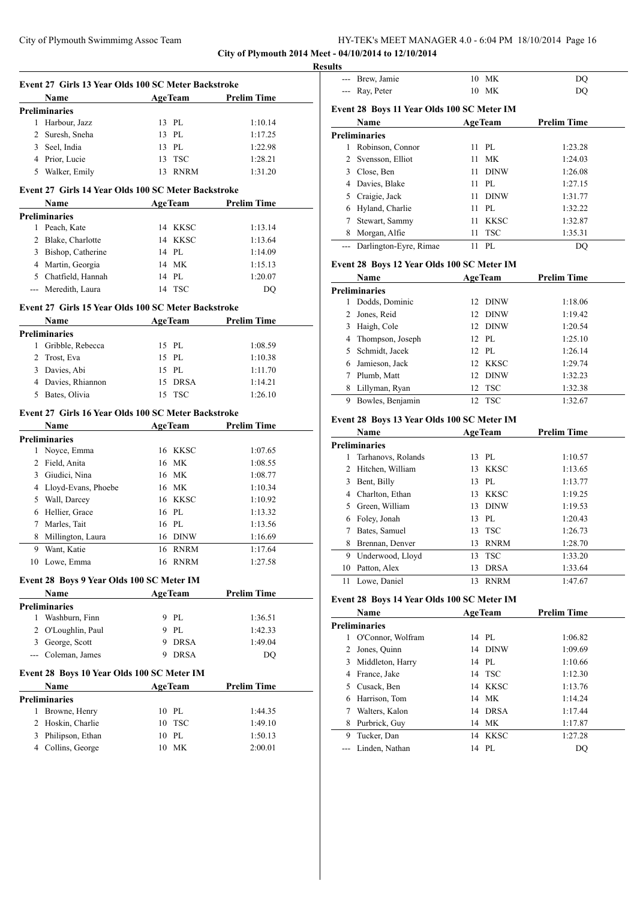City of Plymouth 2014 Meet - 04/10/2014 to 12/10/2014

**Results**

### Event 27 Girls 13 Year Olds 100 SC Meter Backstroke

| | Name | Age | Team | Prelim Time |
|---|---|---|---|---|
| **Preliminaries** | | | | |
| 1 | Harbour, Jazz | 13 | PL | 1:10.14 |
| 2 | Suresh, Sneha | 13 | PL | 1:17.25 |
| 3 | Seel, India | 13 | PL | 1:22.98 |
| 4 | Prior, Lucie | 13 | TSC | 1:28.21 |
| 5 | Walker, Emily | 13 | RNRM | 1:31.20 |

### Event 27 Girls 14 Year Olds 100 SC Meter Backstroke

| | Name | Age | Team | Prelim Time |
|---|---|---|---|---|
| **Preliminaries** | | | | |
| 1 | Peach, Kate | 14 | KKSC | 1:13.14 |
| 2 | Blake, Charlotte | 14 | KKSC | 1:13.64 |
| 3 | Bishop, Catherine | 14 | PL | 1:14.09 |
| 4 | Martin, Georgia | 14 | MK | 1:15.13 |
| 5 | Chatfield, Hannah | 14 | PL | 1:20.07 |
| --- | Meredith, Laura | 14 | TSC | DQ |

### Event 27 Girls 15 Year Olds 100 SC Meter Backstroke

| | Name | Age | Team | Prelim Time |
|---|---|---|---|---|
| **Preliminaries** | | | | |
| 1 | Gribble, Rebecca | 15 | PL | 1:08.59 |
| 2 | Trost, Eva | 15 | PL | 1:10.38 |
| 3 | Davies, Abi | 15 | PL | 1:11.70 |
| 4 | Davies, Rhiannon | 15 | DRSA | 1:14.21 |
| 5 | Bates, Olivia | 15 | TSC | 1:26.10 |

### Event 27 Girls 16 Year Olds 100 SC Meter Backstroke

| | Name | Age | Team | Prelim Time |
|---|---|---|---|---|
| **Preliminaries** | | | | |
| 1 | Noyce, Emma | 16 | KKSC | 1:07.65 |
| 2 | Field, Anita | 16 | MK | 1:08.55 |
| 3 | Giudici, Nina | 16 | MK | 1:08.77 |
| 4 | Lloyd-Evans, Phoebe | 16 | MK | 1:10.34 |
| 5 | Wall, Darcey | 16 | KKSC | 1:10.92 |
| 6 | Hellier, Grace | 16 | PL | 1:13.32 |
| 7 | Marles, Tait | 16 | PL | 1:13.56 |
| 8 | Millington, Laura | 16 | DINW | 1:16.69 |
| 9 | Want, Katie | 16 | RNRM | 1:17.64 |
| 10 | Lowe, Emma | 16 | RNRM | 1:27.58 |

### Event 28 Boys 9 Year Olds 100 SC Meter IM

| | Name | Age | Team | Prelim Time |
|---|---|---|---|---|
| **Preliminaries** | | | | |
| 1 | Washburn, Finn | 9 | PL | 1:36.51 |
| 2 | O'Loughlin, Paul | 9 | PL | 1:42.33 |
| 3 | George, Scott | 9 | DRSA | 1:49.04 |
| --- | Coleman, James | 9 | DRSA | DQ |

### Event 28 Boys 10 Year Olds 100 SC Meter IM

| | Name | Age | Team | Prelim Time |
|---|---|---|---|---|
| **Preliminaries** | | | | |
| 1 | Browne, Henry | 10 | PL | 1:44.35 |
| 2 | Hoskin, Charlie | 10 | TSC | 1:49.10 |
| 3 | Philipson, Ethan | 10 | PL | 1:50.13 |
| 4 | Collins, George | 10 | MK | 2:00.01 |
| --- | Brew, Jamie | 10 | MK | DQ |
| --- | Ray, Peter | 10 | MK | DQ |

### Event 28 Boys 11 Year Olds 100 SC Meter IM

| | Name | Age | Team | Prelim Time |
|---|---|---|---|---|
| **Preliminaries** | | | | |
| 1 | Robinson, Connor | 11 | PL | 1:23.28 |
| 2 | Svensson, Elliot | 11 | MK | 1:24.03 |
| 3 | Close, Ben | 11 | DINW | 1:26.08 |
| 4 | Davies, Blake | 11 | PL | 1:27.15 |
| 5 | Craigie, Jack | 11 | DINW | 1:31.77 |
| 6 | Hyland, Charlie | 11 | PL | 1:32.22 |
| 7 | Stewart, Sammy | 11 | KKSC | 1:32.87 |
| 8 | Morgan, Alfie | 11 | TSC | 1:35.31 |
| --- | Darlington-Eyre, Rimae | 11 | PL | DQ |

### Event 28 Boys 12 Year Olds 100 SC Meter IM

| | Name | Age | Team | Prelim Time |
|---|---|---|---|---|
| **Preliminaries** | | | | |
| 1 | Dodds, Dominic | 12 | DINW | 1:18.06 |
| 2 | Jones, Reid | 12 | DINW | 1:19.42 |
| 3 | Haigh, Cole | 12 | DINW | 1:20.54 |
| 4 | Thompson, Joseph | 12 | PL | 1:25.10 |
| 5 | Schmidt, Jacek | 12 | PL | 1:26.14 |
| 6 | Jamieson, Jack | 12 | KKSC | 1:29.74 |
| 7 | Plumb, Matt | 12 | DINW | 1:32.23 |
| 8 | Lillyman, Ryan | 12 | TSC | 1:32.38 |
| 9 | Bowles, Benjamin | 12 | TSC | 1:32.67 |

### Event 28 Boys 13 Year Olds 100 SC Meter IM

| | Name | Age | Team | Prelim Time |
|---|---|---|---|---|
| **Preliminaries** | | | | |
| 1 | Tarhanovs, Rolands | 13 | PL | 1:10.57 |
| 2 | Hitchen, William | 13 | KKSC | 1:13.65 |
| 3 | Bent, Billy | 13 | PL | 1:13.77 |
| 4 | Charlton, Ethan | 13 | KKSC | 1:19.25 |
| 5 | Green, William | 13 | DINW | 1:19.53 |
| 6 | Foley, Jonah | 13 | PL | 1:20.43 |
| 7 | Bates, Samuel | 13 | TSC | 1:26.73 |
| 8 | Brennan, Denver | 13 | RNRM | 1:28.70 |
| 9 | Underwood, Lloyd | 13 | TSC | 1:33.20 |
| 10 | Patton, Alex | 13 | DRSA | 1:33.64 |
| 11 | Lowe, Daniel | 13 | RNRM | 1:47.67 |

### Event 28 Boys 14 Year Olds 100 SC Meter IM

| | Name | Age | Team | Prelim Time |
|---|---|---|---|---|
| **Preliminaries** | | | | |
| 1 | O'Connor, Wolfram | 14 | PL | 1:06.82 |
| 2 | Jones, Quinn | 14 | DINW | 1:09.69 |
| 3 | Middleton, Harry | 14 | PL | 1:10.66 |
| 4 | France, Jake | 14 | TSC | 1:12.30 |
| 5 | Cusack, Ben | 14 | KKSC | 1:13.76 |
| 6 | Harrison, Tom | 14 | MK | 1:14.24 |
| 7 | Walters, Kalon | 14 | DRSA | 1:17.44 |
| 8 | Purbrick, Guy | 14 | MK | 1:17.87 |
| 9 | Tucker, Dan | 14 | KKSC | 1:27.28 |
| --- | Linden, Nathan | 14 | PL | DQ |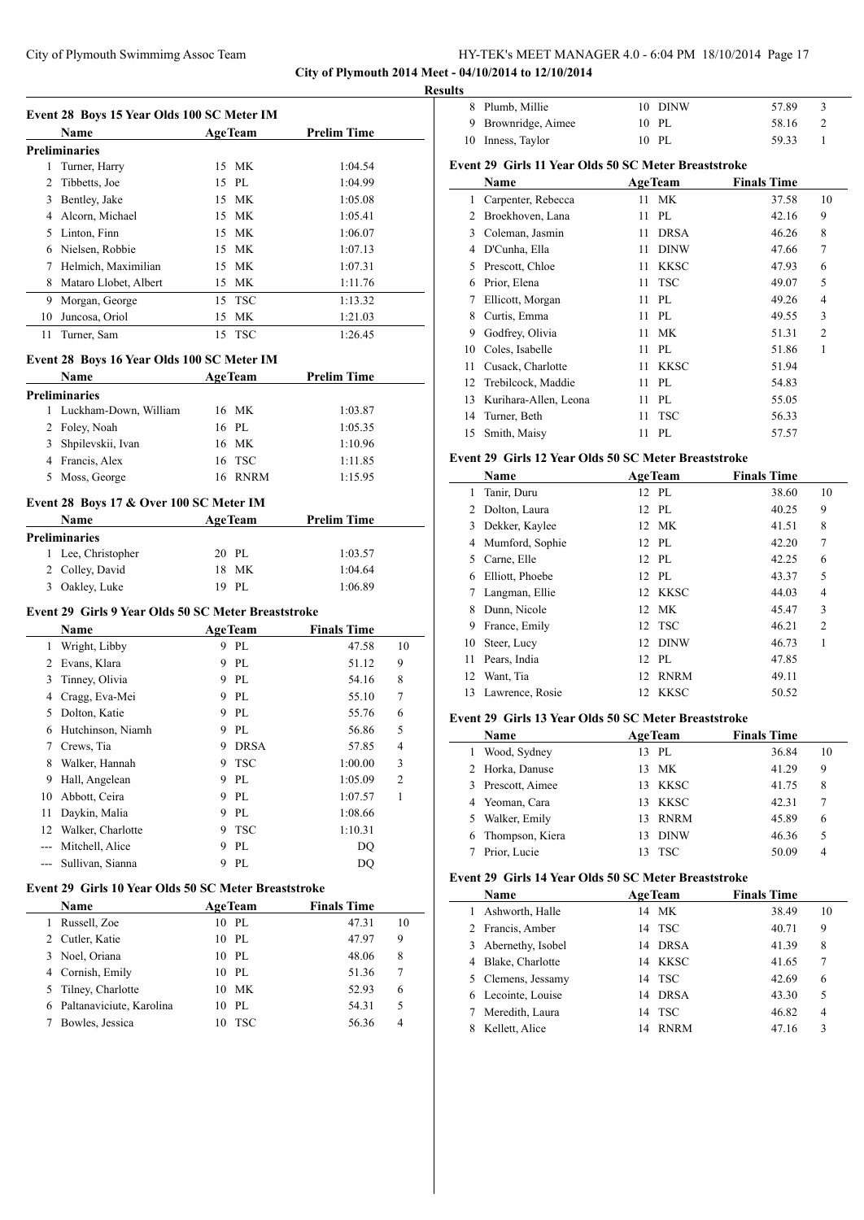## Results

### Event 28 Boys 15 Year Olds 100 SC Meter IM

| | Name | Age | Team | Prelim Time |
|---|---|---|---|---|
| **Preliminaries** | | | | |
| 1 | Turner, Harry | 15 | MK | 1:04.54 |
| 2 | Tibbetts, Joe | 15 | PL | 1:04.99 |
| 3 | Bentley, Jake | 15 | MK | 1:05.08 |
| 4 | Alcorn, Michael | 15 | MK | 1:05.41 |
| 5 | Linton, Finn | 15 | MK | 1:06.07 |
| 6 | Nielsen, Robbie | 15 | MK | 1:07.13 |
| 7 | Helmich, Maximilian | 15 | MK | 1:07.31 |
| 8 | Mataro Llobet, Albert | 15 | MK | 1:11.76 |
| 9 | Morgan, George | 15 | TSC | 1:13.32 |
| 10 | Juncosa, Oriol | 15 | MK | 1:21.03 |
| 11 | Turner, Sam | 15 | TSC | 1:26.45 |

### Event 28 Boys 16 Year Olds 100 SC Meter IM

| | Name | Age | Team | Prelim Time |
|---|---|---|---|---|
| **Preliminaries** | | | | |
| 1 | Luckham-Down, William | 16 | MK | 1:03.87 |
| 2 | Foley, Noah | 16 | PL | 1:05.35 |
| 3 | Shpilevskii, Ivan | 16 | MK | 1:10.96 |
| 4 | Francis, Alex | 16 | TSC | 1:11.85 |
| 5 | Moss, George | 16 | RNRM | 1:15.95 |

### Event 28 Boys 17 & Over 100 SC Meter IM

| | Name | Age | Team | Prelim Time |
|---|---|---|---|---|
| **Preliminaries** | | | | |
| 1 | Lee, Christopher | 20 | PL | 1:03.57 |
| 2 | Colley, David | 18 | MK | 1:04.64 |
| 3 | Oakley, Luke | 19 | PL | 1:06.89 |

### Event 29 Girls 9 Year Olds 50 SC Meter Breaststroke

| | Name | Age | Team | Finals Time | Points |
|---|---|---|---|---|---|
| 1 | Wright, Libby | 9 | PL | 47.58 | 10 |
| 2 | Evans, Klara | 9 | PL | 51.12 | 9 |
| 3 | Tinney, Olivia | 9 | PL | 54.16 | 8 |
| 4 | Cragg, Eva-Mei | 9 | PL | 55.10 | 7 |
| 5 | Dolton, Katie | 9 | PL | 55.76 | 6 |
| 6 | Hutchinson, Niamh | 9 | PL | 56.86 | 5 |
| 7 | Crews, Tia | 9 | DRSA | 57.85 | 4 |
| 8 | Walker, Hannah | 9 | TSC | 1:00.00 | 3 |
| 9 | Hall, Angelean | 9 | PL | 1:05.09 | 2 |
| 10 | Abbott, Ceira | 9 | PL | 1:07.57 | 1 |
| 11 | Daykin, Malia | 9 | PL | 1:08.66 | |
| 12 | Walker, Charlotte | 9 | TSC | 1:10.31 | |
| --- | Mitchell, Alice | 9 | PL | DQ | |
| --- | Sullivan, Sianna | 9 | PL | DQ | |

### Event 29 Girls 10 Year Olds 50 SC Meter Breaststroke

| | Name | Age | Team | Finals Time | Points |
|---|---|---|---|---|---|
| 1 | Russell, Zoe | 10 | PL | 47.31 | 10 |
| 2 | Cutler, Katie | 10 | PL | 47.97 | 9 |
| 3 | Noel, Oriana | 10 | PL | 48.06 | 8 |
| 4 | Cornish, Emily | 10 | PL | 51.36 | 7 |
| 5 | Tilney, Charlotte | 10 | MK | 52.93 | 6 |
| 6 | Paltanaviciute, Karolina | 10 | PL | 54.31 | 5 |
| 7 | Bowles, Jessica | 10 | TSC | 56.36 | 4 |
| 8 | Plumb, Millie | 10 | DINW | 57.89 | 3 |
| 9 | Brownridge, Aimee | 10 | PL | 58.16 | 2 |
| 10 | Inness, Taylor | 10 | PL | 59.33 | 1 |

### Event 29 Girls 11 Year Olds 50 SC Meter Breaststroke

| | Name | Age | Team | Finals Time | Points |
|---|---|---|---|---|---|
| 1 | Carpenter, Rebecca | 11 | MK | 37.58 | 10 |
| 2 | Broekhoven, Lana | 11 | PL | 42.16 | 9 |
| 3 | Coleman, Jasmin | 11 | DRSA | 46.26 | 8 |
| 4 | D'Cunha, Ella | 11 | DINW | 47.66 | 7 |
| 5 | Prescott, Chloe | 11 | KKSC | 47.93 | 6 |
| 6 | Prior, Elena | 11 | TSC | 49.07 | 5 |
| 7 | Ellicott, Morgan | 11 | PL | 49.26 | 4 |
| 8 | Curtis, Emma | 11 | PL | 49.55 | 3 |
| 9 | Godfrey, Olivia | 11 | MK | 51.31 | 2 |
| 10 | Coles, Isabelle | 11 | PL | 51.86 | 1 |
| 11 | Cusack, Charlotte | 11 | KKSC | 51.94 | |
| 12 | Trebilcock, Maddie | 11 | PL | 54.83 | |
| 13 | Kurihara-Allen, Leona | 11 | PL | 55.05 | |
| 14 | Turner, Beth | 11 | TSC | 56.33 | |
| 15 | Smith, Maisy | 11 | PL | 57.57 | |

### Event 29 Girls 12 Year Olds 50 SC Meter Breaststroke

| | Name | Age | Team | Finals Time | Points |
|---|---|---|---|---|---|
| 1 | Tanir, Duru | 12 | PL | 38.60 | 10 |
| 2 | Dolton, Laura | 12 | PL | 40.25 | 9 |
| 3 | Dekker, Kaylee | 12 | MK | 41.51 | 8 |
| 4 | Mumford, Sophie | 12 | PL | 42.20 | 7 |
| 5 | Carne, Elle | 12 | PL | 42.25 | 6 |
| 6 | Elliott, Phoebe | 12 | PL | 43.37 | 5 |
| 7 | Langman, Ellie | 12 | KKSC | 44.03 | 4 |
| 8 | Dunn, Nicole | 12 | MK | 45.47 | 3 |
| 9 | France, Emily | 12 | TSC | 46.21 | 2 |
| 10 | Steer, Lucy | 12 | DINW | 46.73 | 1 |
| 11 | Pears, India | 12 | PL | 47.85 | |
| 12 | Want, Tia | 12 | RNRM | 49.11 | |
| 13 | Lawrence, Rosie | 12 | KKSC | 50.52 | |

### Event 29 Girls 13 Year Olds 50 SC Meter Breaststroke

| | Name | Age | Team | Finals Time | Points |
|---|---|---|---|---|---|
| 1 | Wood, Sydney | 13 | PL | 36.84 | 10 |
| 2 | Horka, Danuse | 13 | MK | 41.29 | 9 |
| 3 | Prescott, Aimee | 13 | KKSC | 41.75 | 8 |
| 4 | Yeoman, Cara | 13 | KKSC | 42.31 | 7 |
| 5 | Walker, Emily | 13 | RNRM | 45.89 | 6 |
| 6 | Thompson, Kiera | 13 | DINW | 46.36 | 5 |
| 7 | Prior, Lucie | 13 | TSC | 50.09 | 4 |

### Event 29 Girls 14 Year Olds 50 SC Meter Breaststroke

| | Name | Age | Team | Finals Time | Points |
|---|---|---|---|---|---|
| 1 | Ashworth, Halle | 14 | MK | 38.49 | 10 |
| 2 | Francis, Amber | 14 | TSC | 40.71 | 9 |
| 3 | Abernethy, Isobel | 14 | DRSA | 41.39 | 8 |
| 4 | Blake, Charlotte | 14 | KKSC | 41.65 | 7 |
| 5 | Clemens, Jessamy | 14 | TSC | 42.69 | 6 |
| 6 | Lecointe, Louise | 14 | DRSA | 43.30 | 5 |
| 7 | Meredith, Laura | 14 | TSC | 46.82 | 4 |
| 8 | Kellett, Alice | 14 | RNRM | 47.16 | 3 |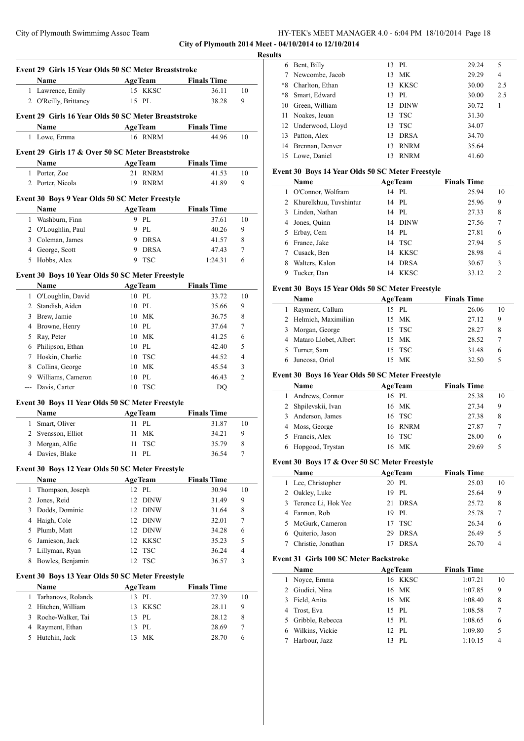**City of Plymouth 2014 Meet - 04/10/2014 to 12/10/2014**

**Results**

### Event 29 Girls 15 Year Olds 50 SC Meter Breaststroke

| | Name | Age | Team | Finals Time | |
|---|---|---|---|---|---|
| 1 | Lawrence, Emily | 15 | KKSC | 36.11 | 10 |
| 2 | O'Reilly, Brittaney | 15 | PL | 38.28 | 9 |

### Event 29 Girls 16 Year Olds 50 SC Meter Breaststroke

| | Name | Age | Team | Finals Time | |
|---|---|---|---|---|---|
| 1 | Lowe, Emma | 16 | RNRM | 44.96 | 10 |

### Event 29 Girls 17 & Over 50 SC Meter Breaststroke

| | Name | Age | Team | Finals Time | |
|---|---|---|---|---|---|
| 1 | Porter, Zoe | 21 | RNRM | 41.53 | 10 |
| 2 | Porter, Nicola | 19 | RNRM | 41.89 | 9 |

### Event 30 Boys 9 Year Olds 50 SC Meter Freestyle

| | Name | Age | Team | Finals Time | |
|---|---|---|---|---|---|
| 1 | Washburn, Finn | 9 | PL | 37.61 | 10 |
| 2 | O'Loughlin, Paul | 9 | PL | 40.26 | 9 |
| 3 | Coleman, James | 9 | DRSA | 41.57 | 8 |
| 4 | George, Scott | 9 | DRSA | 47.43 | 7 |
| 5 | Hobbs, Alex | 9 | TSC | 1:24.31 | 6 |

### Event 30 Boys 10 Year Olds 50 SC Meter Freestyle

| | Name | Age | Team | Finals Time | |
|---|---|---|---|---|---|
| 1 | O'Loughlin, David | 10 | PL | 33.72 | 10 |
| 2 | Standish, Aiden | 10 | PL | 35.66 | 9 |
| 3 | Brew, Jamie | 10 | MK | 36.75 | 8 |
| 4 | Browne, Henry | 10 | PL | 37.64 | 7 |
| 5 | Ray, Peter | 10 | MK | 41.25 | 6 |
| 6 | Philipson, Ethan | 10 | PL | 42.40 | 5 |
| 7 | Hoskin, Charlie | 10 | TSC | 44.52 | 4 |
| 8 | Collins, George | 10 | MK | 45.54 | 3 |
| 9 | Williams, Cameron | 10 | PL | 46.43 | 2 |
| --- | Davis, Carter | 10 | TSC | DQ | |

### Event 30 Boys 11 Year Olds 50 SC Meter Freestyle

| | Name | Age | Team | Finals Time | |
|---|---|---|---|---|---|
| 1 | Smart, Oliver | 11 | PL | 31.87 | 10 |
| 2 | Svensson, Elliot | 11 | MK | 34.21 | 9 |
| 3 | Morgan, Alfie | 11 | TSC | 35.79 | 8 |
| 4 | Davies, Blake | 11 | PL | 36.54 | 7 |

### Event 30 Boys 12 Year Olds 50 SC Meter Freestyle

| | Name | Age | Team | Finals Time | |
|---|---|---|---|---|---|
| 1 | Thompson, Joseph | 12 | PL | 30.94 | 10 |
| 2 | Jones, Reid | 12 | DINW | 31.49 | 9 |
| 3 | Dodds, Dominic | 12 | DINW | 31.64 | 8 |
| 4 | Haigh, Cole | 12 | DINW | 32.01 | 7 |
| 5 | Plumb, Matt | 12 | DINW | 34.28 | 6 |
| 6 | Jamieson, Jack | 12 | KKSC | 35.23 | 5 |
| 7 | Lillyman, Ryan | 12 | TSC | 36.24 | 4 |
| 8 | Bowles, Benjamin | 12 | TSC | 36.57 | 3 |

### Event 30 Boys 13 Year Olds 50 SC Meter Freestyle

| | Name | Age | Team | Finals Time | |
|---|---|---|---|---|---|
| 1 | Tarhanovs, Rolands | 13 | PL | 27.39 | 10 |
| 2 | Hitchen, William | 13 | KKSC | 28.11 | 9 |
| 3 | Roche-Walker, Tai | 13 | PL | 28.12 | 8 |
| 4 | Rayment, Ethan | 13 | PL | 28.69 | 7 |
| 5 | Hutchin, Jack | 13 | MK | 28.70 | 6 |
| 6 | Bent, Billy | 13 | PL | 29.24 | 5 |
| 7 | Newcombe, Jacob | 13 | MK | 29.29 | 4 |
| *8 | Charlton, Ethan | 13 | KKSC | 30.00 | 2.5 |
| *8 | Smart, Edward | 13 | PL | 30.00 | 2.5 |
| 10 | Green, William | 13 | DINW | 30.72 | 1 |
| 11 | Noakes, Ieuan | 13 | TSC | 31.30 | |
| 12 | Underwood, Lloyd | 13 | TSC | 34.07 | |
| 13 | Patton, Alex | 13 | DRSA | 34.70 | |
| 14 | Brennan, Denver | 13 | RNRM | 35.64 | |
| 15 | Lowe, Daniel | 13 | RNRM | 41.60 | |

### Event 30 Boys 14 Year Olds 50 SC Meter Freestyle

| | Name | Age | Team | Finals Time | |
|---|---|---|---|---|---|
| 1 | O'Connor, Wolfram | 14 | PL | 25.94 | 10 |
| 2 | Khurelkhuu, Tuvshintur | 14 | PL | 25.96 | 9 |
| 3 | Linden, Nathan | 14 | PL | 27.33 | 8 |
| 4 | Jones, Quinn | 14 | DINW | 27.56 | 7 |
| 5 | Erbay, Cem | 14 | PL | 27.81 | 6 |
| 6 | France, Jake | 14 | TSC | 27.94 | 5 |
| 7 | Cusack, Ben | 14 | KKSC | 28.98 | 4 |
| 8 | Walters, Kalon | 14 | DRSA | 30.67 | 3 |
| 9 | Tucker, Dan | 14 | KKSC | 33.12 | 2 |

### Event 30 Boys 15 Year Olds 50 SC Meter Freestyle

| | Name | Age | Team | Finals Time | |
|---|---|---|---|---|---|
| 1 | Rayment, Callum | 15 | PL | 26.06 | 10 |
| 2 | Helmich, Maximilian | 15 | MK | 27.12 | 9 |
| 3 | Morgan, George | 15 | TSC | 28.27 | 8 |
| 4 | Mataro Llobet, Albert | 15 | MK | 28.52 | 7 |
| 5 | Turner, Sam | 15 | TSC | 31.48 | 6 |
| 6 | Juncosa, Oriol | 15 | MK | 32.50 | 5 |

### Event 30 Boys 16 Year Olds 50 SC Meter Freestyle

| | Name | Age | Team | Finals Time | |
|---|---|---|---|---|---|
| 1 | Andrews, Connor | 16 | PL | 25.38 | 10 |
| 2 | Shpilevskii, Ivan | 16 | MK | 27.34 | 9 |
| 3 | Anderson, James | 16 | TSC | 27.38 | 8 |
| 4 | Moss, George | 16 | RNRM | 27.87 | 7 |
| 5 | Francis, Alex | 16 | TSC | 28.00 | 6 |
| 6 | Hopgood, Trystan | 16 | MK | 29.69 | 5 |

### Event 30 Boys 17 & Over 50 SC Meter Freestyle

| | Name | Age | Team | Finals Time | |
|---|---|---|---|---|---|
| 1 | Lee, Christopher | 20 | PL | 25.03 | 10 |
| 2 | Oakley, Luke | 19 | PL | 25.64 | 9 |
| 3 | Terence Li, Hok Yee | 21 | DRSA | 25.72 | 8 |
| 4 | Fannon, Rob | 19 | PL | 25.78 | 7 |
| 5 | McGurk, Cameron | 17 | TSC | 26.34 | 6 |
| 6 | Quiterio, Jason | 29 | DRSA | 26.49 | 5 |
| 7 | Christie, Jonathan | 17 | DRSA | 26.70 | 4 |

### Event 31 Girls 100 SC Meter Backstroke

| | Name | Age | Team | Finals Time | |
|---|---|---|---|---|---|
| 1 | Noyce, Emma | 16 | KKSC | 1:07.21 | 10 |
| 2 | Giudici, Nina | 16 | MK | 1:07.85 | 9 |
| 3 | Field, Anita | 16 | MK | 1:08.40 | 8 |
| 4 | Trost, Eva | 15 | PL | 1:08.58 | 7 |
| 5 | Gribble, Rebecca | 15 | PL | 1:08.65 | 6 |
| 6 | Wilkins, Vickie | 12 | PL | 1:09.80 | 5 |
| 7 | Harbour, Jazz | 13 | PL | 1:10.15 | 4 |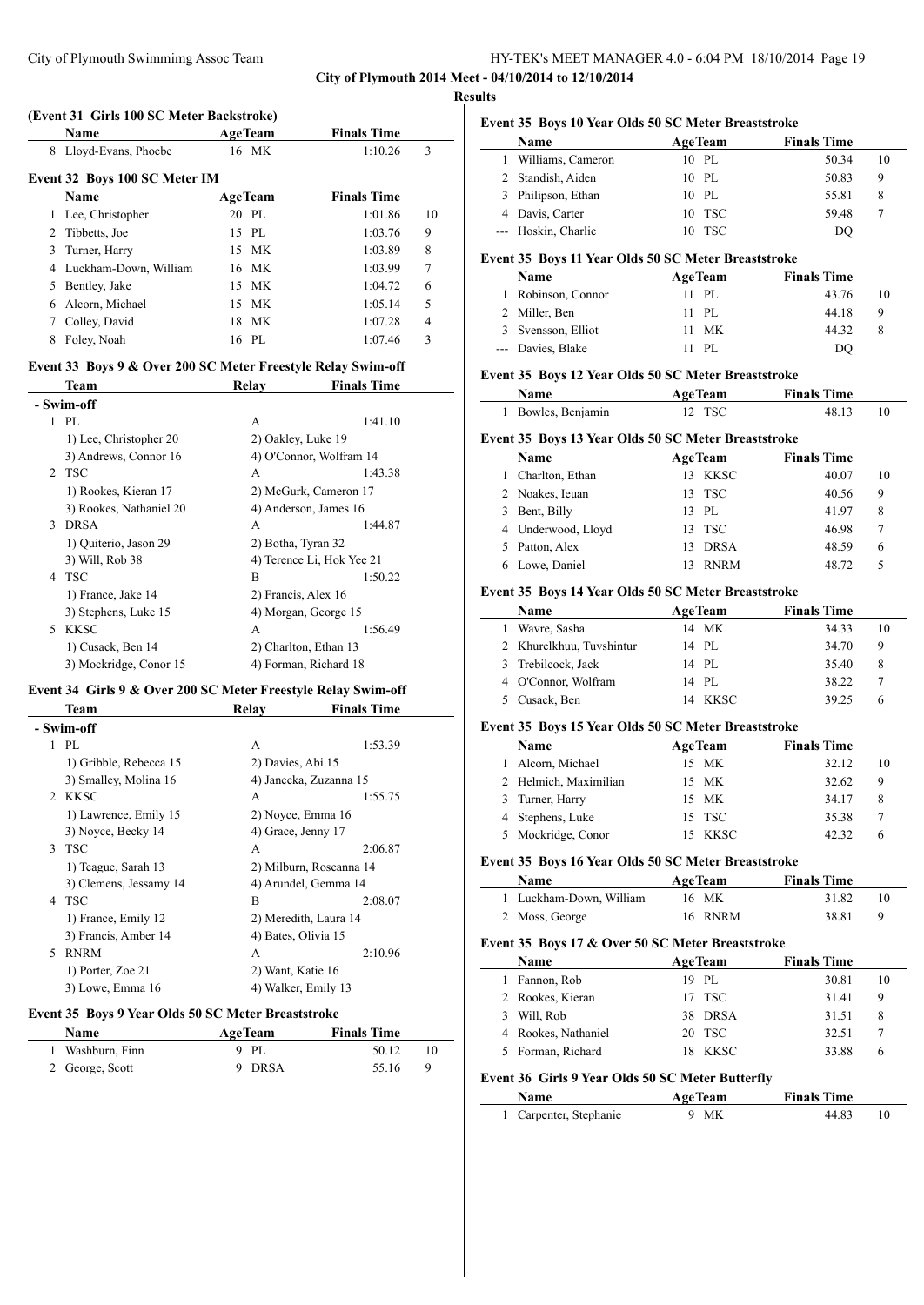**City of Plymouth 2014 Meet - 04/10/2014 to 12/10/2014**

**Results**

### (Event 31 Girls 100 SC Meter Backstroke)

| | Name | Age | Team | Finals Time | |
|---|---|---|---|---|---|
| 8 | Lloyd-Evans, Phoebe | 16 | MK | 1:10.26 | 3 |

### Event 32 Boys 100 SC Meter IM

| | Name | Age | Team | Finals Time | |
|---|---|---|---|---|---|
| 1 | Lee, Christopher | 20 | PL | 1:01.86 | 10 |
| 2 | Tibbetts, Joe | 15 | PL | 1:03.76 | 9 |
| 3 | Turner, Harry | 15 | MK | 1:03.89 | 8 |
| 4 | Luckham-Down, William | 16 | MK | 1:03.99 | 7 |
| 5 | Bentley, Jake | 15 | MK | 1:04.72 | 6 |
| 6 | Alcorn, Michael | 15 | MK | 1:05.14 | 5 |
| 7 | Colley, David | 18 | MK | 1:07.28 | 4 |
| 8 | Foley, Noah | 16 | PL | 1:07.46 | 3 |

### Event 33 Boys 9 & Over 200 SC Meter Freestyle Relay Swim-off

| | Team | Relay | Finals Time |
|---|---|---|---|
| **- Swim-off** | | | |
| 1 | PL | A | 1:41.10 |
| | 1) Lee, Christopher 20 | 2) Oakley, Luke 19 | |
| | 3) Andrews, Connor 16 | 4) O'Connor, Wolfram 14 | |
| 2 | TSC | A | 1:43.38 |
| | 1) Rookes, Kieran 17 | 2) McGurk, Cameron 17 | |
| | 3) Rookes, Nathaniel 20 | 4) Anderson, James 16 | |
| 3 | DRSA | A | 1:44.87 |
| | 1) Quiterio, Jason 29 | 2) Botha, Tyran 32 | |
| | 3) Will, Rob 38 | 4) Terence Li, Hok Yee 21 | |
| 4 | TSC | B | 1:50.22 |
| | 1) France, Jake 14 | 2) Francis, Alex 16 | |
| | 3) Stephens, Luke 15 | 4) Morgan, George 15 | |
| 5 | KKSC | A | 1:56.49 |
| | 1) Cusack, Ben 14 | 2) Charlton, Ethan 13 | |
| | 3) Mockridge, Conor 15 | 4) Forman, Richard 18 | |

### Event 34 Girls 9 & Over 200 SC Meter Freestyle Relay Swim-off

| | Team | Relay | Finals Time |
|---|---|---|---|
| **- Swim-off** | | | |
| 1 | PL | A | 1:53.39 |
| | 1) Gribble, Rebecca 15 | 2) Davies, Abi 15 | |
| | 3) Smalley, Molina 16 | 4) Janecka, Zuzanna 15 | |
| 2 | KKSC | A | 1:55.75 |
| | 1) Lawrence, Emily 15 | 2) Noyce, Emma 16 | |
| | 3) Noyce, Becky 14 | 4) Grace, Jenny 17 | |
| 3 | TSC | A | 2:06.87 |
| | 1) Teague, Sarah 13 | 2) Milburn, Roseanna 14 | |
| | 3) Clemens, Jessamy 14 | 4) Arundel, Gemma 14 | |
| 4 | TSC | B | 2:08.07 |
| | 1) France, Emily 12 | 2) Meredith, Laura 14 | |
| | 3) Francis, Amber 14 | 4) Bates, Olivia 15 | |
| 5 | RNRM | A | 2:10.96 |
| | 1) Porter, Zoe 21 | 2) Want, Katie 16 | |
| | 3) Lowe, Emma 16 | 4) Walker, Emily 13 | |

### Event 35 Boys 9 Year Olds 50 SC Meter Breaststroke

| | Name | Age | Team | Finals Time | |
|---|---|---|---|---|---|
| 1 | Washburn, Finn | 9 | PL | 50.12 | 10 |
| 2 | George, Scott | 9 | DRSA | 55.16 | 9 |

### Event 35 Boys 10 Year Olds 50 SC Meter Breaststroke

| | Name | Age | Team | Finals Time | |
|---|---|---|---|---|---|
| 1 | Williams, Cameron | 10 | PL | 50.34 | 10 |
| 2 | Standish, Aiden | 10 | PL | 50.83 | 9 |
| 3 | Philipson, Ethan | 10 | PL | 55.81 | 8 |
| 4 | Davis, Carter | 10 | TSC | 59.48 | 7 |
| --- | Hoskin, Charlie | 10 | TSC | DQ | |

### Event 35 Boys 11 Year Olds 50 SC Meter Breaststroke

| | Name | Age | Team | Finals Time | |
|---|---|---|---|---|---|
| 1 | Robinson, Connor | 11 | PL | 43.76 | 10 |
| 2 | Miller, Ben | 11 | PL | 44.18 | 9 |
| 3 | Svensson, Elliot | 11 | MK | 44.32 | 8 |
| --- | Davies, Blake | 11 | PL | DQ | |

### Event 35 Boys 12 Year Olds 50 SC Meter Breaststroke

| | Name | Age | Team | Finals Time | |
|---|---|---|---|---|---|
| 1 | Bowles, Benjamin | 12 | TSC | 48.13 | 10 |

### Event 35 Boys 13 Year Olds 50 SC Meter Breaststroke

| | Name | Age | Team | Finals Time | |
|---|---|---|---|---|---|
| 1 | Charlton, Ethan | 13 | KKSC | 40.07 | 10 |
| 2 | Noakes, Ieuan | 13 | TSC | 40.56 | 9 |
| 3 | Bent, Billy | 13 | PL | 41.97 | 8 |
| 4 | Underwood, Lloyd | 13 | TSC | 46.98 | 7 |
| 5 | Patton, Alex | 13 | DRSA | 48.59 | 6 |
| 6 | Lowe, Daniel | 13 | RNRM | 48.72 | 5 |

### Event 35 Boys 14 Year Olds 50 SC Meter Breaststroke

| | Name | Age | Team | Finals Time | |
|---|---|---|---|---|---|
| 1 | Wavre, Sasha | 14 | MK | 34.33 | 10 |
| 2 | Khurelkhuu, Tuvshintur | 14 | PL | 34.70 | 9 |
| 3 | Trebilcock, Jack | 14 | PL | 35.40 | 8 |
| 4 | O'Connor, Wolfram | 14 | PL | 38.22 | 7 |
| 5 | Cusack, Ben | 14 | KKSC | 39.25 | 6 |

### Event 35 Boys 15 Year Olds 50 SC Meter Breaststroke

| | Name | Age | Team | Finals Time | |
|---|---|---|---|---|---|
| 1 | Alcorn, Michael | 15 | MK | 32.12 | 10 |
| 2 | Helmich, Maximilian | 15 | MK | 32.62 | 9 |
| 3 | Turner, Harry | 15 | MK | 34.17 | 8 |
| 4 | Stephens, Luke | 15 | TSC | 35.38 | 7 |
| 5 | Mockridge, Conor | 15 | KKSC | 42.32 | 6 |

### Event 35 Boys 16 Year Olds 50 SC Meter Breaststroke

| | Name | Age | Team | Finals Time | |
|---|---|---|---|---|---|
| 1 | Luckham-Down, William | 16 | MK | 31.82 | 10 |
| 2 | Moss, George | 16 | RNRM | 38.81 | 9 |

### Event 35 Boys 17 & Over 50 SC Meter Breaststroke

| | Name | Age | Team | Finals Time | |
|---|---|---|---|---|---|
| 1 | Fannon, Rob | 19 | PL | 30.81 | 10 |
| 2 | Rookes, Kieran | 17 | TSC | 31.41 | 9 |
| 3 | Will, Rob | 38 | DRSA | 31.51 | 8 |
| 4 | Rookes, Nathaniel | 20 | TSC | 32.51 | 7 |
| 5 | Forman, Richard | 18 | KKSC | 33.88 | 6 |

### Event 36 Girls 9 Year Olds 50 SC Meter Butterfly

| | Name | Age | Team | Finals Time | |
|---|---|---|---|---|---|
| 1 | Carpenter, Stephanie | 9 | MK | 44.83 | 10 |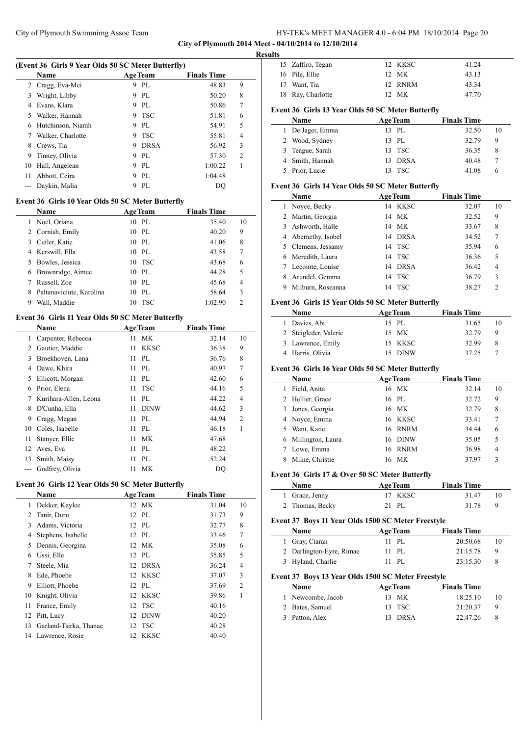**City of Plymouth 2014 Meet - 04/10/2014 to 12/10/2014**

**Results**

### (Event 36 Girls 9 Year Olds 50 SC Meter Butterfly)

| | Name | Age | Team | Finals Time | |
|---|---|---|---|---|---|
| 2 | Cragg, Eva-Mei | 9 | PL | 48.83 | 9 |
| 3 | Wright, Libby | 9 | PL | 50.20 | 8 |
| 4 | Evans, Klara | 9 | PL | 50.86 | 7 |
| 5 | Walker, Hannah | 9 | TSC | 51.81 | 6 |
| 6 | Hutchinson, Niamh | 9 | PL | 54.91 | 5 |
| 7 | Walker, Charlotte | 9 | TSC | 55.81 | 4 |
| 8 | Crews, Tia | 9 | DRSA | 56.92 | 3 |
| 9 | Tinney, Olivia | 9 | PL | 57.30 | 2 |
| 10 | Hall, Angelean | 9 | PL | 1:00.22 | 1 |
| 11 | Abbott, Ceira | 9 | PL | 1:04.48 | |
| --- | Daykin, Malia | 9 | PL | DQ | |

### Event 36 Girls 10 Year Olds 50 SC Meter Butterfly

| | Name | Age | Team | Finals Time | |
|---|---|---|---|---|---|
| 1 | Noel, Oriana | 10 | PL | 35.40 | 10 |
| 2 | Cornish, Emily | 10 | PL | 40.20 | 9 |
| 3 | Cutler, Katie | 10 | PL | 41.06 | 8 |
| 4 | Kerswill, Ella | 10 | PL | 43.58 | 7 |
| 5 | Bowles, Jessica | 10 | TSC | 43.68 | 6 |
| 6 | Brownridge, Aimee | 10 | PL | 44.28 | 5 |
| 7 | Russell, Zoe | 10 | PL | 45.68 | 4 |
| 8 | Paltanaviciute, Karolina | 10 | PL | 58.64 | 3 |
| 9 | Wall, Maddie | 10 | TSC | 1:02.90 | 2 |

### Event 36 Girls 11 Year Olds 50 SC Meter Butterfly

| | Name | Age | Team | Finals Time | |
|---|---|---|---|---|---|
| 1 | Carpenter, Rebecca | 11 | MK | 32.14 | 10 |
| 2 | Gautier, Maddie | 11 | KKSC | 36.38 | 9 |
| 3 | Broekhoven, Lana | 11 | PL | 36.76 | 8 |
| 4 | Dawe, Khira | 11 | PL | 40.97 | 7 |
| 5 | Ellicott, Morgan | 11 | PL | 42.60 | 6 |
| 6 | Prior, Elena | 11 | TSC | 44.16 | 5 |
| 7 | Kurihara-Allen, Leona | 11 | PL | 44.22 | 4 |
| 8 | D'Cunha, Ella | 11 | DINW | 44.62 | 3 |
| 9 | Cragg, Megan | 11 | PL | 44.94 | 2 |
| 10 | Coles, Isabelle | 11 | PL | 46.18 | 1 |
| 11 | Stanyer, Ellie | 11 | MK | 47.68 | |
| 12 | Aves, Eva | 11 | PL | 48.22 | |
| 13 | Smith, Maisy | 11 | PL | 52.24 | |
| --- | Godfrey, Olivia | 11 | MK | DQ | |

### Event 36 Girls 12 Year Olds 50 SC Meter Butterfly

| | Name | Age | Team | Finals Time | |
|---|---|---|---|---|---|
| 1 | Dekker, Kaylee | 12 | MK | 31.04 | 10 |
| 2 | Tanir, Duru | 12 | PL | 31.73 | 9 |
| 3 | Adams, Victoria | 12 | PL | 32.77 | 8 |
| 4 | Stephens, Isabelle | 12 | PL | 33.46 | 7 |
| 5 | Dennis, Georgina | 12 | MK | 35.08 | 6 |
| 6 | Ussi, Elle | 12 | PL | 35.85 | 5 |
| 7 | Steele, Mia | 12 | DRSA | 36.24 | 4 |
| 8 | Ede, Phoebe | 12 | KKSC | 37.07 | 3 |
| 9 | Elliott, Phoebe | 12 | PL | 37.69 | 2 |
| 10 | Knight, Olivia | 12 | KKSC | 39.86 | 1 |
| 11 | France, Emily | 12 | TSC | 40.16 | |
| 12 | Pitt, Lucy | 12 | DINW | 40.20 | |
| 13 | Garland-Tsirka, Thanae | 12 | TSC | 40.28 | |
| 14 | Lawrence, Rosie | 12 | KKSC | 40.40 | |
| 15 | Zaffiro, Tegan | 12 | KKSC | 41.24 | |
| 16 | Pile, Ellie | 12 | MK | 43.13 | |
| 17 | Want, Tia | 12 | RNRM | 43.34 | |
| 18 | Ray, Charlotte | 12 | MK | 47.70 | |

### Event 36 Girls 13 Year Olds 50 SC Meter Butterfly

| | Name | Age | Team | Finals Time | |
|---|---|---|---|---|---|
| 1 | De Jager, Emma | 13 | PL | 32.50 | 10 |
| 2 | Wood, Sydney | 13 | PL | 32.79 | 9 |
| 3 | Teague, Sarah | 13 | TSC | 36.35 | 8 |
| 4 | Smith, Hannah | 13 | DRSA | 40.48 | 7 |
| 5 | Prior, Lucie | 13 | TSC | 41.08 | 6 |

### Event 36 Girls 14 Year Olds 50 SC Meter Butterfly

| | Name | Age | Team | Finals Time | |
|---|---|---|---|---|---|
| 1 | Noyce, Becky | 14 | KKSC | 32.07 | 10 |
| 2 | Martin, Georgia | 14 | MK | 32.52 | 9 |
| 3 | Ashworth, Halle | 14 | MK | 33.67 | 8 |
| 4 | Abernethy, Isobel | 14 | DRSA | 34.52 | 7 |
| 5 | Clemens, Jessamy | 14 | TSC | 35.94 | 6 |
| 6 | Meredith, Laura | 14 | TSC | 36.36 | 5 |
| 7 | Lecointe, Louise | 14 | DRSA | 36.42 | 4 |
| 8 | Arundel, Gemma | 14 | TSC | 36.79 | 3 |
| 9 | Milburn, Roseanna | 14 | TSC | 38.27 | 2 |

### Event 36 Girls 15 Year Olds 50 SC Meter Butterfly

| | Name | Age | Team | Finals Time | |
|---|---|---|---|---|---|
| 1 | Davies, Abi | 15 | PL | 31.65 | 10 |
| 2 | Steigleder, Valerie | 15 | MK | 32.79 | 9 |
| 3 | Lawrence, Emily | 15 | KKSC | 32.99 | 8 |
| 4 | Harris, Olivia | 15 | DINW | 37.25 | 7 |

### Event 36 Girls 16 Year Olds 50 SC Meter Butterfly

| | Name | Age | Team | Finals Time | |
|---|---|---|---|---|---|
| 1 | Field, Anita | 16 | MK | 32.14 | 10 |
| 2 | Hellier, Grace | 16 | PL | 32.72 | 9 |
| 3 | Jones, Georgia | 16 | MK | 32.79 | 8 |
| 4 | Noyce, Emma | 16 | KKSC | 33.41 | 7 |
| 5 | Want, Katie | 16 | RNRM | 34.44 | 6 |
| 6 | Millington, Laura | 16 | DINW | 35.05 | 5 |
| 7 | Lowe, Emma | 16 | RNRM | 36.98 | 4 |
| 8 | Milne, Christie | 16 | MK | 37.97 | 3 |

### Event 36 Girls 17 & Over 50 SC Meter Butterfly

| | Name | Age | Team | Finals Time | |
|---|---|---|---|---|---|
| 1 | Grace, Jenny | 17 | KKSC | 31.47 | 10 |
| 2 | Thomas, Becky | 21 | PL | 31.78 | 9 |

### Event 37 Boys 11 Year Olds 1500 SC Meter Freestyle

| | Name | Age | Team | Finals Time | |
|---|---|---|---|---|---|
| 1 | Gray, Ciaran | 11 | PL | 20:50.68 | 10 |
| 2 | Darlington-Eyre, Rimae | 11 | PL | 21:15.78 | 9 |
| 3 | Hyland, Charlie | 11 | PL | 23:15.30 | 8 |

### Event 37 Boys 13 Year Olds 1500 SC Meter Freestyle

| | Name | Age | Team | Finals Time | |
|---|---|---|---|---|---|
| 1 | Newcombe, Jacob | 13 | MK | 18:25.10 | 10 |
| 2 | Bates, Samuel | 13 | TSC | 21:20.37 | 9 |
| 3 | Patton, Alex | 13 | DRSA | 22:47.26 | 8 |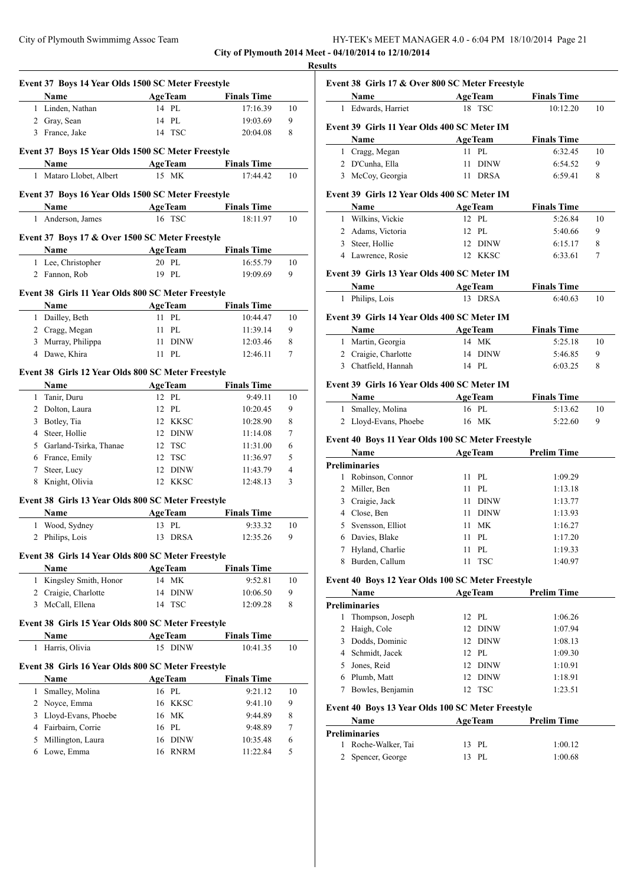City of Plymouth 2014 Meet - 04/10/2014 to 12/10/2014

**Results**

**Event 37 Boys 14 Year Olds 1500 SC Meter Freestyle**

| | Name | Age | Team | Finals Time | |
|---|---|---|---|---|---|
| 1 | Linden, Nathan | 14 | PL | 17:16.39 | 10 |
| 2 | Gray, Sean | 14 | PL | 19:03.69 | 9 |
| 3 | France, Jake | 14 | TSC | 20:04.08 | 8 |

**Event 37 Boys 15 Year Olds 1500 SC Meter Freestyle**

| | Name | Age | Team | Finals Time | |
|---|---|---|---|---|---|
| 1 | Mataro Llobet, Albert | 15 | MK | 17:44.42 | 10 |

**Event 37 Boys 16 Year Olds 1500 SC Meter Freestyle**

| | Name | Age | Team | Finals Time | |
|---|---|---|---|---|---|
| 1 | Anderson, James | 16 | TSC | 18:11.97 | 10 |

**Event 37 Boys 17 & Over 1500 SC Meter Freestyle**

| | Name | Age | Team | Finals Time | |
|---|---|---|---|---|---|
| 1 | Lee, Christopher | 20 | PL | 16:55.79 | 10 |
| 2 | Fannon, Rob | 19 | PL | 19:09.69 | 9 |

**Event 38 Girls 11 Year Olds 800 SC Meter Freestyle**

| | Name | Age | Team | Finals Time | |
|---|---|---|---|---|---|
| 1 | Dailley, Beth | 11 | PL | 10:44.47 | 10 |
| 2 | Cragg, Megan | 11 | PL | 11:39.14 | 9 |
| 3 | Murray, Philippa | 11 | DINW | 12:03.46 | 8 |
| 4 | Dawe, Khira | 11 | PL | 12:46.11 | 7 |

**Event 38 Girls 12 Year Olds 800 SC Meter Freestyle**

| | Name | Age | Team | Finals Time | |
|---|---|---|---|---|---|
| 1 | Tanir, Duru | 12 | PL | 9:49.11 | 10 |
| 2 | Dolton, Laura | 12 | PL | 10:20.45 | 9 |
| 3 | Botley, Tia | 12 | KKSC | 10:28.90 | 8 |
| 4 | Steer, Hollie | 12 | DINW | 11:14.08 | 7 |
| 5 | Garland-Tsirka, Thanae | 12 | TSC | 11:31.00 | 6 |
| 6 | France, Emily | 12 | TSC | 11:36.97 | 5 |
| 7 | Steer, Lucy | 12 | DINW | 11:43.79 | 4 |
| 8 | Knight, Olivia | 12 | KKSC | 12:48.13 | 3 |

**Event 38 Girls 13 Year Olds 800 SC Meter Freestyle**

| | Name | Age | Team | Finals Time | |
|---|---|---|---|---|---|
| 1 | Wood, Sydney | 13 | PL | 9:33.32 | 10 |
| 2 | Philips, Lois | 13 | DRSA | 12:35.26 | 9 |

**Event 38 Girls 14 Year Olds 800 SC Meter Freestyle**

| | Name | Age | Team | Finals Time | |
|---|---|---|---|---|---|
| 1 | Kingsley Smith, Honor | 14 | MK | 9:52.81 | 10 |
| 2 | Craigie, Charlotte | 14 | DINW | 10:06.50 | 9 |
| 3 | McCall, Ellena | 14 | TSC | 12:09.28 | 8 |

**Event 38 Girls 15 Year Olds 800 SC Meter Freestyle**

| | Name | Age | Team | Finals Time | |
|---|---|---|---|---|---|
| 1 | Harris, Olivia | 15 | DINW | 10:41.35 | 10 |

**Event 38 Girls 16 Year Olds 800 SC Meter Freestyle**

| | Name | Age | Team | Finals Time | |
|---|---|---|---|---|---|
| 1 | Smalley, Molina | 16 | PL | 9:21.12 | 10 |
| 2 | Noyce, Emma | 16 | KKSC | 9:41.10 | 9 |
| 3 | Lloyd-Evans, Phoebe | 16 | MK | 9:44.89 | 8 |
| 4 | Fairbairn, Corrie | 16 | PL | 9:48.89 | 7 |
| 5 | Millington, Laura | 16 | DINW | 10:35.48 | 6 |
| 6 | Lowe, Emma | 16 | RNRM | 11:22.84 | 5 |

**Event 38 Girls 17 & Over 800 SC Meter Freestyle**

| | Name | Age | Team | Finals Time | |
|---|---|---|---|---|---|
| 1 | Edwards, Harriet | 18 | TSC | 10:12.20 | 10 |

**Event 39 Girls 11 Year Olds 400 SC Meter IM**

| | Name | Age | Team | Finals Time | |
|---|---|---|---|---|---|
| 1 | Cragg, Megan | 11 | PL | 6:32.45 | 10 |
| 2 | D'Cunha, Ella | 11 | DINW | 6:54.52 | 9 |
| 3 | McCoy, Georgia | 11 | DRSA | 6:59.41 | 8 |

**Event 39 Girls 12 Year Olds 400 SC Meter IM**

| | Name | Age | Team | Finals Time | |
|---|---|---|---|---|---|
| 1 | Wilkins, Vickie | 12 | PL | 5:26.84 | 10 |
| 2 | Adams, Victoria | 12 | PL | 5:40.66 | 9 |
| 3 | Steer, Hollie | 12 | DINW | 6:15.17 | 8 |
| 4 | Lawrence, Rosie | 12 | KKSC | 6:33.61 | 7 |

**Event 39 Girls 13 Year Olds 400 SC Meter IM**

| | Name | Age | Team | Finals Time | |
|---|---|---|---|---|---|
| 1 | Philips, Lois | 13 | DRSA | 6:40.63 | 10 |

**Event 39 Girls 14 Year Olds 400 SC Meter IM**

| | Name | Age | Team | Finals Time | |
|---|---|---|---|---|---|
| 1 | Martin, Georgia | 14 | MK | 5:25.18 | 10 |
| 2 | Craigie, Charlotte | 14 | DINW | 5:46.85 | 9 |
| 3 | Chatfield, Hannah | 14 | PL | 6:03.25 | 8 |

**Event 39 Girls 16 Year Olds 400 SC Meter IM**

| | Name | Age | Team | Finals Time | |
|---|---|---|---|---|---|
| 1 | Smalley, Molina | 16 | PL | 5:13.62 | 10 |
| 2 | Lloyd-Evans, Phoebe | 16 | MK | 5:22.60 | 9 |

**Event 40 Boys 11 Year Olds 100 SC Meter Freestyle**

| | Name | Age | Team | Prelim Time |
|---|---|---|---|---|
| **Preliminaries** | | | | |
| 1 | Robinson, Connor | 11 | PL | 1:09.29 |
| 2 | Miller, Ben | 11 | PL | 1:13.18 |
| 3 | Craigie, Jack | 11 | DINW | 1:13.77 |
| 4 | Close, Ben | 11 | DINW | 1:13.93 |
| 5 | Svensson, Elliot | 11 | MK | 1:16.27 |
| 6 | Davies, Blake | 11 | PL | 1:17.20 |
| 7 | Hyland, Charlie | 11 | PL | 1:19.33 |
| 8 | Burden, Callum | 11 | TSC | 1:40.97 |

**Event 40 Boys 12 Year Olds 100 SC Meter Freestyle**

| | Name | Age | Team | Prelim Time |
|---|---|---|---|---|
| **Preliminaries** | | | | |
| 1 | Thompson, Joseph | 12 | PL | 1:06.26 |
| 2 | Haigh, Cole | 12 | DINW | 1:07.94 |
| 3 | Dodds, Dominic | 12 | DINW | 1:08.13 |
| 4 | Schmidt, Jacek | 12 | PL | 1:09.30 |
| 5 | Jones, Reid | 12 | DINW | 1:10.91 |
| 6 | Plumb, Matt | 12 | DINW | 1:18.91 |
| 7 | Bowles, Benjamin | 12 | TSC | 1:23.51 |

**Event 40 Boys 13 Year Olds 100 SC Meter Freestyle**

| | Name | Age | Team | Prelim Time |
|---|---|---|---|---|
| **Preliminaries** | | | | |
| 1 | Roche-Walker, Tai | 13 | PL | 1:00.12 |
| 2 | Spencer, George | 13 | PL | 1:00.68 |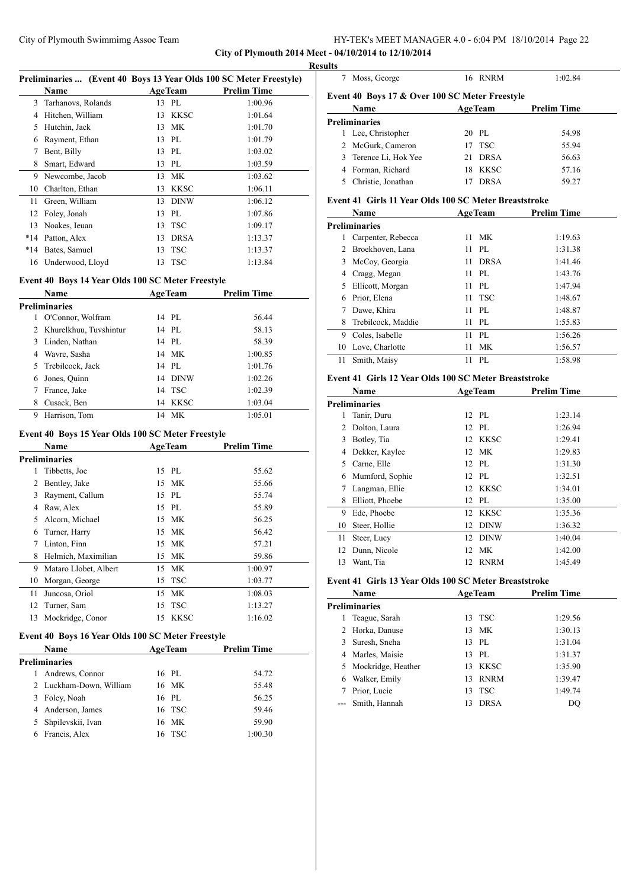## City of Plymouth 2014 Meet - 04/10/2014 to 12/10/2014

### Results

**Preliminaries ... (Event 40 Boys 13 Year Olds 100 SC Meter Freestyle)**

| | Name | Age | Team | Prelim Time |
|---|---|---|---|---|
| 3 | Tarhanovs, Rolands | 13 | PL | 1:00.96 |
| 4 | Hitchen, William | 13 | KKSC | 1:01.64 |
| 5 | Hutchin, Jack | 13 | MK | 1:01.70 |
| 6 | Rayment, Ethan | 13 | PL | 1:01.79 |
| 7 | Bent, Billy | 13 | PL | 1:03.02 |
| 8 | Smart, Edward | 13 | PL | 1:03.59 |
| 9 | Newcombe, Jacob | 13 | MK | 1:03.62 |
| 10 | Charlton, Ethan | 13 | KKSC | 1:06.11 |
| 11 | Green, William | 13 | DINW | 1:06.12 |
| 12 | Foley, Jonah | 13 | PL | 1:07.86 |
| 13 | Noakes, Ieuan | 13 | TSC | 1:09.17 |
| *14 | Patton, Alex | 13 | DRSA | 1:13.37 |
| *14 | Bates, Samuel | 13 | TSC | 1:13.37 |
| 16 | Underwood, Lloyd | 13 | TSC | 1:13.84 |

### Event 40 Boys 14 Year Olds 100 SC Meter Freestyle

| | Name | Age | Team | Prelim Time |
|---|---|---|---|---|
| **Preliminaries** | | | | |
| 1 | O'Connor, Wolfram | 14 | PL | 56.44 |
| 2 | Khurelkhuu, Tuvshintur | 14 | PL | 58.13 |
| 3 | Linden, Nathan | 14 | PL | 58.39 |
| 4 | Wavre, Sasha | 14 | MK | 1:00.85 |
| 5 | Trebilcock, Jack | 14 | PL | 1:01.76 |
| 6 | Jones, Quinn | 14 | DINW | 1:02.26 |
| 7 | France, Jake | 14 | TSC | 1:02.39 |
| 8 | Cusack, Ben | 14 | KKSC | 1:03.04 |
| 9 | Harrison, Tom | 14 | MK | 1:05.01 |

### Event 40 Boys 15 Year Olds 100 SC Meter Freestyle

| | Name | Age | Team | Prelim Time |
|---|---|---|---|---|
| **Preliminaries** | | | | |
| 1 | Tibbetts, Joe | 15 | PL | 55.62 |
| 2 | Bentley, Jake | 15 | MK | 55.66 |
| 3 | Rayment, Callum | 15 | PL | 55.74 |
| 4 | Raw, Alex | 15 | PL | 55.89 |
| 5 | Alcorn, Michael | 15 | MK | 56.25 |
| 6 | Turner, Harry | 15 | MK | 56.42 |
| 7 | Linton, Finn | 15 | MK | 57.21 |
| 8 | Helmich, Maximilian | 15 | MK | 59.86 |
| 9 | Mataro Llobet, Albert | 15 | MK | 1:00.97 |
| 10 | Morgan, George | 15 | TSC | 1:03.77 |
| 11 | Juncosa, Oriol | 15 | MK | 1:08.03 |
| 12 | Turner, Sam | 15 | TSC | 1:13.27 |
| 13 | Mockridge, Conor | 15 | KKSC | 1:16.02 |

### Event 40 Boys 16 Year Olds 100 SC Meter Freestyle

| | Name | Age | Team | Prelim Time |
|---|---|---|---|---|
| **Preliminaries** | | | | |
| 1 | Andrews, Connor | 16 | PL | 54.72 |
| 2 | Luckham-Down, William | 16 | MK | 55.48 |
| 3 | Foley, Noah | 16 | PL | 56.25 |
| 4 | Anderson, James | 16 | TSC | 59.46 |
| 5 | Shpilevskii, Ivan | 16 | MK | 59.90 |
| 6 | Francis, Alex | 16 | TSC | 1:00.30 |
| 7 | Moss, George | 16 | RNRM | 1:02.84 |

### Event 40 Boys 17 & Over 100 SC Meter Freestyle

| | Name | Age | Team | Prelim Time |
|---|---|---|---|---|
| **Preliminaries** | | | | |
| 1 | Lee, Christopher | 20 | PL | 54.98 |
| 2 | McGurk, Cameron | 17 | TSC | 55.94 |
| 3 | Terence Li, Hok Yee | 21 | DRSA | 56.63 |
| 4 | Forman, Richard | 18 | KKSC | 57.16 |
| 5 | Christie, Jonathan | 17 | DRSA | 59.27 |

### Event 41 Girls 11 Year Olds 100 SC Meter Breaststroke

| | Name | Age | Team | Prelim Time |
|---|---|---|---|---|
| **Preliminaries** | | | | |
| 1 | Carpenter, Rebecca | 11 | MK | 1:19.63 |
| 2 | Broekhoven, Lana | 11 | PL | 1:31.38 |
| 3 | McCoy, Georgia | 11 | DRSA | 1:41.46 |
| 4 | Cragg, Megan | 11 | PL | 1:43.76 |
| 5 | Ellicott, Morgan | 11 | PL | 1:47.94 |
| 6 | Prior, Elena | 11 | TSC | 1:48.67 |
| 7 | Dawe, Khira | 11 | PL | 1:48.87 |
| 8 | Trebilcock, Maddie | 11 | PL | 1:55.83 |
| 9 | Coles, Isabelle | 11 | PL | 1:56.26 |
| 10 | Love, Charlotte | 11 | MK | 1:56.57 |
| 11 | Smith, Maisy | 11 | PL | 1:58.98 |

### Event 41 Girls 12 Year Olds 100 SC Meter Breaststroke

| | Name | Age | Team | Prelim Time |
|---|---|---|---|---|
| **Preliminaries** | | | | |
| 1 | Tanir, Duru | 12 | PL | 1:23.14 |
| 2 | Dolton, Laura | 12 | PL | 1:26.94 |
| 3 | Botley, Tia | 12 | KKSC | 1:29.41 |
| 4 | Dekker, Kaylee | 12 | MK | 1:29.83 |
| 5 | Carne, Elle | 12 | PL | 1:31.30 |
| 6 | Mumford, Sophie | 12 | PL | 1:32.51 |
| 7 | Langman, Ellie | 12 | KKSC | 1:34.01 |
| 8 | Elliott, Phoebe | 12 | PL | 1:35.00 |
| 9 | Ede, Phoebe | 12 | KKSC | 1:35.36 |
| 10 | Steer, Hollie | 12 | DINW | 1:36.32 |
| 11 | Steer, Lucy | 12 | DINW | 1:40.04 |
| 12 | Dunn, Nicole | 12 | MK | 1:42.00 |
| 13 | Want, Tia | 12 | RNRM | 1:45.49 |

### Event 41 Girls 13 Year Olds 100 SC Meter Breaststroke

| | Name | Age | Team | Prelim Time |
|---|---|---|---|---|
| **Preliminaries** | | | | |
| 1 | Teague, Sarah | 13 | TSC | 1:29.56 |
| 2 | Horka, Danuse | 13 | MK | 1:30.13 |
| 3 | Suresh, Sneha | 13 | PL | 1:31.04 |
| 4 | Marles, Maisie | 13 | PL | 1:31.37 |
| 5 | Mockridge, Heather | 13 | KKSC | 1:35.90 |
| 6 | Walker, Emily | 13 | RNRM | 1:39.47 |
| 7 | Prior, Lucie | 13 | TSC | 1:49.74 |
| --- | Smith, Hannah | 13 | DRSA | DQ |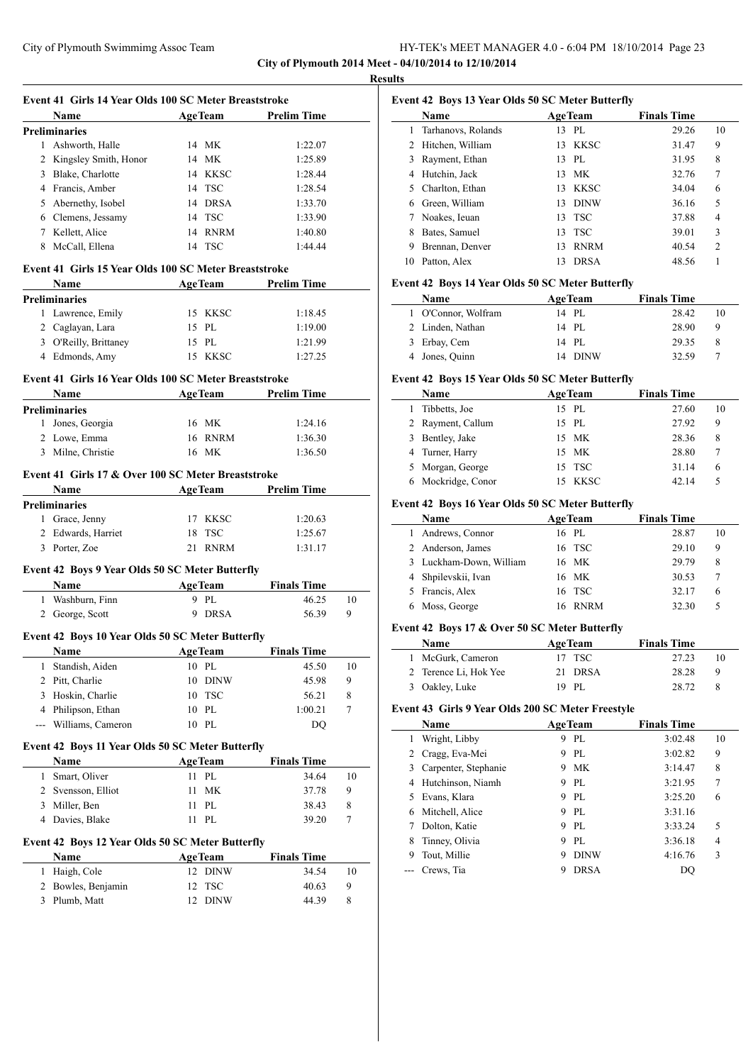**City of Plymouth 2014 Meet - 04/10/2014 to 12/10/2014**

**Results**

### Event 41 Girls 14 Year Olds 100 SC Meter Breaststroke

| | Name | Age | Team | Prelim Time |
|---|---|---|---|---|
| **Preliminaries** | | | | |
| 1 | Ashworth, Halle | 14 | MK | 1:22.07 |
| 2 | Kingsley Smith, Honor | 14 | MK | 1:25.89 |
| 3 | Blake, Charlotte | 14 | KKSC | 1:28.44 |
| 4 | Francis, Amber | 14 | TSC | 1:28.54 |
| 5 | Abernethy, Isobel | 14 | DRSA | 1:33.70 |
| 6 | Clemens, Jessamy | 14 | TSC | 1:33.90 |
| 7 | Kellett, Alice | 14 | RNRM | 1:40.80 |
| 8 | McCall, Ellena | 14 | TSC | 1:44.44 |

### Event 41 Girls 15 Year Olds 100 SC Meter Breaststroke

| | Name | Age | Team | Prelim Time |
|---|---|---|---|---|
| **Preliminaries** | | | | |
| 1 | Lawrence, Emily | 15 | KKSC | 1:18.45 |
| 2 | Caglayan, Lara | 15 | PL | 1:19.00 |
| 3 | O'Reilly, Brittaney | 15 | PL | 1:21.99 |
| 4 | Edmonds, Amy | 15 | KKSC | 1:27.25 |

### Event 41 Girls 16 Year Olds 100 SC Meter Breaststroke

| | Name | Age | Team | Prelim Time |
|---|---|---|---|---|
| **Preliminaries** | | | | |
| 1 | Jones, Georgia | 16 | MK | 1:24.16 |
| 2 | Lowe, Emma | 16 | RNRM | 1:36.30 |
| 3 | Milne, Christie | 16 | MK | 1:36.50 |

### Event 41 Girls 17 & Over 100 SC Meter Breaststroke

| | Name | Age | Team | Prelim Time |
|---|---|---|---|---|
| **Preliminaries** | | | | |
| 1 | Grace, Jenny | 17 | KKSC | 1:20.63 |
| 2 | Edwards, Harriet | 18 | TSC | 1:25.67 |
| 3 | Porter, Zoe | 21 | RNRM | 1:31.17 |

### Event 42 Boys 9 Year Olds 50 SC Meter Butterfly

| | Name | Age | Team | Finals Time | Points |
|---|---|---|---|---|---|
| 1 | Washburn, Finn | 9 | PL | 46.25 | 10 |
| 2 | George, Scott | 9 | DRSA | 56.39 | 9 |

### Event 42 Boys 10 Year Olds 50 SC Meter Butterfly

| | Name | Age | Team | Finals Time | Points |
|---|---|---|---|---|---|
| 1 | Standish, Aiden | 10 | PL | 45.50 | 10 |
| 2 | Pitt, Charlie | 10 | DINW | 45.98 | 9 |
| 3 | Hoskin, Charlie | 10 | TSC | 56.21 | 8 |
| 4 | Philipson, Ethan | 10 | PL | 1:00.21 | 7 |
| --- | Williams, Cameron | 10 | PL | DQ | |

### Event 42 Boys 11 Year Olds 50 SC Meter Butterfly

| | Name | Age | Team | Finals Time | Points |
|---|---|---|---|---|---|
| 1 | Smart, Oliver | 11 | PL | 34.64 | 10 |
| 2 | Svensson, Elliot | 11 | MK | 37.78 | 9 |
| 3 | Miller, Ben | 11 | PL | 38.43 | 8 |
| 4 | Davies, Blake | 11 | PL | 39.20 | 7 |

### Event 42 Boys 12 Year Olds 50 SC Meter Butterfly

| | Name | Age | Team | Finals Time | Points |
|---|---|---|---|---|---|
| 1 | Haigh, Cole | 12 | DINW | 34.54 | 10 |
| 2 | Bowles, Benjamin | 12 | TSC | 40.63 | 9 |
| 3 | Plumb, Matt | 12 | DINW | 44.39 | 8 |

### Event 42 Boys 13 Year Olds 50 SC Meter Butterfly

| | Name | Age | Team | Finals Time | Points |
|---|---|---|---|---|---|
| 1 | Tarhanovs, Rolands | 13 | PL | 29.26 | 10 |
| 2 | Hitchen, William | 13 | KKSC | 31.47 | 9 |
| 3 | Rayment, Ethan | 13 | PL | 31.95 | 8 |
| 4 | Hutchin, Jack | 13 | MK | 32.76 | 7 |
| 5 | Charlton, Ethan | 13 | KKSC | 34.04 | 6 |
| 6 | Green, William | 13 | DINW | 36.16 | 5 |
| 7 | Noakes, Ieuan | 13 | TSC | 37.88 | 4 |
| 8 | Bates, Samuel | 13 | TSC | 39.01 | 3 |
| 9 | Brennan, Denver | 13 | RNRM | 40.54 | 2 |
| 10 | Patton, Alex | 13 | DRSA | 48.56 | 1 |

### Event 42 Boys 14 Year Olds 50 SC Meter Butterfly

| | Name | Age | Team | Finals Time | Points |
|---|---|---|---|---|---|
| 1 | O'Connor, Wolfram | 14 | PL | 28.42 | 10 |
| 2 | Linden, Nathan | 14 | PL | 28.90 | 9 |
| 3 | Erbay, Cem | 14 | PL | 29.35 | 8 |
| 4 | Jones, Quinn | 14 | DINW | 32.59 | 7 |

### Event 42 Boys 15 Year Olds 50 SC Meter Butterfly

| | Name | Age | Team | Finals Time | Points |
|---|---|---|---|---|---|
| 1 | Tibbetts, Joe | 15 | PL | 27.60 | 10 |
| 2 | Rayment, Callum | 15 | PL | 27.92 | 9 |
| 3 | Bentley, Jake | 15 | MK | 28.36 | 8 |
| 4 | Turner, Harry | 15 | MK | 28.80 | 7 |
| 5 | Morgan, George | 15 | TSC | 31.14 | 6 |
| 6 | Mockridge, Conor | 15 | KKSC | 42.14 | 5 |

### Event 42 Boys 16 Year Olds 50 SC Meter Butterfly

| | Name | Age | Team | Finals Time | Points |
|---|---|---|---|---|---|
| 1 | Andrews, Connor | 16 | PL | 28.87 | 10 |
| 2 | Anderson, James | 16 | TSC | 29.10 | 9 |
| 3 | Luckham-Down, William | 16 | MK | 29.79 | 8 |
| 4 | Shpilevskii, Ivan | 16 | MK | 30.53 | 7 |
| 5 | Francis, Alex | 16 | TSC | 32.17 | 6 |
| 6 | Moss, George | 16 | RNRM | 32.30 | 5 |

### Event 42 Boys 17 & Over 50 SC Meter Butterfly

| | Name | Age | Team | Finals Time | Points |
|---|---|---|---|---|---|
| 1 | McGurk, Cameron | 17 | TSC | 27.23 | 10 |
| 2 | Terence Li, Hok Yee | 21 | DRSA | 28.28 | 9 |
| 3 | Oakley, Luke | 19 | PL | 28.72 | 8 |

### Event 43 Girls 9 Year Olds 200 SC Meter Freestyle

| | Name | Age | Team | Finals Time | Points |
|---|---|---|---|---|---|
| 1 | Wright, Libby | 9 | PL | 3:02.48 | 10 |
| 2 | Cragg, Eva-Mei | 9 | PL | 3:02.82 | 9 |
| 3 | Carpenter, Stephanie | 9 | MK | 3:14.47 | 8 |
| 4 | Hutchinson, Niamh | 9 | PL | 3:21.95 | 7 |
| 5 | Evans, Klara | 9 | PL | 3:25.20 | 6 |
| 6 | Mitchell, Alice | 9 | PL | 3:31.16 | |
| 7 | Dolton, Katie | 9 | PL | 3:33.24 | 5 |
| 8 | Tinney, Olivia | 9 | PL | 3:36.18 | 4 |
| 9 | Tout, Millie | 9 | DINW | 4:16.76 | 3 |
| --- | Crews, Tia | 9 | DRSA | DQ | |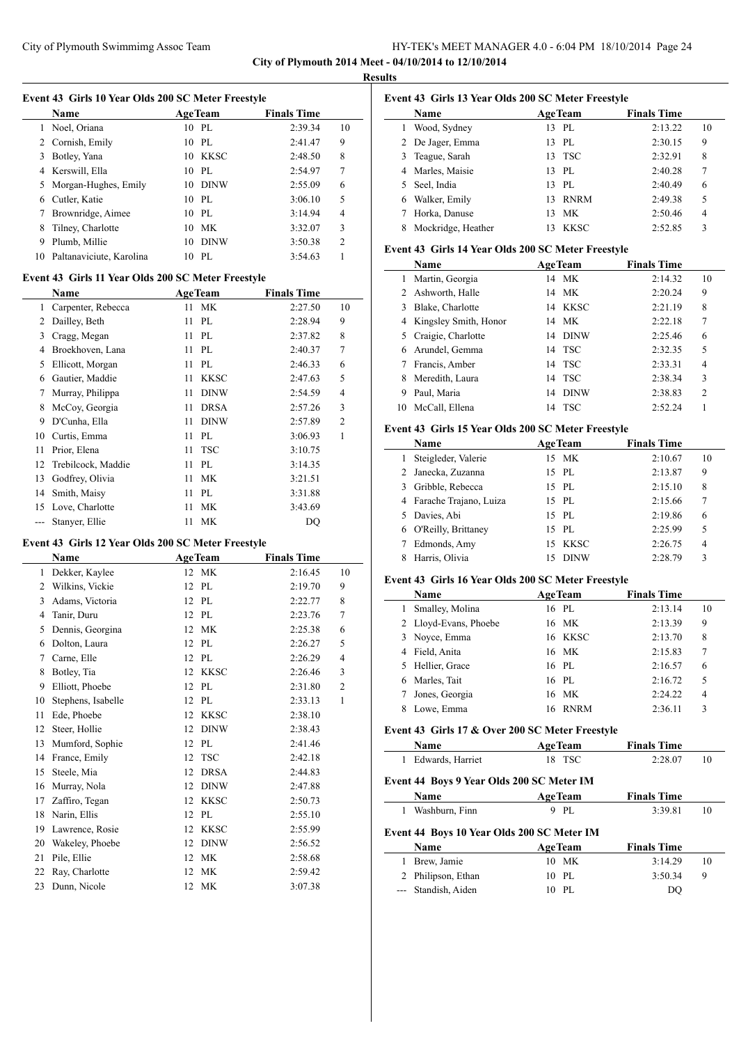City of Plymouth 2014 Meet - 04/10/2014 to 12/10/2014

**Results**

### Event 43 Girls 10 Year Olds 200 SC Meter Freestyle

| | Name | Age | Team | Finals Time | |
|---|---|---|---|---|---|
| 1 | Noel, Oriana | 10 | PL | 2:39.34 | 10 |
| 2 | Cornish, Emily | 10 | PL | 2:41.47 | 9 |
| 3 | Botley, Yana | 10 | KKSC | 2:48.50 | 8 |
| 4 | Kerswill, Ella | 10 | PL | 2:54.97 | 7 |
| 5 | Morgan-Hughes, Emily | 10 | DINW | 2:55.09 | 6 |
| 6 | Cutler, Katie | 10 | PL | 3:06.10 | 5 |
| 7 | Brownridge, Aimee | 10 | PL | 3:14.94 | 4 |
| 8 | Tilney, Charlotte | 10 | MK | 3:32.07 | 3 |
| 9 | Plumb, Millie | 10 | DINW | 3:50.38 | 2 |
| 10 | Paltanaviciute, Karolina | 10 | PL | 3:54.63 | 1 |

### Event 43 Girls 11 Year Olds 200 SC Meter Freestyle

| | Name | Age | Team | Finals Time | |
|---|---|---|---|---|---|
| 1 | Carpenter, Rebecca | 11 | MK | 2:27.50 | 10 |
| 2 | Dailley, Beth | 11 | PL | 2:28.94 | 9 |
| 3 | Cragg, Megan | 11 | PL | 2:37.82 | 8 |
| 4 | Broekhoven, Lana | 11 | PL | 2:40.37 | 7 |
| 5 | Ellicott, Morgan | 11 | PL | 2:46.33 | 6 |
| 6 | Gautier, Maddie | 11 | KKSC | 2:47.63 | 5 |
| 7 | Murray, Philippa | 11 | DINW | 2:54.59 | 4 |
| 8 | McCoy, Georgia | 11 | DRSA | 2:57.26 | 3 |
| 9 | D'Cunha, Ella | 11 | DINW | 2:57.89 | 2 |
| 10 | Curtis, Emma | 11 | PL | 3:06.93 | 1 |
| 11 | Prior, Elena | 11 | TSC | 3:10.75 | |
| 12 | Trebilcock, Maddie | 11 | PL | 3:14.35 | |
| 13 | Godfrey, Olivia | 11 | MK | 3:21.51 | |
| 14 | Smith, Maisy | 11 | PL | 3:31.88 | |
| 15 | Love, Charlotte | 11 | MK | 3:43.69 | |
| --- | Stanyer, Ellie | 11 | MK | DQ | |

### Event 43 Girls 12 Year Olds 200 SC Meter Freestyle

| | Name | Age | Team | Finals Time | |
|---|---|---|---|---|---|
| 1 | Dekker, Kaylee | 12 | MK | 2:16.45 | 10 |
| 2 | Wilkins, Vickie | 12 | PL | 2:19.70 | 9 |
| 3 | Adams, Victoria | 12 | PL | 2:22.77 | 8 |
| 4 | Tanir, Duru | 12 | PL | 2:23.76 | 7 |
| 5 | Dennis, Georgina | 12 | MK | 2:25.38 | 6 |
| 6 | Dolton, Laura | 12 | PL | 2:26.27 | 5 |
| 7 | Carne, Elle | 12 | PL | 2:26.29 | 4 |
| 8 | Botley, Tia | 12 | KKSC | 2:26.46 | 3 |
| 9 | Elliott, Phoebe | 12 | PL | 2:31.80 | 2 |
| 10 | Stephens, Isabelle | 12 | PL | 2:33.13 | 1 |
| 11 | Ede, Phoebe | 12 | KKSC | 2:38.10 | |
| 12 | Steer, Hollie | 12 | DINW | 2:38.43 | |
| 13 | Mumford, Sophie | 12 | PL | 2:41.46 | |
| 14 | France, Emily | 12 | TSC | 2:42.18 | |
| 15 | Steele, Mia | 12 | DRSA | 2:44.83 | |
| 16 | Murray, Nola | 12 | DINW | 2:47.88 | |
| 17 | Zaffiro, Tegan | 12 | KKSC | 2:50.73 | |
| 18 | Narin, Ellis | 12 | PL | 2:55.10 | |
| 19 | Lawrence, Rosie | 12 | KKSC | 2:55.99 | |
| 20 | Wakeley, Phoebe | 12 | DINW | 2:56.52 | |
| 21 | Pile, Ellie | 12 | MK | 2:58.68 | |
| 22 | Ray, Charlotte | 12 | MK | 2:59.42 | |
| 23 | Dunn, Nicole | 12 | MK | 3:07.38 | |

### Event 43 Girls 13 Year Olds 200 SC Meter Freestyle

| | Name | Age | Team | Finals Time | |
|---|---|---|---|---|---|
| 1 | Wood, Sydney | 13 | PL | 2:13.22 | 10 |
| 2 | De Jager, Emma | 13 | PL | 2:30.15 | 9 |
| 3 | Teague, Sarah | 13 | TSC | 2:32.91 | 8 |
| 4 | Marles, Maisie | 13 | PL | 2:40.28 | 7 |
| 5 | Seel, India | 13 | PL | 2:40.49 | 6 |
| 6 | Walker, Emily | 13 | RNRM | 2:49.38 | 5 |
| 7 | Horka, Danuse | 13 | MK | 2:50.46 | 4 |
| 8 | Mockridge, Heather | 13 | KKSC | 2:52.85 | 3 |

### Event 43 Girls 14 Year Olds 200 SC Meter Freestyle

| | Name | Age | Team | Finals Time | |
|---|---|---|---|---|---|
| 1 | Martin, Georgia | 14 | MK | 2:14.32 | 10 |
| 2 | Ashworth, Halle | 14 | MK | 2:20.24 | 9 |
| 3 | Blake, Charlotte | 14 | KKSC | 2:21.19 | 8 |
| 4 | Kingsley Smith, Honor | 14 | MK | 2:22.18 | 7 |
| 5 | Craigie, Charlotte | 14 | DINW | 2:25.46 | 6 |
| 6 | Arundel, Gemma | 14 | TSC | 2:32.35 | 5 |
| 7 | Francis, Amber | 14 | TSC | 2:33.31 | 4 |
| 8 | Meredith, Laura | 14 | TSC | 2:38.34 | 3 |
| 9 | Paul, Maria | 14 | DINW | 2:38.83 | 2 |
| 10 | McCall, Ellena | 14 | TSC | 2:52.24 | 1 |

### Event 43 Girls 15 Year Olds 200 SC Meter Freestyle

| | Name | Age | Team | Finals Time | |
|---|---|---|---|---|---|
| 1 | Steigleder, Valerie | 15 | MK | 2:10.67 | 10 |
| 2 | Janecka, Zuzanna | 15 | PL | 2:13.87 | 9 |
| 3 | Gribble, Rebecca | 15 | PL | 2:15.10 | 8 |
| 4 | Farache Trajano, Luiza | 15 | PL | 2:15.66 | 7 |
| 5 | Davies, Abi | 15 | PL | 2:19.86 | 6 |
| 6 | O'Reilly, Brittaney | 15 | PL | 2:25.99 | 5 |
| 7 | Edmonds, Amy | 15 | KKSC | 2:26.75 | 4 |
| 8 | Harris, Olivia | 15 | DINW | 2:28.79 | 3 |

### Event 43 Girls 16 Year Olds 200 SC Meter Freestyle

| | Name | Age | Team | Finals Time | |
|---|---|---|---|---|---|
| 1 | Smalley, Molina | 16 | PL | 2:13.14 | 10 |
| 2 | Lloyd-Evans, Phoebe | 16 | MK | 2:13.39 | 9 |
| 3 | Noyce, Emma | 16 | KKSC | 2:13.70 | 8 |
| 4 | Field, Anita | 16 | MK | 2:15.83 | 7 |
| 5 | Hellier, Grace | 16 | PL | 2:16.57 | 6 |
| 6 | Marles, Tait | 16 | PL | 2:16.72 | 5 |
| 7 | Jones, Georgia | 16 | MK | 2:24.22 | 4 |
| 8 | Lowe, Emma | 16 | RNRM | 2:36.11 | 3 |

### Event 43 Girls 17 & Over 200 SC Meter Freestyle

| | Name | Age | Team | Finals Time | |
|---|---|---|---|---|---|
| 1 | Edwards, Harriet | 18 | TSC | 2:28.07 | 10 |

### Event 44 Boys 9 Year Olds 200 SC Meter IM

| | Name | Age | Team | Finals Time | |
|---|---|---|---|---|---|
| 1 | Washburn, Finn | 9 | PL | 3:39.81 | 10 |

### Event 44 Boys 10 Year Olds 200 SC Meter IM

| | Name | Age | Team | Finals Time | |
|---|---|---|---|---|---|
| 1 | Brew, Jamie | 10 | MK | 3:14.29 | 10 |
| 2 | Philipson, Ethan | 10 | PL | 3:50.34 | 9 |
| --- | Standish, Aiden | 10 | PL | DQ | |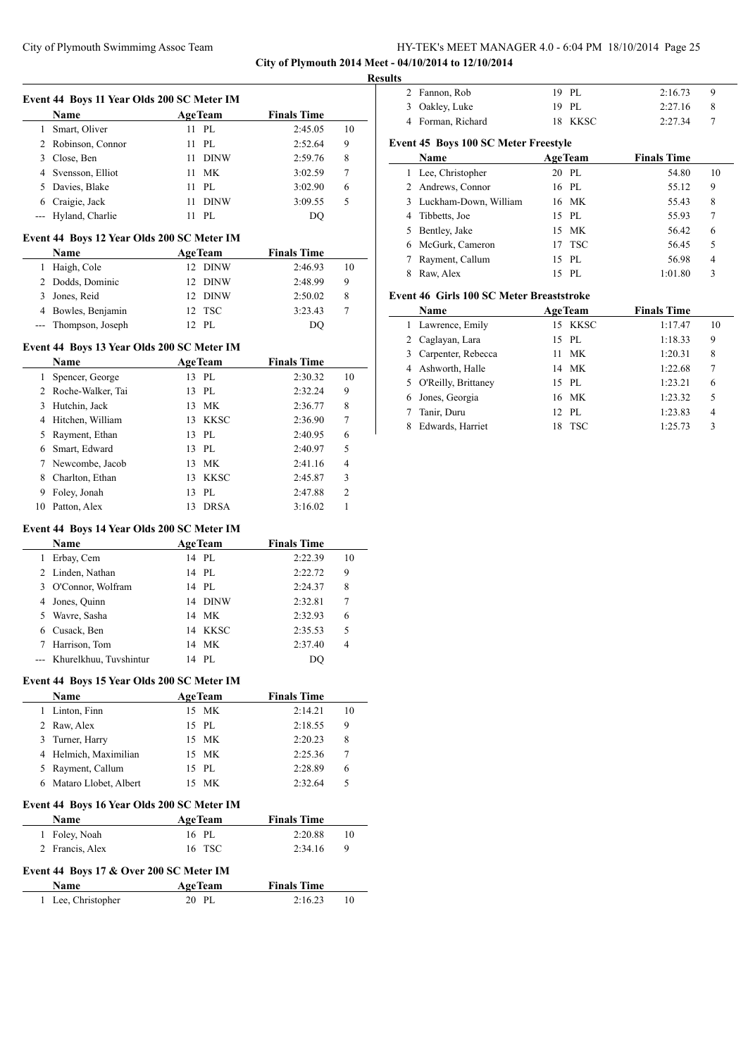**City of Plymouth 2014 Meet - 04/10/2014 to 12/10/2014**

**Results**

### Event 44 Boys 11 Year Olds 200 SC Meter IM

| | Name | Age | Team | Finals Time | |
|---|---|---|---|---|---|
| 1 | Smart, Oliver | 11 | PL | 2:45.05 | 10 |
| 2 | Robinson, Connor | 11 | PL | 2:52.64 | 9 |
| 3 | Close, Ben | 11 | DINW | 2:59.76 | 8 |
| 4 | Svensson, Elliot | 11 | MK | 3:02.59 | 7 |
| 5 | Davies, Blake | 11 | PL | 3:02.90 | 6 |
| 6 | Craigie, Jack | 11 | DINW | 3:09.55 | 5 |
| --- | Hyland, Charlie | 11 | PL | DQ | |

### Event 44 Boys 12 Year Olds 200 SC Meter IM

| | Name | Age | Team | Finals Time | |
|---|---|---|---|---|---|
| 1 | Haigh, Cole | 12 | DINW | 2:46.93 | 10 |
| 2 | Dodds, Dominic | 12 | DINW | 2:48.99 | 9 |
| 3 | Jones, Reid | 12 | DINW | 2:50.02 | 8 |
| 4 | Bowles, Benjamin | 12 | TSC | 3:23.43 | 7 |
| --- | Thompson, Joseph | 12 | PL | DQ | |

### Event 44 Boys 13 Year Olds 200 SC Meter IM

| | Name | Age | Team | Finals Time | |
|---|---|---|---|---|---|
| 1 | Spencer, George | 13 | PL | 2:30.32 | 10 |
| 2 | Roche-Walker, Tai | 13 | PL | 2:32.24 | 9 |
| 3 | Hutchin, Jack | 13 | MK | 2:36.77 | 8 |
| 4 | Hitchen, William | 13 | KKSC | 2:36.90 | 7 |
| 5 | Rayment, Ethan | 13 | PL | 2:40.95 | 6 |
| 6 | Smart, Edward | 13 | PL | 2:40.97 | 5 |
| 7 | Newcombe, Jacob | 13 | MK | 2:41.16 | 4 |
| 8 | Charlton, Ethan | 13 | KKSC | 2:45.87 | 3 |
| 9 | Foley, Jonah | 13 | PL | 2:47.88 | 2 |
| 10 | Patton, Alex | 13 | DRSA | 3:16.02 | 1 |

### Event 44 Boys 14 Year Olds 200 SC Meter IM

| | Name | Age | Team | Finals Time | |
|---|---|---|---|---|---|
| 1 | Erbay, Cem | 14 | PL | 2:22.39 | 10 |
| 2 | Linden, Nathan | 14 | PL | 2:22.72 | 9 |
| 3 | O'Connor, Wolfram | 14 | PL | 2:24.37 | 8 |
| 4 | Jones, Quinn | 14 | DINW | 2:32.81 | 7 |
| 5 | Wavre, Sasha | 14 | MK | 2:32.93 | 6 |
| 6 | Cusack, Ben | 14 | KKSC | 2:35.53 | 5 |
| 7 | Harrison, Tom | 14 | MK | 2:37.40 | 4 |
| --- | Khurelkhuu, Tuvshintur | 14 | PL | DQ | |

### Event 44 Boys 15 Year Olds 200 SC Meter IM

| | Name | Age | Team | Finals Time | |
|---|---|---|---|---|---|
| 1 | Linton, Finn | 15 | MK | 2:14.21 | 10 |
| 2 | Raw, Alex | 15 | PL | 2:18.55 | 9 |
| 3 | Turner, Harry | 15 | MK | 2:20.23 | 8 |
| 4 | Helmich, Maximilian | 15 | MK | 2:25.36 | 7 |
| 5 | Rayment, Callum | 15 | PL | 2:28.89 | 6 |
| 6 | Mataro Llobet, Albert | 15 | MK | 2:32.64 | 5 |

### Event 44 Boys 16 Year Olds 200 SC Meter IM

| | Name | Age | Team | Finals Time | |
|---|---|---|---|---|---|
| 1 | Foley, Noah | 16 | PL | 2:20.88 | 10 |
| 2 | Francis, Alex | 16 | TSC | 2:34.16 | 9 |

### Event 44 Boys 17 & Over 200 SC Meter IM

| | Name | Age | Team | Finals Time | |
|---|---|---|---|---|---|
| 1 | Lee, Christopher | 20 | PL | 2:16.23 | 10 |
| 2 | Fannon, Rob | 19 | PL | 2:16.73 | 9 |
| 3 | Oakley, Luke | 19 | PL | 2:27.16 | 8 |
| 4 | Forman, Richard | 18 | KKSC | 2:27.34 | 7 |

### Event 45 Boys 100 SC Meter Freestyle

| | Name | Age | Team | Finals Time | |
|---|---|---|---|---|---|
| 1 | Lee, Christopher | 20 | PL | 54.80 | 10 |
| 2 | Andrews, Connor | 16 | PL | 55.12 | 9 |
| 3 | Luckham-Down, William | 16 | MK | 55.43 | 8 |
| 4 | Tibbetts, Joe | 15 | PL | 55.93 | 7 |
| 5 | Bentley, Jake | 15 | MK | 56.42 | 6 |
| 6 | McGurk, Cameron | 17 | TSC | 56.45 | 5 |
| 7 | Rayment, Callum | 15 | PL | 56.98 | 4 |
| 8 | Raw, Alex | 15 | PL | 1:01.80 | 3 |

### Event 46 Girls 100 SC Meter Breaststroke

| | Name | Age | Team | Finals Time | |
|---|---|---|---|---|---|
| 1 | Lawrence, Emily | 15 | KKSC | 1:17.47 | 10 |
| 2 | Caglayan, Lara | 15 | PL | 1:18.33 | 9 |
| 3 | Carpenter, Rebecca | 11 | MK | 1:20.31 | 8 |
| 4 | Ashworth, Halle | 14 | MK | 1:22.68 | 7 |
| 5 | O'Reilly, Brittaney | 15 | PL | 1:23.21 | 6 |
| 6 | Jones, Georgia | 16 | MK | 1:23.32 | 5 |
| 7 | Tanir, Duru | 12 | PL | 1:23.83 | 4 |
| 8 | Edwards, Harriet | 18 | TSC | 1:25.73 | 3 |